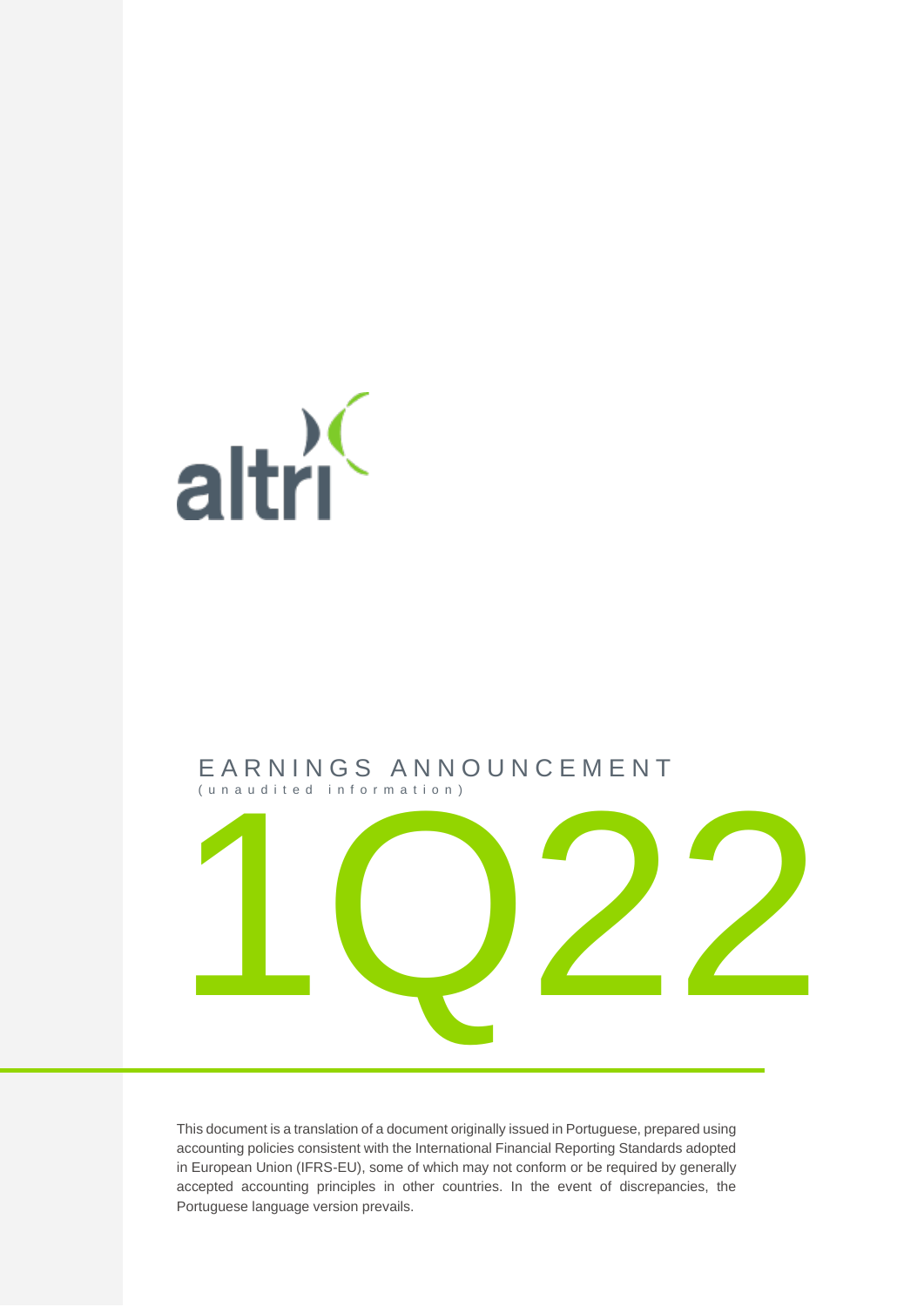altri

# EARNINGS ANNOUNCEMENT

(unaudited information)

# 1Q22

This document is a translation of a document originally issued in Portuguese, prepared using accounting policies consistent with the International Financial Reporting Standards adopted in European Union (IFRS-EU), some of which may not conform or be required by generally accepted accounting principles in other countries. In the event of discrepancies, the Portuguese language version prevails.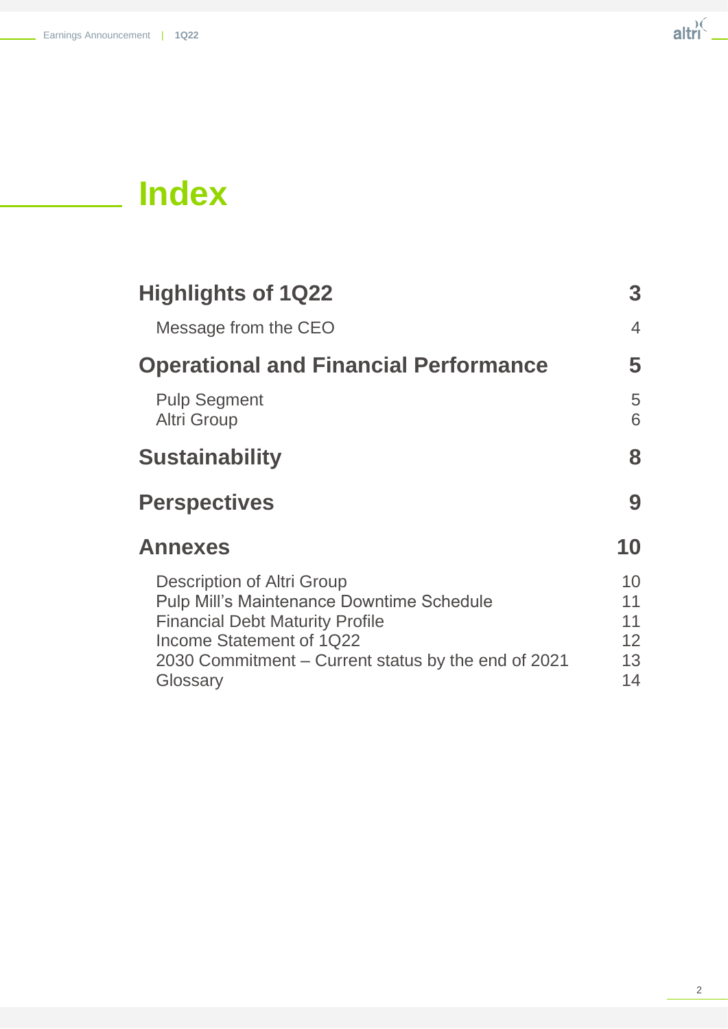# Index

| | |
|---|---|
| **Highlights of 1Q22** | **3** |
| Message from the CEO | 4 |
| **Operational and Financial Performance** | **5** |
| Pulp Segment | 5 |
| Altri Group | 6 |
| **Sustainability** | **8** |
| **Perspectives** | **9** |
| **Annexes** | **10** |
| Description of Altri Group | 10 |
| Pulp Mill's Maintenance Downtime Schedule | 11 |
| Financial Debt Maturity Profile | 11 |
| Income Statement of 1Q22 | 12 |
| 2030 Commitment – Current status by the end of 2021 | 13 |
| Glossary | 14 |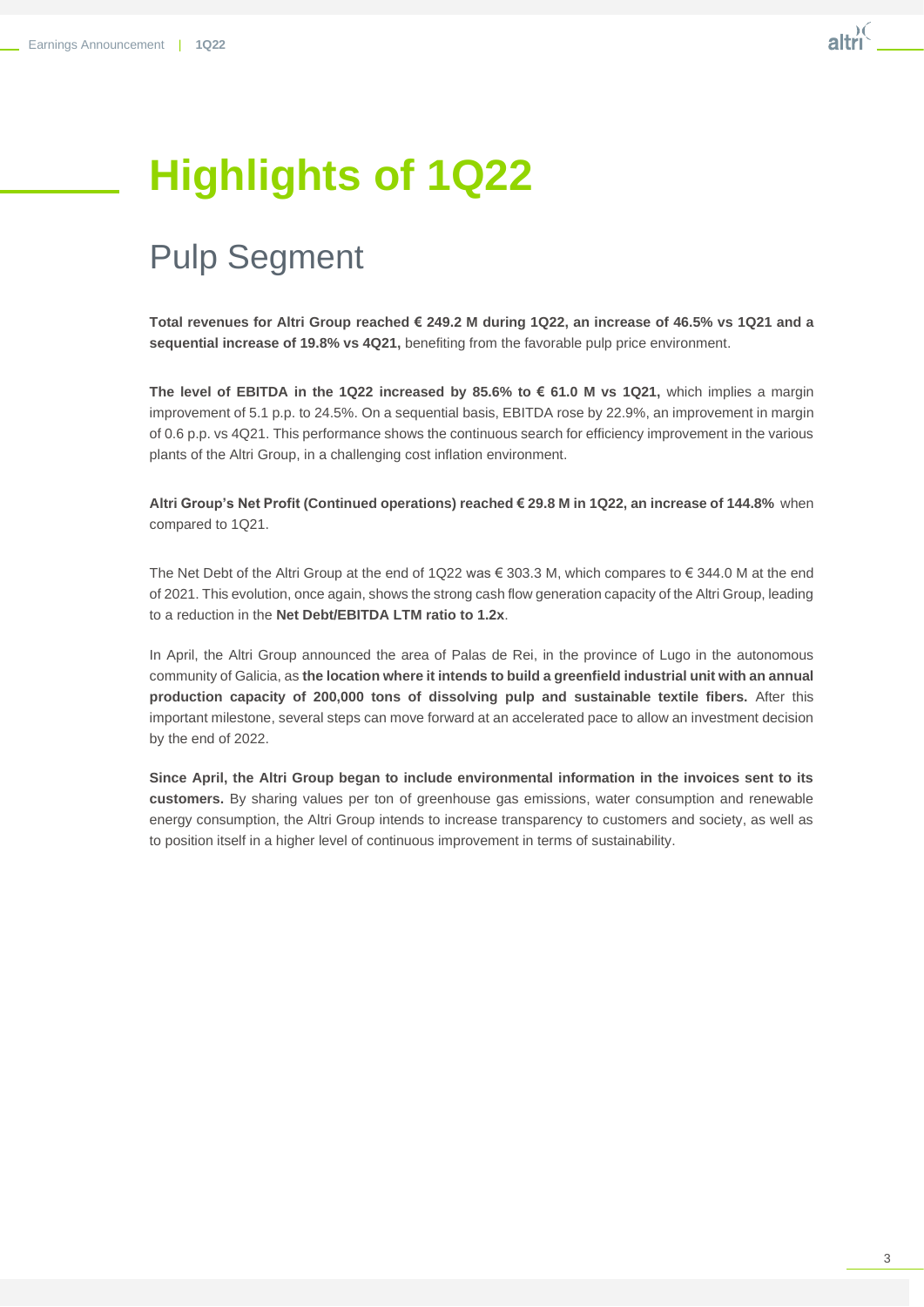# Highlights of 1Q22

## Pulp Segment

**Total revenues for Altri Group reached € 249.2 M during 1Q22, an increase of 46.5% vs 1Q21 and a sequential increase of 19.8% vs 4Q21,** benefiting from the favorable pulp price environment.

**The level of EBITDA in the 1Q22 increased by 85.6% to € 61.0 M vs 1Q21,** which implies a margin improvement of 5.1 p.p. to 24.5%. On a sequential basis, EBITDA rose by 22.9%, an improvement in margin of 0.6 p.p. vs 4Q21. This performance shows the continuous search for efficiency improvement in the various plants of the Altri Group, in a challenging cost inflation environment.

**Altri Group's Net Profit (Continued operations) reached € 29.8 M in 1Q22, an increase of 144.8%** when compared to 1Q21.

The Net Debt of the Altri Group at the end of 1Q22 was € 303.3 M, which compares to € 344.0 M at the end of 2021. This evolution, once again, shows the strong cash flow generation capacity of the Altri Group, leading to a reduction in the **Net Debt/EBITDA LTM ratio to 1.2x**.

In April, the Altri Group announced the area of Palas de Rei, in the province of Lugo in the autonomous community of Galicia, as **the location where it intends to build a greenfield industrial unit with an annual production capacity of 200,000 tons of dissolving pulp and sustainable textile fibers.** After this important milestone, several steps can move forward at an accelerated pace to allow an investment decision by the end of 2022.

**Since April, the Altri Group began to include environmental information in the invoices sent to its customers.** By sharing values per ton of greenhouse gas emissions, water consumption and renewable energy consumption, the Altri Group intends to increase transparency to customers and society, as well as to position itself in a higher level of continuous improvement in terms of sustainability.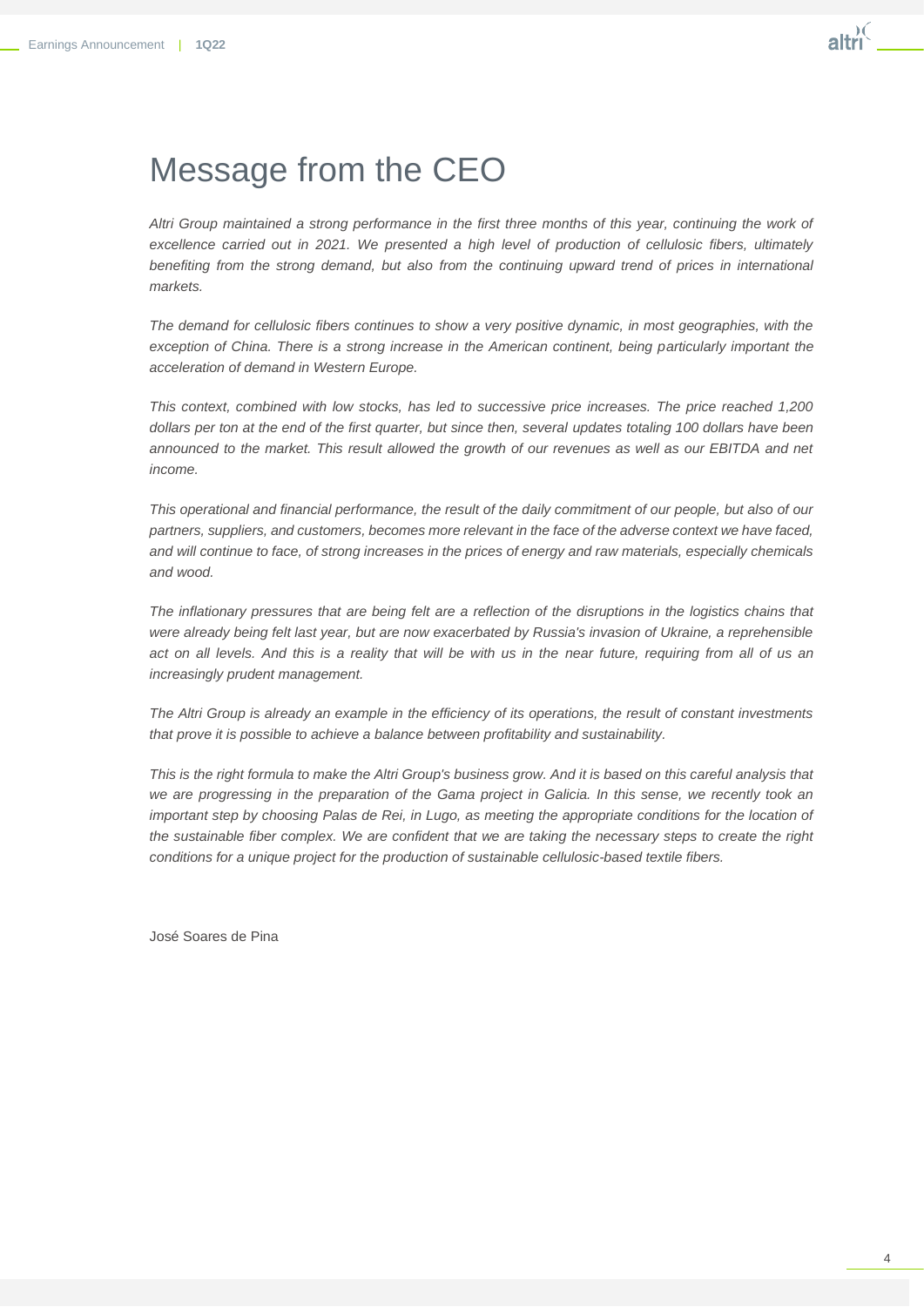# Message from the CEO

*Altri Group maintained a strong performance in the first three months of this year, continuing the work of excellence carried out in 2021. We presented a high level of production of cellulosic fibers, ultimately benefiting from the strong demand, but also from the continuing upward trend of prices in international markets.*

*The demand for cellulosic fibers continues to show a very positive dynamic, in most geographies, with the exception of China. There is a strong increase in the American continent, being particularly important the acceleration of demand in Western Europe.*

*This context, combined with low stocks, has led to successive price increases. The price reached 1,200 dollars per ton at the end of the first quarter, but since then, several updates totaling 100 dollars have been announced to the market. This result allowed the growth of our revenues as well as our EBITDA and net income.*

*This operational and financial performance, the result of the daily commitment of our people, but also of our partners, suppliers, and customers, becomes more relevant in the face of the adverse context we have faced, and will continue to face, of strong increases in the prices of energy and raw materials, especially chemicals and wood.*

*The inflationary pressures that are being felt are a reflection of the disruptions in the logistics chains that were already being felt last year, but are now exacerbated by Russia's invasion of Ukraine, a reprehensible act on all levels. And this is a reality that will be with us in the near future, requiring from all of us an increasingly prudent management.*

*The Altri Group is already an example in the efficiency of its operations, the result of constant investments that prove it is possible to achieve a balance between profitability and sustainability.*

*This is the right formula to make the Altri Group's business grow. And it is based on this careful analysis that we are progressing in the preparation of the Gama project in Galicia. In this sense, we recently took an important step by choosing Palas de Rei, in Lugo, as meeting the appropriate conditions for the location of the sustainable fiber complex. We are confident that we are taking the necessary steps to create the right conditions for a unique project for the production of sustainable cellulosic-based textile fibers.*

José Soares de Pina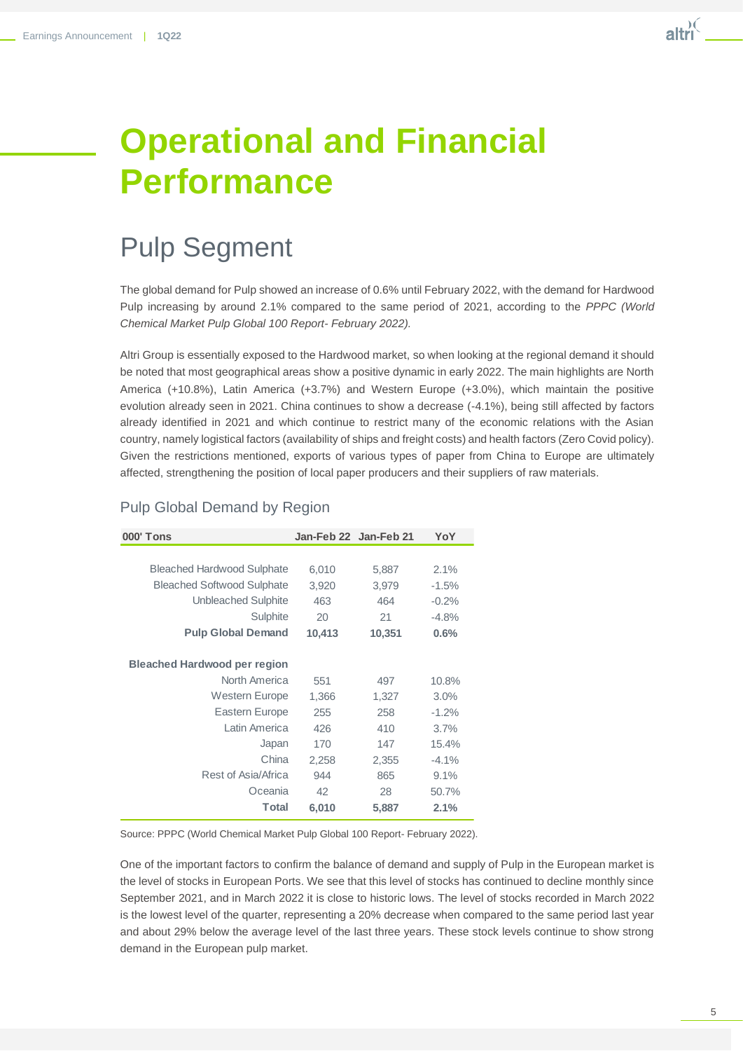// Operational and Financial Performance

## Pulp Segment

The global demand for Pulp showed an increase of 0.6% until February 2022, with the demand for Hardwood Pulp increasing by around 2.1% compared to the same period of 2021, according to the *PPPC (World Chemical Market Pulp Global 100 Report- February 2022).*

Altri Group is essentially exposed to the Hardwood market, so when looking at the regional demand it should be noted that most geographical areas show a positive dynamic in early 2022. The main highlights are North America (+10.8%), Latin America (+3.7%) and Western Europe (+3.0%), which maintain the positive evolution already seen in 2021. China continues to show a decrease (-4.1%), being still affected by factors already identified in 2021 and which continue to restrict many of the economic relations with the Asian country, namely logistical factors (availability of ships and freight costs) and health factors (Zero Covid policy). Given the restrictions mentioned, exports of various types of paper from China to Europe are ultimately affected, strengthening the position of local paper producers and their suppliers of raw materials.

### Pulp Global Demand by Region

| 000' Tons | Jan-Feb 22 | Jan-Feb 21 | YoY |
|---|---|---|---|
| Bleached Hardwood Sulphate | 6,010 | 5,887 | 2.1% |
| Bleached Softwood Sulphate | 3,920 | 3,979 | -1.5% |
| Unbleached Sulphite | 463 | 464 | -0.2% |
| Sulphite | 20 | 21 | -4.8% |
| **Pulp Global Demand** | **10,413** | **10,351** | **0.6%** |
| **Bleached Hardwood per region** | | | |
| North America | 551 | 497 | 10.8% |
| Western Europe | 1,366 | 1,327 | 3.0% |
| Eastern Europe | 255 | 258 | -1.2% |
| Latin America | 426 | 410 | 3.7% |
| Japan | 170 | 147 | 15.4% |
| China | 2,258 | 2,355 | -4.1% |
| Rest of Asia/Africa | 944 | 865 | 9.1% |
| Oceania | 42 | 28 | 50.7% |
| **Total** | **6,010** | **5,887** | **2.1%** |

Source: PPPC (World Chemical Market Pulp Global 100 Report- February 2022).

One of the important factors to confirm the balance of demand and supply of Pulp in the European market is the level of stocks in European Ports. We see that this level of stocks has continued to decline monthly since September 2021, and in March 2022 it is close to historic lows. The level of stocks recorded in March 2022 is the lowest level of the quarter, representing a 20% decrease when compared to the same period last year and about 29% below the average level of the last three years. These stock levels continue to show strong demand in the European pulp market.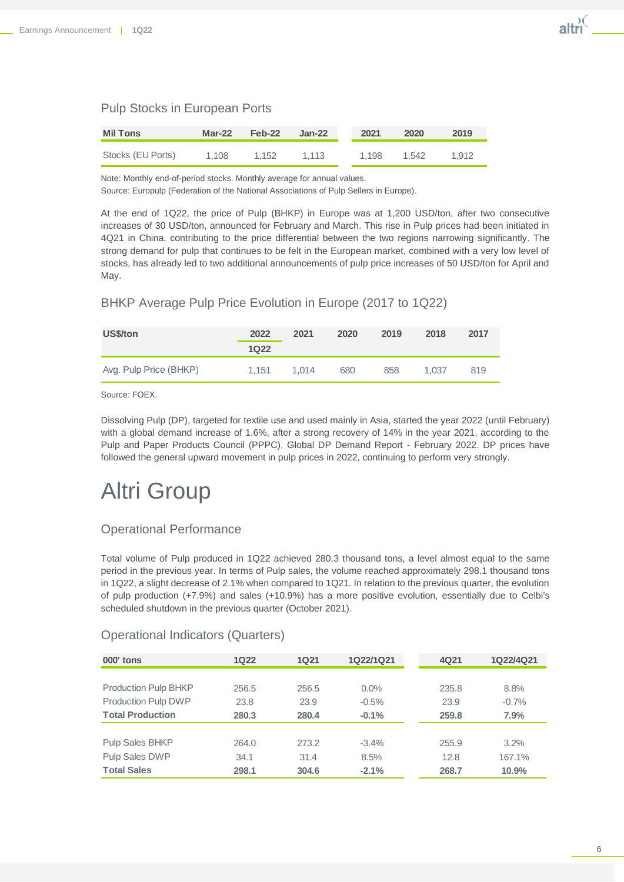## Pulp Stocks in European Ports

| Mil Tons | Mar-22 | Feb-22 | Jan-22 | 2021 | 2020 | 2019 |
|---|---|---|---|---|---|---|
| Stocks (EU Ports) | 1,108 | 1,152 | 1,113 | 1,198 | 1,542 | 1,912 |

Note: Monthly end-of-period stocks. Monthly average for annual values.
Source: Europulp (Federation of the National Associations of Pulp Sellers in Europe).

At the end of 1Q22, the price of Pulp (BHKP) in Europe was at 1,200 USD/ton, after two consecutive increases of 30 USD/ton, announced for February and March. This rise in Pulp prices had been initiated in 4Q21 in China, contributing to the price differential between the two regions narrowing significantly. The strong demand for pulp that continues to be felt in the European market, combined with a very low level of stocks, has already led to two additional announcements of pulp price increases of 50 USD/ton for April and May.

## BHKP Average Pulp Price Evolution in Europe (2017 to 1Q22)

| US$/ton | 2022 1Q22 | 2021 | 2020 | 2019 | 2018 | 2017 |
|---|---|---|---|---|---|---|
| Avg. Pulp Price (BHKP) | 1,151 | 1,014 | 680 | 858 | 1,037 | 819 |

Source: FOEX.

Dissolving Pulp (DP), targeted for textile use and used mainly in Asia, started the year 2022 (until February) with a global demand increase of 1.6%, after a strong recovery of 14% in the year 2021, according to the Pulp and Paper Products Council (PPPC), Global DP Demand Report - February 2022. DP prices have followed the general upward movement in pulp prices in 2022, continuing to perform very strongly.

# Altri Group

## Operational Performance

Total volume of Pulp produced in 1Q22 achieved 280.3 thousand tons, a level almost equal to the same period in the previous year. In terms of Pulp sales, the volume reached approximately 298.1 thousand tons in 1Q22, a slight decrease of 2.1% when compared to 1Q21. In relation to the previous quarter, the evolution of pulp production (+7.9%) and sales (+10.9%) has a more positive evolution, essentially due to Celbi's scheduled shutdown in the previous quarter (October 2021).

## Operational Indicators (Quarters)

| 000' tons | 1Q22 | 1Q21 | 1Q22/1Q21 | 4Q21 | 1Q22/4Q21 |
|---|---|---|---|---|---|
| Production Pulp BHKP | 256.5 | 256.5 | 0.0% | 235.8 | 8.8% |
| Production Pulp DWP | 23.8 | 23.9 | -0.5% | 23.9 | -0.7% |
| **Total Production** | **280.3** | **280.4** | **-0.1%** | **259.8** | **7.9%** |
| Pulp Sales BHKP | 264.0 | 273.2 | -3.4% | 255.9 | 3.2% |
| Pulp Sales DWP | 34.1 | 31.4 | 8.5% | 12.8 | 167.1% |
| **Total Sales** | **298.1** | **304.6** | **-2.1%** | **268.7** | **10.9%** |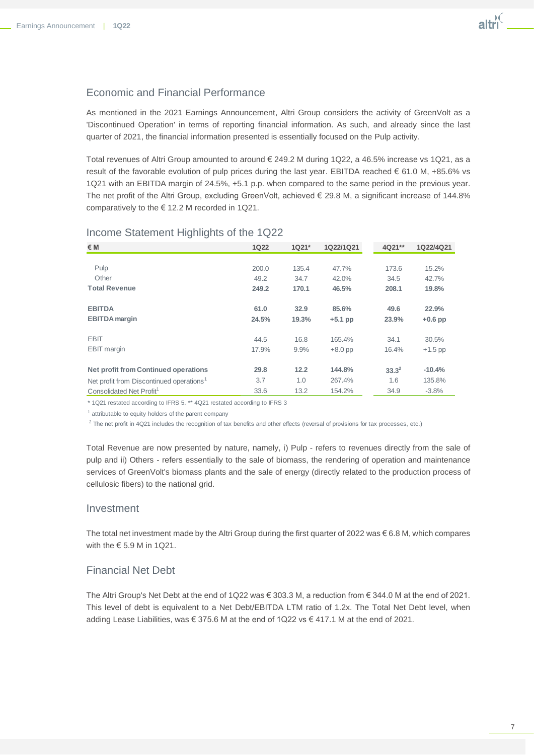## Economic and Financial Performance

As mentioned in the 2021 Earnings Announcement, Altri Group considers the activity of GreenVolt as a 'Discontinued Operation' in terms of reporting financial information. As such, and already since the last quarter of 2021, the financial information presented is essentially focused on the Pulp activity.

Total revenues of Altri Group amounted to around € 249.2 M during 1Q22, a 46.5% increase vs 1Q21, as a result of the favorable evolution of pulp prices during the last year. EBITDA reached € 61.0 M, +85.6% vs 1Q21 with an EBITDA margin of 24.5%, +5.1 p.p. when compared to the same period in the previous year. The net profit of the Altri Group, excluding GreenVolt, achieved € 29.8 M, a significant increase of 144.8% comparatively to the € 12.2 M recorded in 1Q21.

## Income Statement Highlights of the 1Q22

| € M | 1Q22 | 1Q21* | 1Q22/1Q21 | 4Q21** | 1Q22/4Q21 |
|---|---|---|---|---|---|
| Pulp | 200.0 | 135.4 | 47.7% | 173.6 | 15.2% |
| Other | 49.2 | 34.7 | 42.0% | 34.5 | 42.7% |
| **Total Revenue** | **249.2** | **170.1** | **46.5%** | **208.1** | **19.8%** |
| **EBITDA** | **61.0** | **32.9** | **85.6%** | **49.6** | **22.9%** |
| **EBITDA margin** | **24.5%** | **19.3%** | **+5.1 pp** | **23.9%** | **+0.6 pp** |
| EBIT | 44.5 | 16.8 | 165.4% | 34.1 | 30.5% |
| EBIT margin | 17.9% | 9.9% | +8.0 pp | 16.4% | +1.5 pp |
| **Net profit from Continued operations** | **29.8** | **12.2** | **144.8%** | **33.3**[2] | **-10.4%** |
| Net profit from Discontinued operations[1] | 3.7 | 1.0 | 267.4% | 1.6 | 135.8% |
| Consolidated Net Profit[1] | 33.6 | 13.2 | 154.2% | 34.9 | -3.8% |

\* 1Q21 restated according to IFRS 5. ** 4Q21 restated according to IFRS 3

[1] attributable to equity holders of the parent company

[2] The net profit in 4Q21 includes the recognition of tax benefits and other effects (reversal of provisions for tax processes, etc.)

Total Revenue are now presented by nature, namely, i) Pulp - refers to revenues directly from the sale of pulp and ii) Others - refers essentially to the sale of biomass, the rendering of operation and maintenance services of GreenVolt's biomass plants and the sale of energy (directly related to the production process of cellulosic fibers) to the national grid.

## Investment

The total net investment made by the Altri Group during the first quarter of 2022 was € 6.8 M, which compares with the € 5.9 M in 1Q21.

## Financial Net Debt

The Altri Group's Net Debt at the end of 1Q22 was € 303.3 M, a reduction from € 344.0 M at the end of 2021. This level of debt is equivalent to a Net Debt/EBITDA LTM ratio of 1.2x. The Total Net Debt level, when adding Lease Liabilities, was € 375.6 M at the end of 1Q22 vs € 417.1 M at the end of 2021.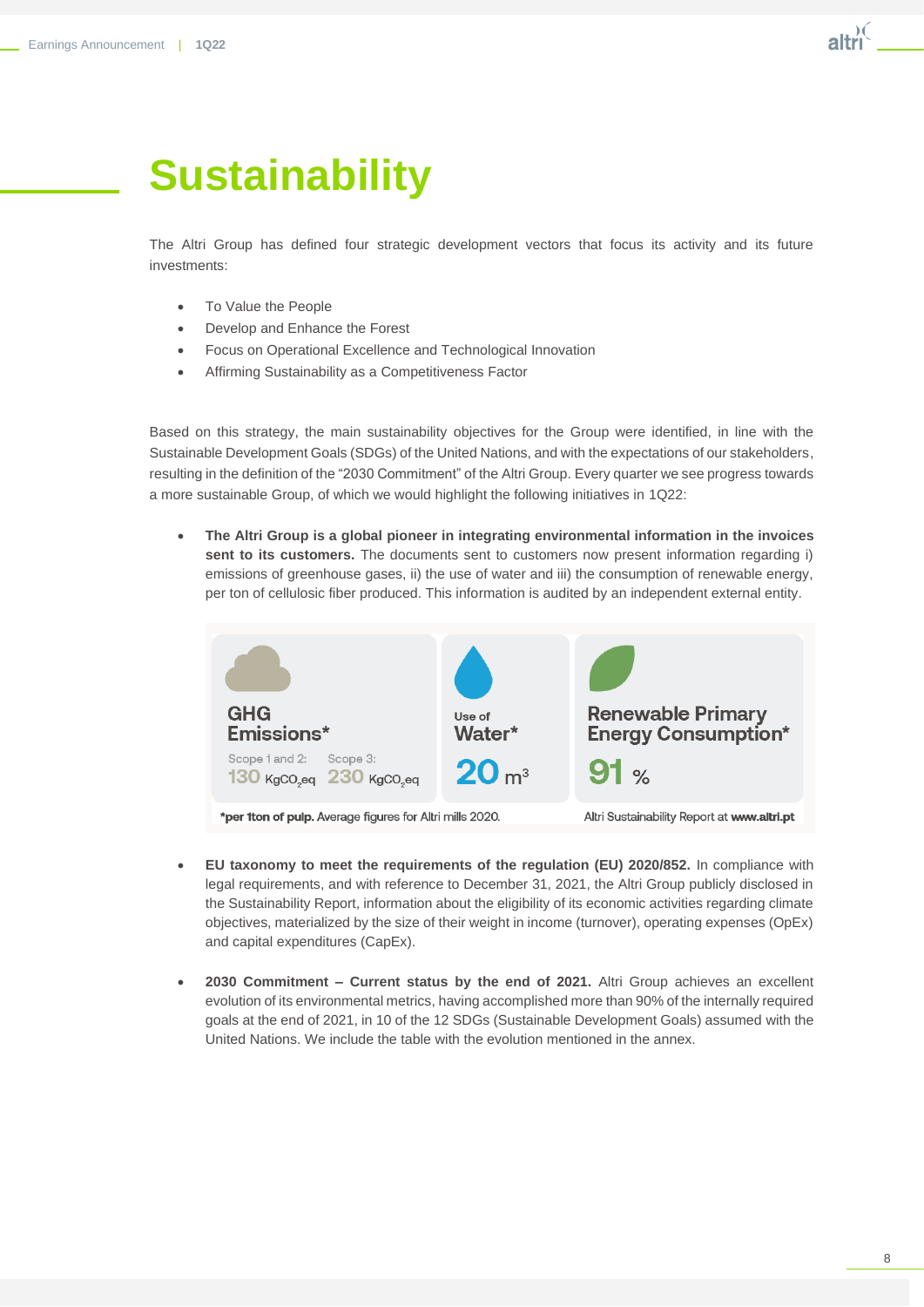# Sustainability

The Altri Group has defined four strategic development vectors that focus its activity and its future investments:

- To Value the People
- Develop and Enhance the Forest
- Focus on Operational Excellence and Technological Innovation
- Affirming Sustainability as a Competitiveness Factor

Based on this strategy, the main sustainability objectives for the Group were identified, in line with the Sustainable Development Goals (SDGs) of the United Nations, and with the expectations of our stakeholders, resulting in the definition of the "2030 Commitment" of the Altri Group. Every quarter we see progress towards a more sustainable Group, of which we would highlight the following initiatives in 1Q22:

- **The Altri Group is a global pioneer in integrating environmental information in the invoices sent to its customers.** The documents sent to customers now present information regarding i) emissions of greenhouse gases, ii) the use of water and iii) the consumption of renewable energy, per ton of cellulosic fiber produced. This information is audited by an independent external entity.

| GHG Emissions* | | Use of Water* | Renewable Primary Energy Consumption* |
|---|---|---|---|
| Scope 1 and 2: | Scope 3: | | |
| 130 $KgCO_2eq$ | 230 $KgCO_2eq$ | 20 $m^3$ | 91 % |

**\*per 1ton of pulp.** Average figures for Altri mills 2020. Altri Sustainability Report at **www.altri.pt**

- **EU taxonomy to meet the requirements of the regulation (EU) 2020/852.** In compliance with legal requirements, and with reference to December 31, 2021, the Altri Group publicly disclosed in the Sustainability Report, information about the eligibility of its economic activities regarding climate objectives, materialized by the size of their weight in income (turnover), operating expenses (OpEx) and capital expenditures (CapEx).

- **2030 Commitment – Current status by the end of 2021.** Altri Group achieves an excellent evolution of its environmental metrics, having accomplished more than 90% of the internally required goals at the end of 2021, in 10 of the 12 SDGs (Sustainable Development Goals) assumed with the United Nations. We include the table with the evolution mentioned in the annex.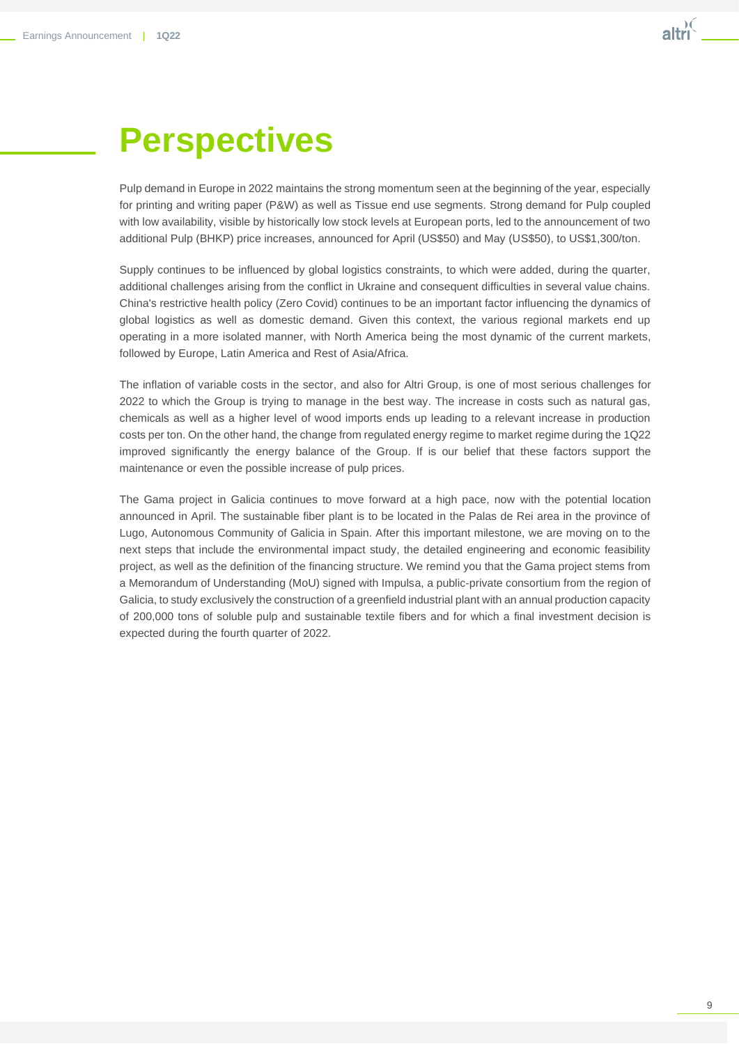# Perspectives

Pulp demand in Europe in 2022 maintains the strong momentum seen at the beginning of the year, especially for printing and writing paper (P&W) as well as Tissue end use segments. Strong demand for Pulp coupled with low availability, visible by historically low stock levels at European ports, led to the announcement of two additional Pulp (BHKP) price increases, announced for April (US$50) and May (US$50), to US$1,300/ton.

Supply continues to be influenced by global logistics constraints, to which were added, during the quarter, additional challenges arising from the conflict in Ukraine and consequent difficulties in several value chains. China's restrictive health policy (Zero Covid) continues to be an important factor influencing the dynamics of global logistics as well as domestic demand. Given this context, the various regional markets end up operating in a more isolated manner, with North America being the most dynamic of the current markets, followed by Europe, Latin America and Rest of Asia/Africa.

The inflation of variable costs in the sector, and also for Altri Group, is one of most serious challenges for 2022 to which the Group is trying to manage in the best way. The increase in costs such as natural gas, chemicals as well as a higher level of wood imports ends up leading to a relevant increase in production costs per ton. On the other hand, the change from regulated energy regime to market regime during the 1Q22 improved significantly the energy balance of the Group. If is our belief that these factors support the maintenance or even the possible increase of pulp prices.

The Gama project in Galicia continues to move forward at a high pace, now with the potential location announced in April. The sustainable fiber plant is to be located in the Palas de Rei area in the province of Lugo, Autonomous Community of Galicia in Spain. After this important milestone, we are moving on to the next steps that include the environmental impact study, the detailed engineering and economic feasibility project, as well as the definition of the financing structure. We remind you that the Gama project stems from a Memorandum of Understanding (MoU) signed with Impulsa, a public-private consortium from the region of Galicia, to study exclusively the construction of a greenfield industrial plant with an annual production capacity of 200,000 tons of soluble pulp and sustainable textile fibers and for which a final investment decision is expected during the fourth quarter of 2022.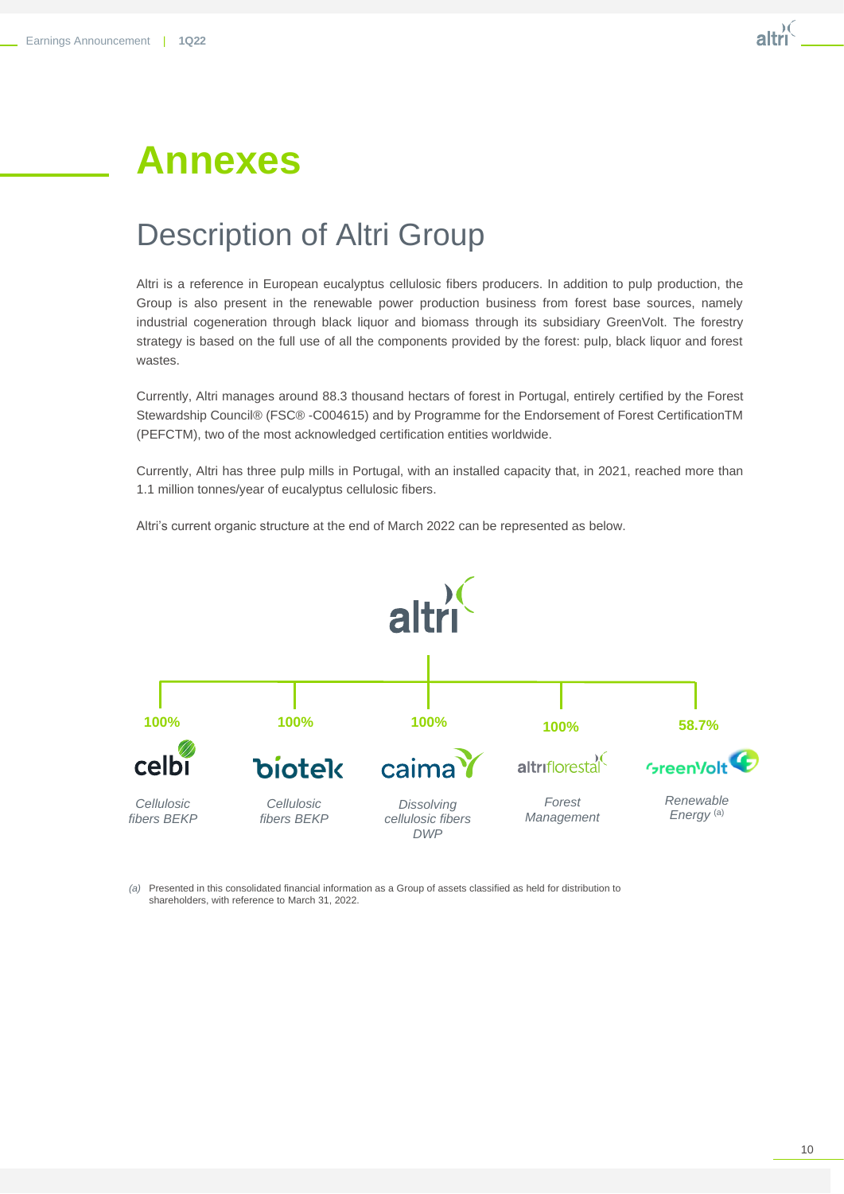# Annexes

## Description of Altri Group

Altri is a reference in European eucalyptus cellulosic fibers producers. In addition to pulp production, the Group is also present in the renewable power production business from forest base sources, namely industrial cogeneration through black liquor and biomass through its subsidiary GreenVolt. The forestry strategy is based on the full use of all the components provided by the forest: pulp, black liquor and forest wastes.

Currently, Altri manages around 88.3 thousand hectars of forest in Portugal, entirely certified by the Forest Stewardship Council® (FSC® -C004615) and by Programme for the Endorsement of Forest CertificationTM (PEFCTM), two of the most acknowledged certification entities worldwide.

Currently, Altri has three pulp mills in Portugal, with an installed capacity that, in 2021, reached more than 1.1 million tonnes/year of eucalyptus cellulosic fibers.

Altri's current organic structure at the end of March 2022 can be represented as below.

altri

| 100% | 100% | 100% | 100% | 58.7% |
|---|---|---|---|---|
| celbi | biotek | caima | altriflorestal | GreenVolt |
| *Cellulosic fibers BEKP* | *Cellulosic fibers BEKP* | *Dissolving cellulosic fibers DWP* | *Forest Management* | *Renewable Energy* (a) |

*(a)* Presented in this consolidated financial information as a Group of assets classified as held for distribution to shareholders, with reference to March 31, 2022.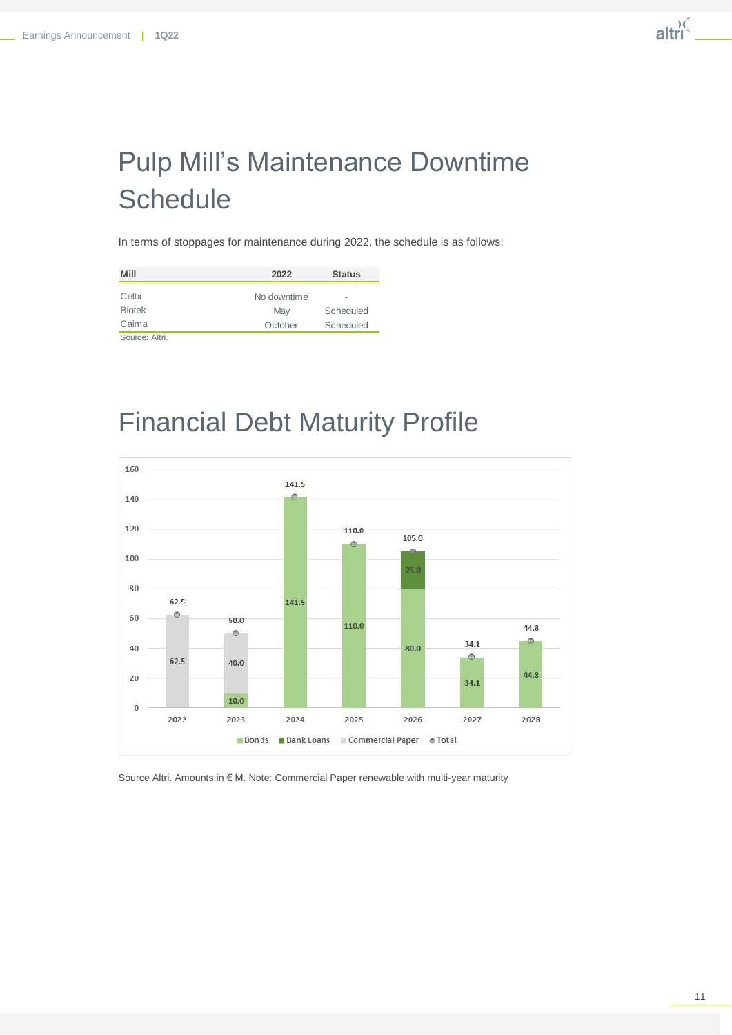# Pulp Mill's Maintenance Downtime Schedule

In terms of stoppages for maintenance during 2022, the schedule is as follows:

| Mill | 2022 | Status |
|---|---|---|
| Celbi | No downtime | - |
| Biotek | May | Scheduled |
| Caima | October | Scheduled |

Source: Altri.

# Financial Debt Maturity Profile

| Year | Bonds | Bank Loans | Commercial Paper | Total |
|---|---|---|---|---|
| 2022 | | | 62.5 | 62.5 |
| 2023 | 10.0 | | 40.0 | 50.0 |
| 2024 | 141.5 | | | 141.5 |
| 2025 | 110.0 | | | 110.0 |
| 2026 | 80.0 | 25.0 | | 105.0 |
| 2027 | 34.1 | | | 34.1 |
| 2028 | 44.8 | | | 44.8 |

Source Altri. Amounts in € M. Note: Commercial Paper renewable with multi-year maturity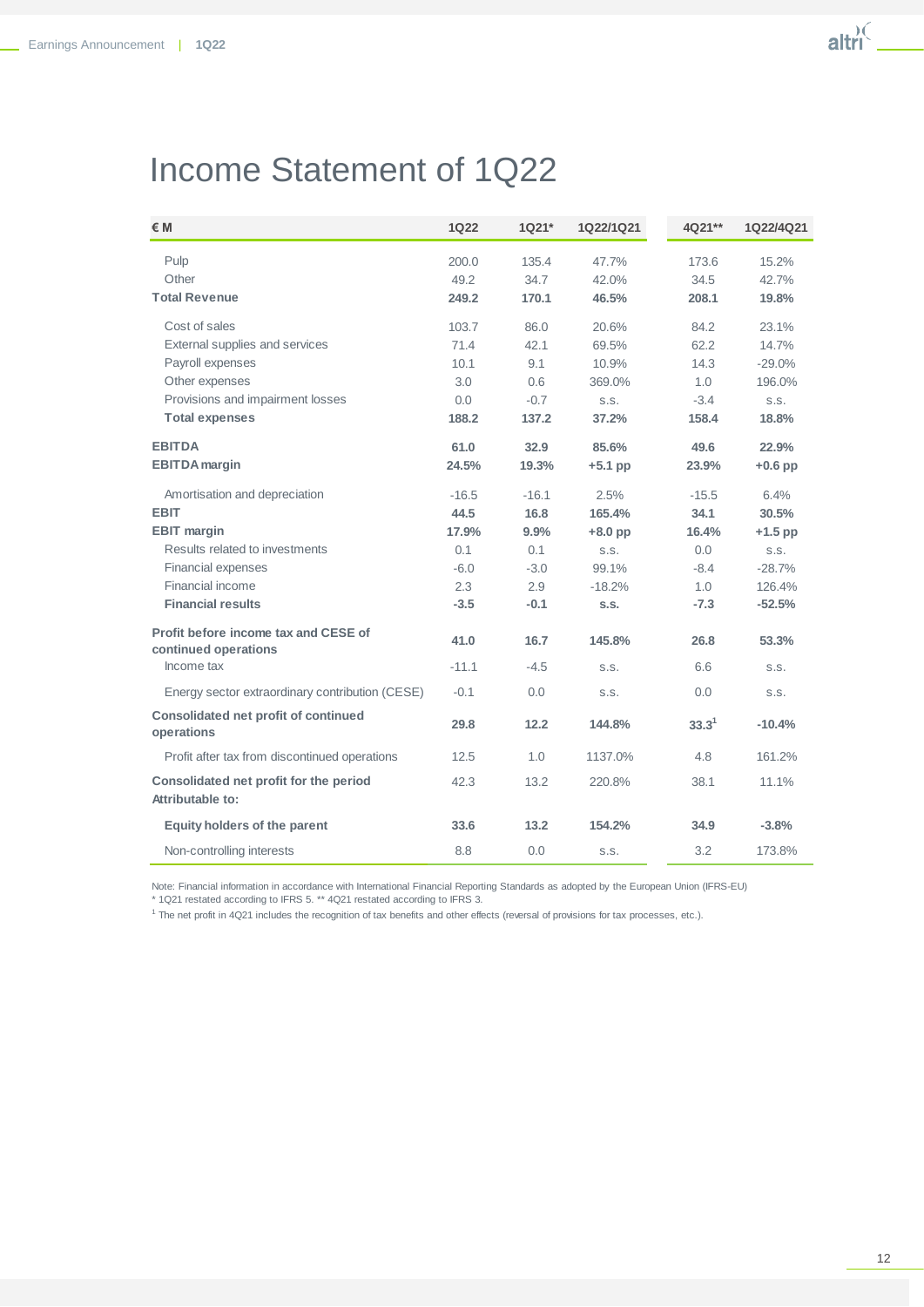# Income Statement of 1Q22

| € M | 1Q22 | 1Q21* | 1Q22/1Q21 | 4Q21** | 1Q22/4Q21 |
|---|---|---|---|---|---|
| Pulp | 200.0 | 135.4 | 47.7% | 173.6 | 15.2% |
| Other | 49.2 | 34.7 | 42.0% | 34.5 | 42.7% |
| **Total Revenue** | **249.2** | **170.1** | **46.5%** | **208.1** | **19.8%** |
| Cost of sales | 103.7 | 86.0 | 20.6% | 84.2 | 23.1% |
| External supplies and services | 71.4 | 42.1 | 69.5% | 62.2 | 14.7% |
| Payroll expenses | 10.1 | 9.1 | 10.9% | 14.3 | -29.0% |
| Other expenses | 3.0 | 0.6 | 369.0% | 1.0 | 196.0% |
| Provisions and impairment losses | 0.0 | -0.7 | s.s. | -3.4 | s.s. |
| **Total expenses** | **188.2** | **137.2** | **37.2%** | **158.4** | **18.8%** |
| **EBITDA** | **61.0** | **32.9** | **85.6%** | **49.6** | **22.9%** |
| **EBITDA margin** | **24.5%** | **19.3%** | **+5.1 pp** | **23.9%** | **+0.6 pp** |
| Amortisation and depreciation | -16.5 | -16.1 | 2.5% | -15.5 | 6.4% |
| **EBIT** | **44.5** | **16.8** | **165.4%** | **34.1** | **30.5%** |
| **EBIT margin** | **17.9%** | **9.9%** | **+8.0 pp** | **16.4%** | **+1.5 pp** |
| Results related to investments | 0.1 | 0.1 | s.s. | 0.0 | s.s. |
| Financial expenses | -6.0 | -3.0 | 99.1% | -8.4 | -28.7% |
| Financial income | 2.3 | 2.9 | -18.2% | 1.0 | 126.4% |
| **Financial results** | **-3.5** | **-0.1** | **s.s.** | **-7.3** | **-52.5%** |
| **Profit before income tax and CESE of continued operations** | **41.0** | **16.7** | **145.8%** | **26.8** | **53.3%** |
| Income tax | -11.1 | -4.5 | s.s. | 6.6 | s.s. |
| Energy sector extraordinary contribution (CESE) | -0.1 | 0.0 | s.s. | 0.0 | s.s. |
| **Consolidated net profit of continued operations** | **29.8** | **12.2** | **144.8%** | **33.3**[1] | **-10.4%** |
| Profit after tax from discontinued operations | 12.5 | 1.0 | 1137.0% | 4.8 | 161.2% |
| **Consolidated net profit for the period** | 42.3 | 13.2 | 220.8% | 38.1 | 11.1% |
| **Attributable to:** | | | | | |
| **Equity holders of the parent** | **33.6** | **13.2** | **154.2%** | **34.9** | **-3.8%** |
| Non-controlling interests | 8.8 | 0.0 | s.s. | 3.2 | 173.8% |

Note: Financial information in accordance with International Financial Reporting Standards as adopted by the European Union (IFRS-EU)
* 1Q21 restated according to IFRS 5. ** 4Q21 restated according to IFRS 3.
[1] The net profit in 4Q21 includes the recognition of tax benefits and other effects (reversal of provisions for tax processes, etc.).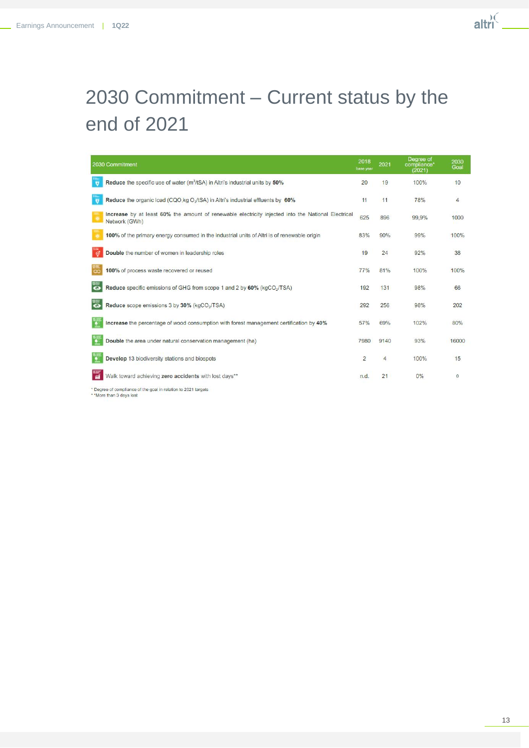# 2030 Commitment – Current status by the end of 2021

| 2030 Commitment | 2018 base year | 2021 | Degree of compliance* (2021) | 2030 Goal |
|---|---|---|---|---|
| **Reduce** the specific use of water ($m^3$/tSA) in Altri's industrial units by **50%** | 20 | 19 | 100% | 10 |
| **Reduce** the organic load (CQO,kg $O_2$/tSA) in Altri's industrial effluents by **60%** | 11 | 11 | 78% | 4 |
| **Increase** by at least 60% the amount of renewable electricity injected into the National Electrical Network (GWh) | 625 | 896 | 99,9% | 1000 |
| **100%** of the primary energy consumed in the industrial units of Altri is of renewable origin | 83% | 90% | 99% | 100% |
| **Double** the number of women in leadership roles | 19 | 24 | 92% | 38 |
| **100%** of process waste recovered or reused | 77% | 81% | 100% | 100% |
| **Reduce** specific emissions of GHG from scope 1 and 2 by **60%** (kg$CO_2$/TSA) | 192 | 131 | 98% | 66 |
| **Reduce** scope emissions 3 by **30%** (kg$CO_2$/TSA) | 292 | 256 | 98% | 202 |
| **Increase** the percentage of wood consumption with forest management certification by **40%** | 57% | 69% | 102% | 80% |
| **Double** the area under natural conservation management (ha) | 7980 | 9140 | 93% | 16000 |
| **Develop** 13 biodiversity stations and biospots | 2 | 4 | 100% | 15 |
| Walk toward achieving **zero accidents** with lost days** | n.d. | 21 | 0% | 0 |

\* Degree of compliance of the goal in relation to 2021 targets

\*\*More than 3 days lost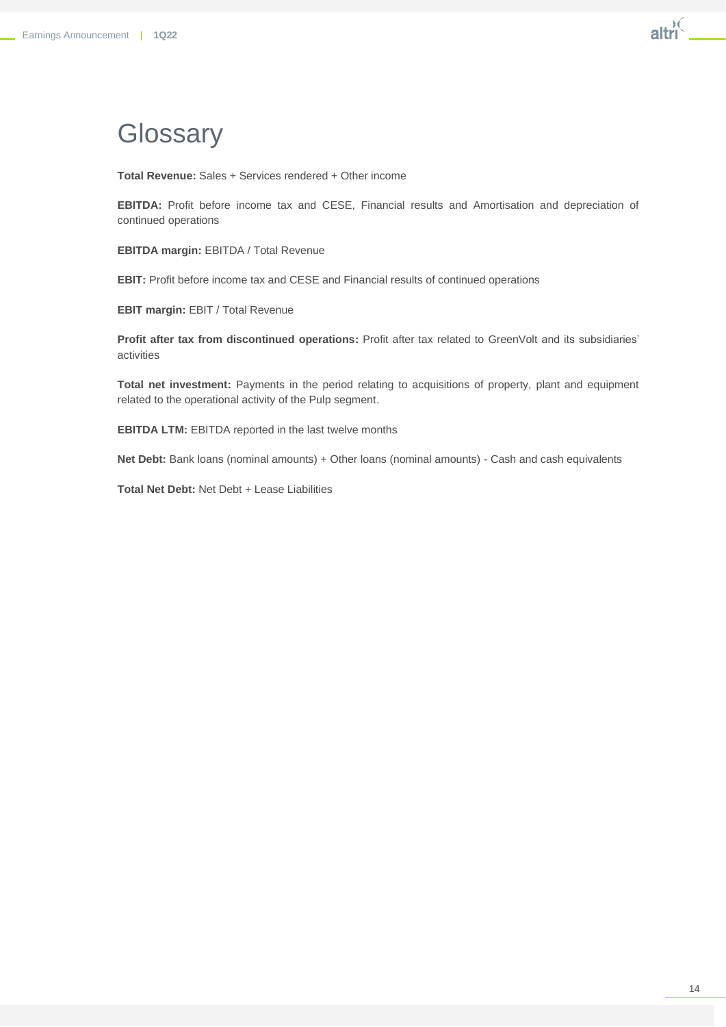# Glossary

**Total Revenue:** Sales + Services rendered + Other income

**EBITDA:** Profit before income tax and CESE, Financial results and Amortisation and depreciation of continued operations

**EBITDA margin:** EBITDA / Total Revenue

**EBIT:** Profit before income tax and CESE and Financial results of continued operations

**EBIT margin:** EBIT / Total Revenue

**Profit after tax from discontinued operations:** Profit after tax related to GreenVolt and its subsidiaries' activities

**Total net investment:** Payments in the period relating to acquisitions of property, plant and equipment related to the operational activity of the Pulp segment.

**EBITDA LTM:** EBITDA reported in the last twelve months

**Net Debt:** Bank loans (nominal amounts) + Other loans (nominal amounts) - Cash and cash equivalents

**Total Net Debt:** Net Debt + Lease Liabilities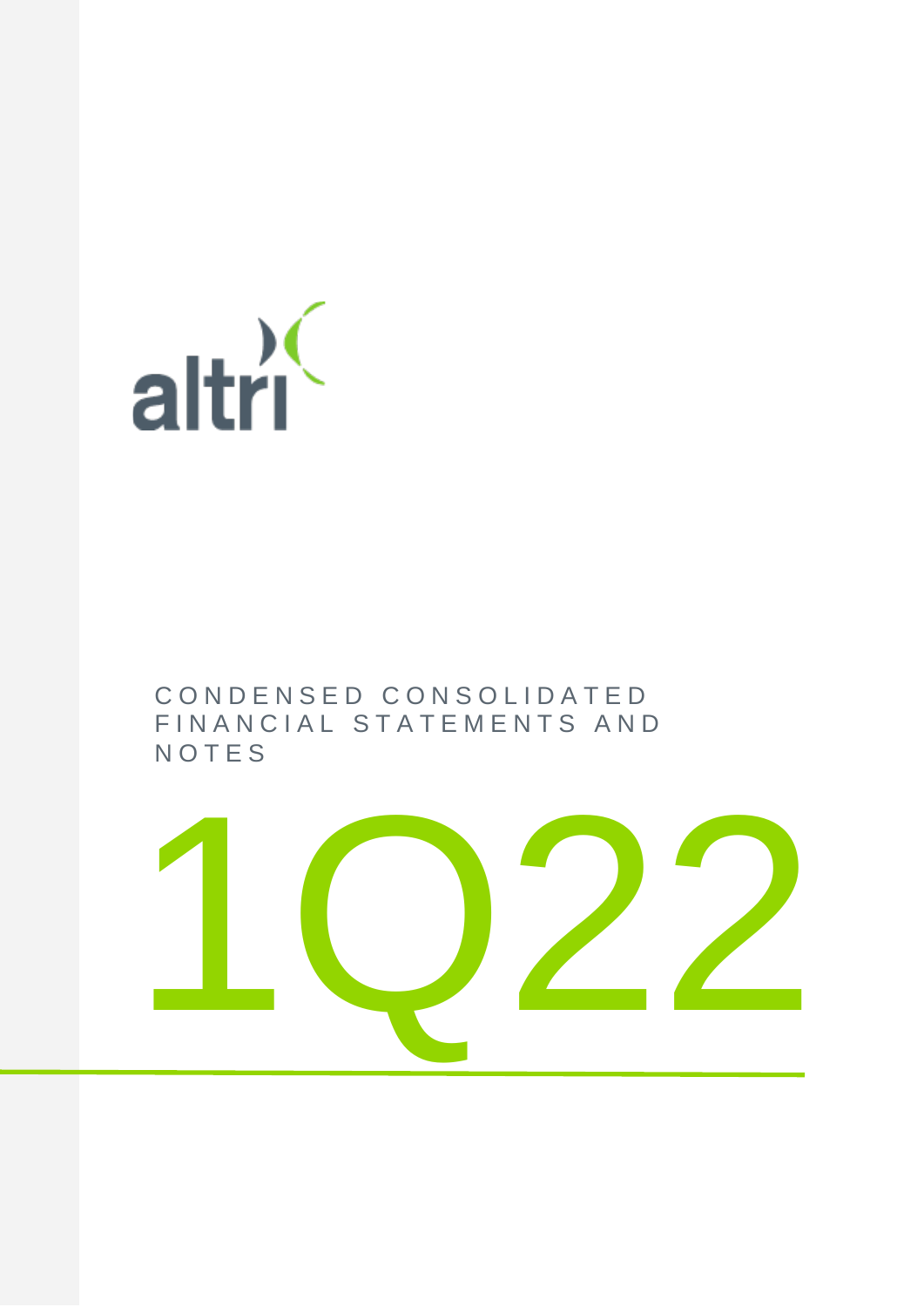CONDENSED CONSOLIDATED FINANCIAL STATEMENTS AND NOTES

# 1Q22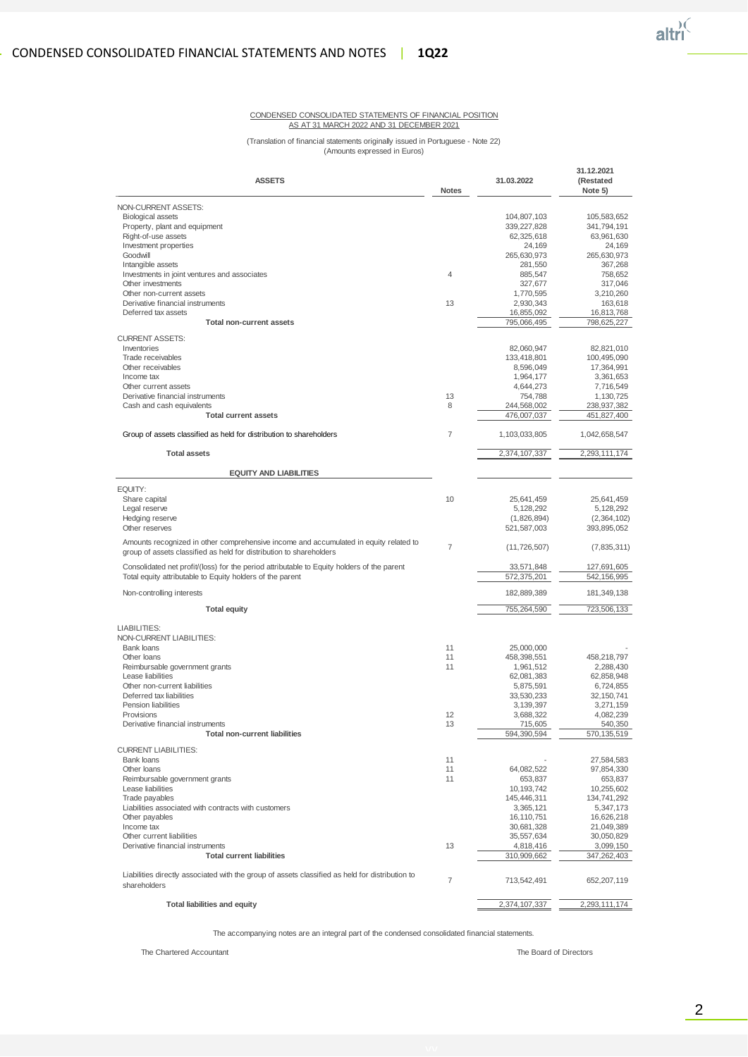CONDENSED CONSOLIDATED STATEMENTS OF FINANCIAL POSITION
AS AT 31 MARCH 2022 AND 31 DECEMBER 2021

(Translation of financial statements originally issued in Portuguese - Note 22)
(Amounts expressed in Euros)

| ASSETS | Notes | 31.03.2022 | 31.12.2021 (Restated Note 5) |
|---|---|---|---|
| NON-CURRENT ASSETS: | | | |
| Biological assets | | 104,807,103 | 105,583,652 |
| Property, plant and equipment | | 339,227,828 | 341,794,191 |
| Right-of-use assets | | 62,325,618 | 63,961,630 |
| Investment properties | | 24,169 | 24,169 |
| Goodwill | | 265,630,973 | 265,630,973 |
| Intangible assets | | 281,550 | 367,268 |
| Investments in joint ventures and associates | 4 | 885,547 | 758,652 |
| Other investments | | 327,677 | 317,046 |
| Other non-current assets | | 1,770,595 | 3,210,260 |
| Derivative financial instruments | 13 | 2,930,343 | 163,618 |
| Deferred tax assets | | 16,855,092 | 16,813,768 |
| **Total non-current assets** | | 795,066,495 | 798,625,227 |
| CURRENT ASSETS: | | | |
| Inventories | | 82,060,947 | 82,821,010 |
| Trade receivables | | 133,418,801 | 100,495,090 |
| Other receivables | | 8,596,049 | 17,364,991 |
| Income tax | | 1,964,177 | 3,361,653 |
| Other current assets | | 4,644,273 | 7,716,549 |
| Derivative financial instruments | 13 | 754,788 | 1,130,725 |
| Cash and cash equivalents | 8 | 244,568,002 | 238,937,382 |
| **Total current assets** | | 476,007,037 | 451,827,400 |
| Group of assets classified as held for distribution to shareholders | 7 | 1,103,033,805 | 1,042,658,547 |
| **Total assets** | | 2,374,107,337 | 2,293,111,174 |
| **EQUITY AND LIABILITIES** | | | |
| EQUITY: | | | |
| Share capital | 10 | 25,641,459 | 25,641,459 |
| Legal reserve | | 5,128,292 | 5,128,292 |
| Hedging reserve | | (1,826,894) | (2,364,102) |
| Other reserves | | 521,587,003 | 393,895,052 |
| Amounts recognized in other comprehensive income and accumulated in equity related to group of assets classified as held for distribution to shareholders | 7 | (11,726,507) | (7,835,311) |
| Consolidated net profit/(loss) for the period attributable to Equity holders of the parent | | 33,571,848 | 127,691,605 |
| Total equity attributable to Equity holders of the parent | | 572,375,201 | 542,156,995 |
| Non-controlling interests | | 182,889,389 | 181,349,138 |
| **Total equity** | | 755,264,590 | 723,506,133 |
| LIABILITIES: | | | |
| NON-CURRENT LIABILITIES: | | | |
| Bank loans | 11 | 25,000,000 | - |
| Other loans | 11 | 458,398,551 | 458,218,797 |
| Reimbursable government grants | 11 | 1,961,512 | 2,288,430 |
| Lease liabilities | | 62,081,383 | 62,858,948 |
| Other non-current liabilities | | 5,875,591 | 6,724,855 |
| Deferred tax liabilities | | 33,530,233 | 32,150,741 |
| Pension liabilities | | 3,139,397 | 3,271,159 |
| Provisions | 12 | 3,688,322 | 4,082,239 |
| Derivative financial instruments | 13 | 715,605 | 540,350 |
| **Total non-current liabilities** | | 594,390,594 | 570,135,519 |
| CURRENT LIABILITIES: | | | |
| Bank loans | 11 | - | 27,584,583 |
| Other loans | 11 | 64,082,522 | 97,854,330 |
| Reimbursable government grants | 11 | 653,837 | 653,837 |
| Lease liabilities | | 10,193,742 | 10,255,602 |
| Trade payables | | 145,446,311 | 134,741,292 |
| Liabilities associated with contracts with customers | | 3,365,121 | 5,347,173 |
| Other payables | | 16,110,751 | 16,626,218 |
| Income tax | | 30,681,328 | 21,049,389 |
| Other current liabilities | | 35,557,634 | 30,050,829 |
| Derivative financial instruments | 13 | 4,818,416 | 3,099,150 |
| **Total current liabilities** | | 310,909,662 | 347,262,403 |
| Liabilities directly associated with the group of assets classified as held for distribution to shareholders | 7 | 713,542,491 | 652,207,119 |
| **Total liabilities and equity** | | 2,374,107,337 | 2,293,111,174 |

The accompanying notes are an integral part of the condensed consolidated financial statements.

The Chartered Accountant

The Board of Directors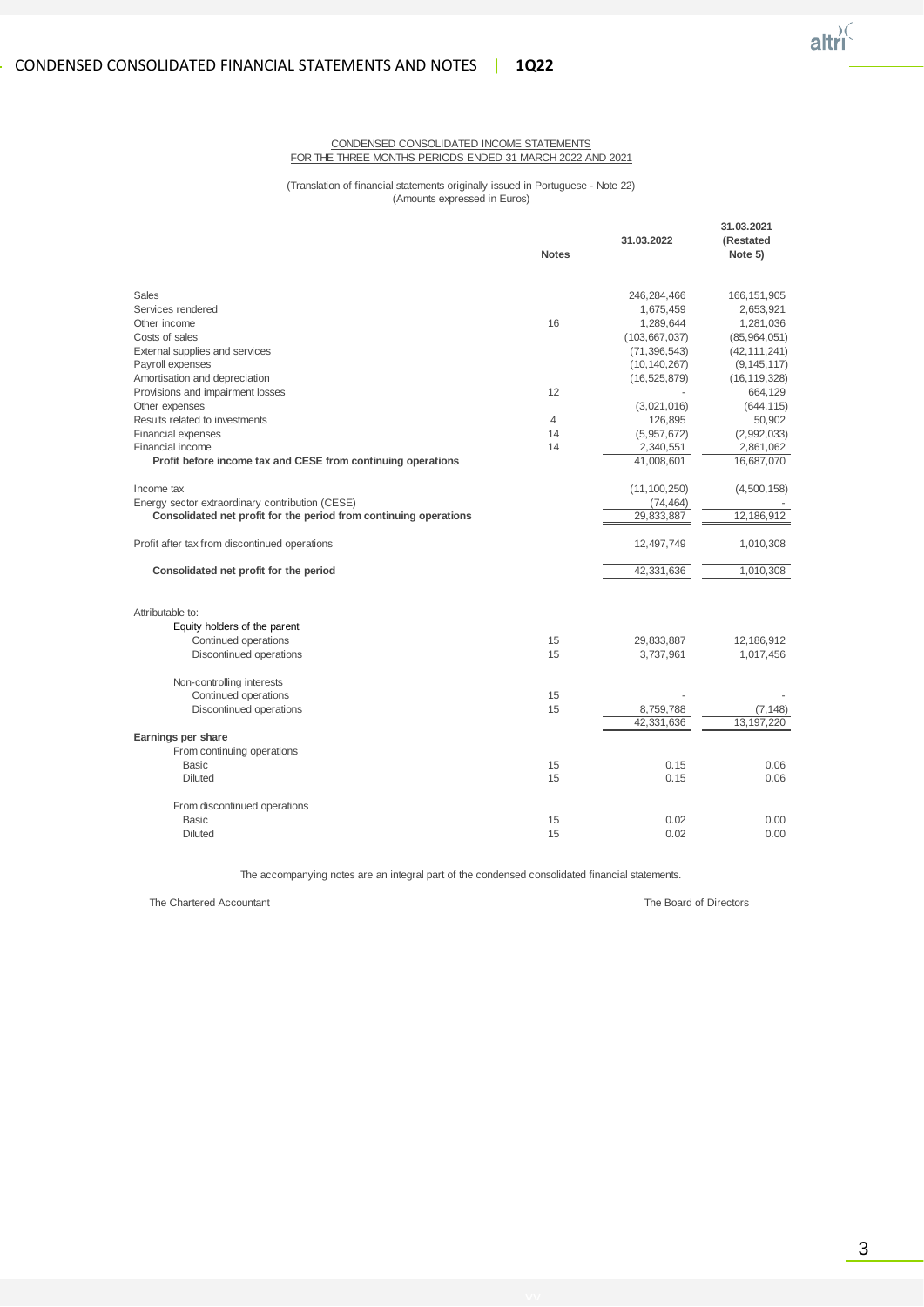## CONDENSED CONSOLIDATED INCOME STATEMENTS
## FOR THE THREE MONTHS PERIODS ENDED 31 MARCH 2022 AND 2021

(Translation of financial statements originally issued in Portuguese - Note 22)
(Amounts expressed in Euros)

| | Notes | 31.03.2022 | 31.03.2021 (Restated Note 5) |
|---|---|---|---|
| Sales | | 246,284,466 | 166,151,905 |
| Services rendered | | 1,675,459 | 2,653,921 |
| Other income | 16 | 1,289,644 | 1,281,036 |
| Costs of sales | | (103,667,037) | (85,964,051) |
| External supplies and services | | (71,396,543) | (42,111,241) |
| Payroll expenses | | (10,140,267) | (9,145,117) |
| Amortisation and depreciation | | (16,525,879) | (16,119,328) |
| Provisions and impairment losses | 12 | - | 664,129 |
| Other expenses | | (3,021,016) | (644,115) |
| Results related to investments | 4 | 126,895 | 50,902 |
| Financial expenses | 14 | (5,957,672) | (2,992,033) |
| Financial income | 14 | 2,340,551 | 2,861,062 |
| **Profit before income tax and CESE from continuing operations** | | 41,008,601 | 16,687,070 |
| Income tax | | (11,100,250) | (4,500,158) |
| Energy sector extraordinary contribution (CESE) | | (74,464) | - |
| **Consolidated net profit for the period from continuing operations** | | 29,833,887 | 12,186,912 |
| Profit after tax from discontinued operations | | 12,497,749 | 1,010,308 |
| **Consolidated net profit for the period** | | 42,331,636 | 1,010,308 |
| Attributable to: | | | |
| Equity holders of the parent | | | |
| Continued operations | 15 | 29,833,887 | 12,186,912 |
| Discontinued operations | 15 | 3,737,961 | 1,017,456 |
| Non-controlling interests | | | |
| Continued operations | 15 | - | - |
| Discontinued operations | 15 | 8,759,788 | (7,148) |
| | | 42,331,636 | 13,197,220 |
| **Earnings per share** | | | |
| From continuing operations | | | |
| Basic | 15 | 0.15 | 0.06 |
| Diluted | 15 | 0.15 | 0.06 |
| From discontinued operations | | | |
| Basic | 15 | 0.02 | 0.00 |
| Diluted | 15 | 0.02 | 0.00 |

The accompanying notes are an integral part of the condensed consolidated financial statements.

The Chartered Accountant

The Board of Directors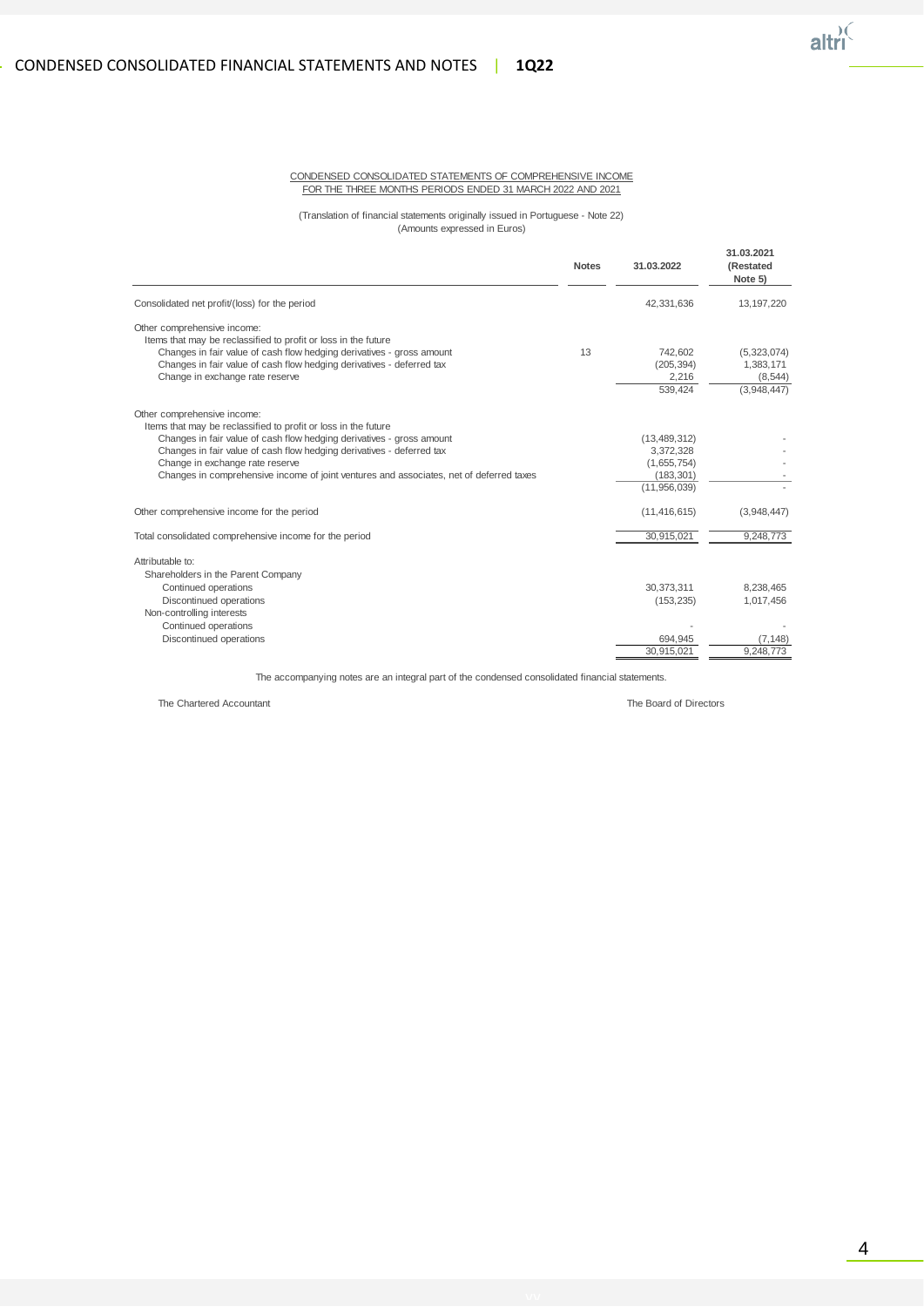CONDENSED CONSOLIDATED STATEMENTS OF COMPREHENSIVE INCOME
FOR THE THREE MONTHS PERIODS ENDED 31 MARCH 2022 AND 2021

(Translation of financial statements originally issued in Portuguese - Note 22)
(Amounts expressed in Euros)

| | Notes | 31.03.2022 | 31.03.2021 (Restated Note 5) |
|---|---|---|---|
| Consolidated net profit/(loss) for the period | | 42,331,636 | 13,197,220 |
| Other comprehensive income: | | | |
| Items that may be reclassified to profit or loss in the future | | | |
| Changes in fair value of cash flow hedging derivatives - gross amount | 13 | 742,602 | (5,323,074) |
| Changes in fair value of cash flow hedging derivatives - deferred tax | | (205,394) | 1,383,171 |
| Change in exchange rate reserve | | 2,216 | (8,544) |
| | | 539,424 | (3,948,447) |
| Other comprehensive income: | | | |
| Items that may be reclassified to profit or loss in the future | | | |
| Changes in fair value of cash flow hedging derivatives - gross amount | | (13,489,312) | - |
| Changes in fair value of cash flow hedging derivatives - deferred tax | | 3,372,328 | - |
| Change in exchange rate reserve | | (1,655,754) | - |
| Changes in comprehensive income of joint ventures and associates, net of deferred taxes | | (183,301) | - |
| | | (11,956,039) | - |
| Other comprehensive income for the period | | (11,416,615) | (3,948,447) |
| Total consolidated comprehensive income for the period | | 30,915,021 | 9,248,773 |
| Attributable to: | | | |
| Shareholders in the Parent Company | | | |
| Continued operations | | 30,373,311 | 8,238,465 |
| Discontinued operations | | (153,235) | 1,017,456 |
| Non-controlling interests | | | |
| Continued operations | | - | - |
| Discontinued operations | | 694,945 | (7,148) |
| | | 30,915,021 | 9,248,773 |

The accompanying notes are an integral part of the condensed consolidated financial statements.

The Chartered Accountant

The Board of Directors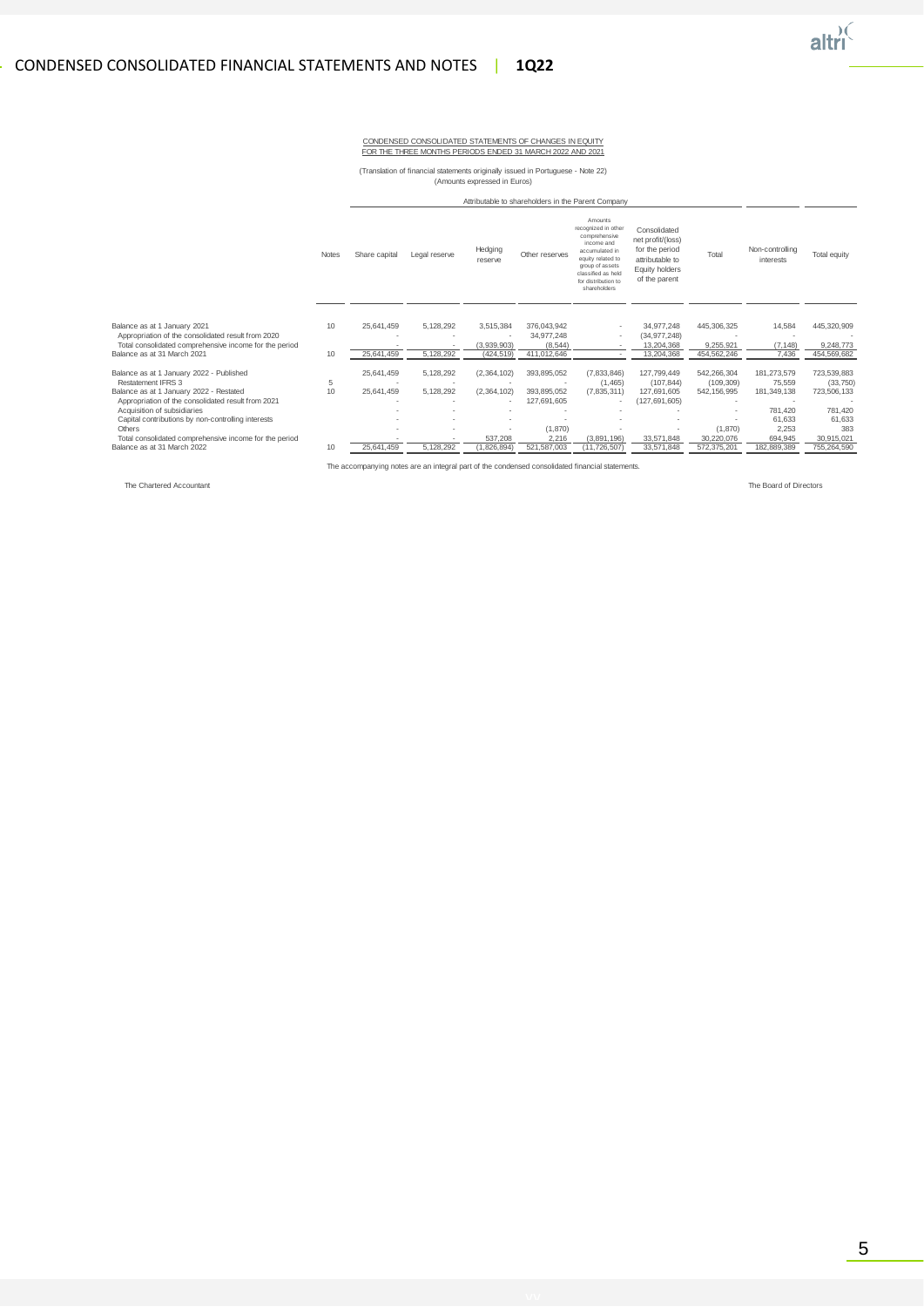CONDENSED CONSOLIDATED STATEMENTS OF CHANGES IN EQUITY
FOR THE THREE MONTHS PERIODS ENDED 31 MARCH 2022 AND 2021

(Translation of financial statements originally issued in Portuguese - Note 22)
(Amounts expressed in Euros)

| | Notes | Attributable to shareholders in the Parent Company | | | | | | | Non-controlling interests | Total equity |
|---|---|---|---|---|---|---|---|---|---|---|
| | | Share capital | Legal reserve | Hedging reserve | Other reserves | Amounts recognized in other comprehensive income and accumulated in equity related to group of assets classified as held for distribution to shareholders | Consolidated net profit/(loss) for the period attributable to Equity holders of the parent | Total | | |
| Balance as at 1 January 2021 | 10 | 25,641,459 | 5,128,292 | 3,515,384 | 376,043,942 | - | 34,977,248 | 445,306,325 | 14,584 | 445,320,909 |
| Appropriation of the consolidated result from 2020 | | - | - | - | 34,977,248 | - | (34,977,248) | - | - | - |
| Total consolidated comprehensive income for the period | | - | - | (3,939,903) | (8,544) | - | 13,204,368 | 9,255,921 | (7,148) | 9,248,773 |
| Balance as at 31 March 2021 | 10 | 25,641,459 | 5,128,292 | (424,519) | 411,012,646 | - | 13,204,368 | 454,562,246 | 7,436 | 454,569,682 |
| Balance as at 1 January 2022 - Published | | 25,641,459 | 5,128,292 | (2,364,102) | 393,895,052 | (7,833,846) | 127,799,449 | 542,266,304 | 181,273,579 | 723,539,883 |
| Restatement IFRS 3 | 5 | - | - | - | - | (1,465) | (107,844) | (109,309) | 75,559 | (33,750) |
| Balance as at 1 January 2022 - Restated | 10 | 25,641,459 | 5,128,292 | (2,364,102) | 393,895,052 | (7,835,311) | 127,691,605 | 542,156,995 | 181,349,138 | 723,506,133 |
| Appropriation of the consolidated result from 2021 | | - | - | - | 127,691,605 | - | (127,691,605) | - | - | - |
| Acquisition of subsidiaries | | - | - | - | - | - | - | - | 781,420 | 781,420 |
| Capital contributions by non-controlling interests | | - | - | - | - | - | - | - | 61,633 | 61,633 |
| Others | | - | - | - | (1,870) | - | - | (1,870) | 2,253 | 383 |
| Total consolidated comprehensive income for the period | | - | - | 537,208 | 2,216 | (3,891,196) | 33,571,848 | 30,220,076 | 694,945 | 30,915,021 |
| Balance as at 31 March 2022 | 10 | 25,641,459 | 5,128,292 | (1,826,894) | 521,587,003 | (11,726,507) | 33,571,848 | 572,375,201 | 182,889,389 | 755,264,590 |

The accompanying notes are an integral part of the condensed consolidated financial statements.

The Chartered Accountant

The Board of Directors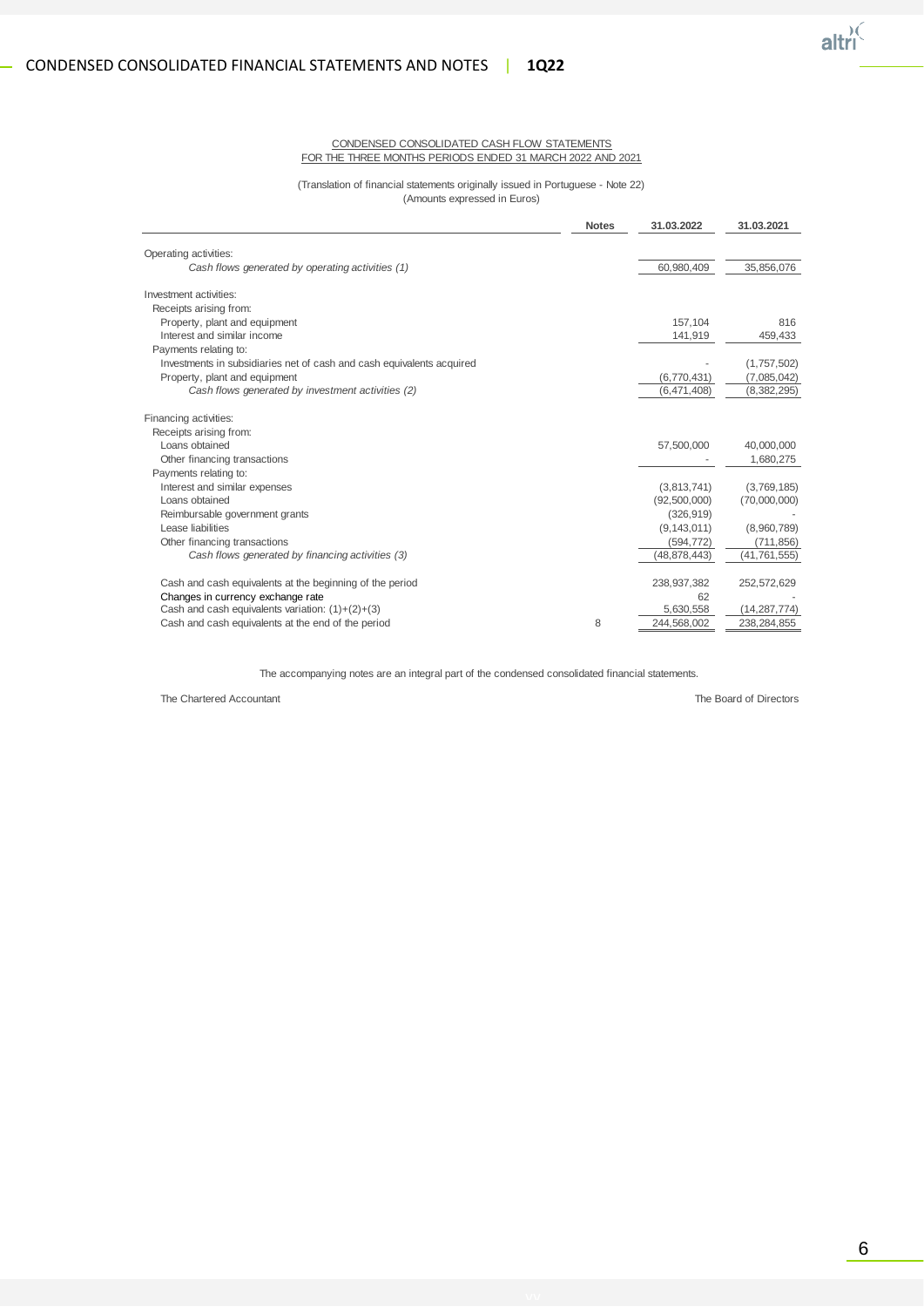CONDENSED CONSOLIDATED CASH FLOW STATEMENTS
FOR THE THREE MONTHS PERIODS ENDED 31 MARCH 2022 AND 2021

(Translation of financial statements originally issued in Portuguese - Note 22)
(Amounts expressed in Euros)

| | Notes | 31.03.2022 | 31.03.2021 |
|---|---|---|---|
| Operating activities: | | | |
| *Cash flows generated by operating activities (1)* | | 60,980,409 | 35,856,076 |
| Investment activities: | | | |
| Receipts arising from: | | | |
| Property, plant and equipment | | 157,104 | 816 |
| Interest and similar income | | 141,919 | 459,433 |
| Payments relating to: | | | |
| Investments in subsidiaries net of cash and cash equivalents acquired | | - | (1,757,502) |
| Property, plant and equipment | | (6,770,431) | (7,085,042) |
| *Cash flows generated by investment activities (2)* | | (6,471,408) | (8,382,295) |
| Financing activities: | | | |
| Receipts arising from: | | | |
| Loans obtained | | 57,500,000 | 40,000,000 |
| Other financing transactions | | - | 1,680,275 |
| Payments relating to: | | | |
| Interest and similar expenses | | (3,813,741) | (3,769,185) |
| Loans obtained | | (92,500,000) | (70,000,000) |
| Reimbursable government grants | | (326,919) | - |
| Lease liabilities | | (9,143,011) | (8,960,789) |
| Other financing transactions | | (594,772) | (711,856) |
| *Cash flows generated by financing activities (3)* | | (48,878,443) | (41,761,555) |
| Cash and cash equivalents at the beginning of the period | | 238,937,382 | 252,572,629 |
| Changes in currency exchange rate | | 62 | - |
| Cash and cash equivalents variation: (1)+(2)+(3) | | 5,630,558 | (14,287,774) |
| Cash and cash equivalents at the end of the period | 8 | 244,568,002 | 238,284,855 |

The accompanying notes are an integral part of the condensed consolidated financial statements.

The Chartered Accountant

The Board of Directors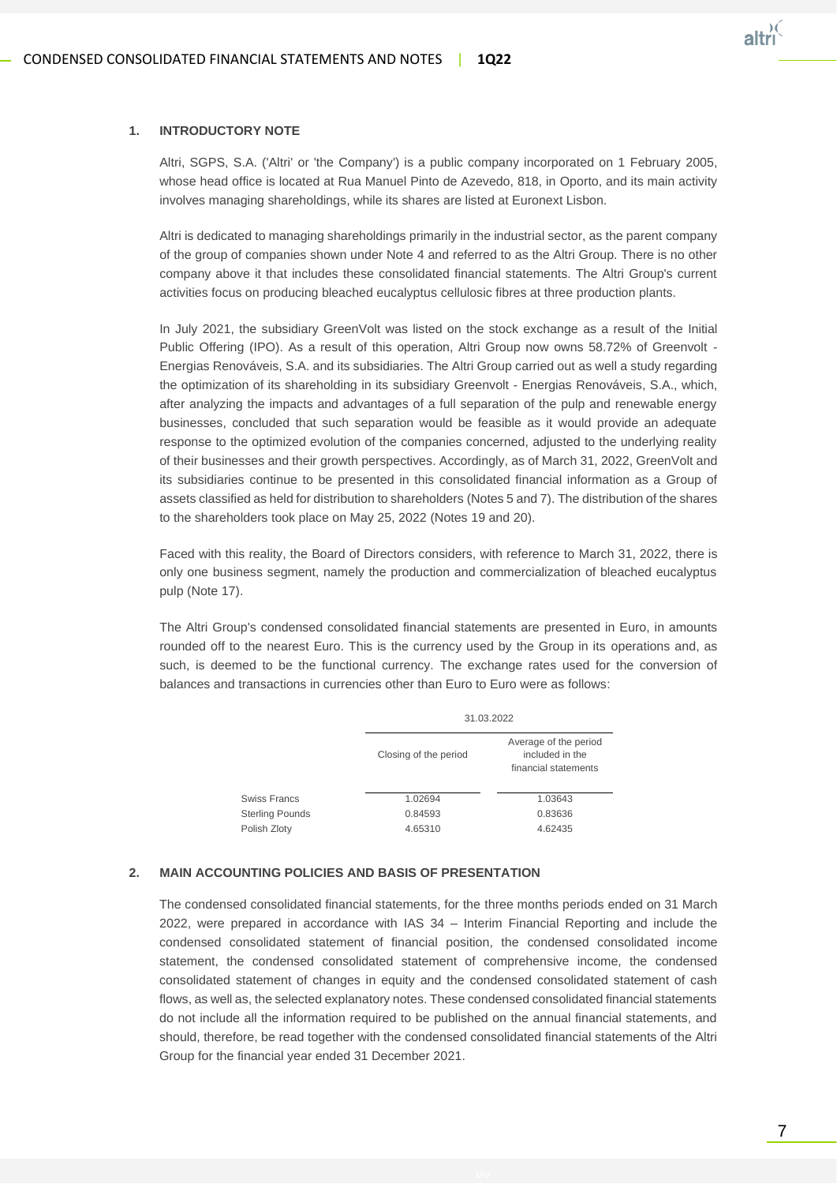## 1. INTRODUCTORY NOTE

Altri, SGPS, S.A. ('Altri' or 'the Company') is a public company incorporated on 1 February 2005, whose head office is located at Rua Manuel Pinto de Azevedo, 818, in Oporto, and its main activity involves managing shareholdings, while its shares are listed at Euronext Lisbon.

Altri is dedicated to managing shareholdings primarily in the industrial sector, as the parent company of the group of companies shown under Note 4 and referred to as the Altri Group. There is no other company above it that includes these consolidated financial statements. The Altri Group's current activities focus on producing bleached eucalyptus cellulosic fibres at three production plants.

In July 2021, the subsidiary GreenVolt was listed on the stock exchange as a result of the Initial Public Offering (IPO). As a result of this operation, Altri Group now owns 58.72% of Greenvolt - Energias Renováveis, S.A. and its subsidiaries. The Altri Group carried out as well a study regarding the optimization of its shareholding in its subsidiary Greenvolt - Energias Renováveis, S.A., which, after analyzing the impacts and advantages of a full separation of the pulp and renewable energy businesses, concluded that such separation would be feasible as it would provide an adequate response to the optimized evolution of the companies concerned, adjusted to the underlying reality of their businesses and their growth perspectives. Accordingly, as of March 31, 2022, GreenVolt and its subsidiaries continue to be presented in this consolidated financial information as a Group of assets classified as held for distribution to shareholders (Notes 5 and 7). The distribution of the shares to the shareholders took place on May 25, 2022 (Notes 19 and 20).

Faced with this reality, the Board of Directors considers, with reference to March 31, 2022, there is only one business segment, namely the production and commercialization of bleached eucalyptus pulp (Note 17).

The Altri Group's condensed consolidated financial statements are presented in Euro, in amounts rounded off to the nearest Euro. This is the currency used by the Group in its operations and, as such, is deemed to be the functional currency. The exchange rates used for the conversion of balances and transactions in currencies other than Euro to Euro were as follows:

| | 31.03.2022 | |
|---|---|---|
| | Closing of the period | Average of the period included in the financial statements |
| Swiss Francs | 1.02694 | 1.03643 |
| Sterling Pounds | 0.84593 | 0.83636 |
| Polish Zloty | 4.65310 | 4.62435 |

## 2. MAIN ACCOUNTING POLICIES AND BASIS OF PRESENTATION

The condensed consolidated financial statements, for the three months periods ended on 31 March 2022, were prepared in accordance with IAS 34 – Interim Financial Reporting and include the condensed consolidated statement of financial position, the condensed consolidated income statement, the condensed consolidated statement of comprehensive income, the condensed consolidated statement of changes in equity and the condensed consolidated statement of cash flows, as well as, the selected explanatory notes. These condensed consolidated financial statements do not include all the information required to be published on the annual financial statements, and should, therefore, be read together with the condensed consolidated financial statements of the Altri Group for the financial year ended 31 December 2021.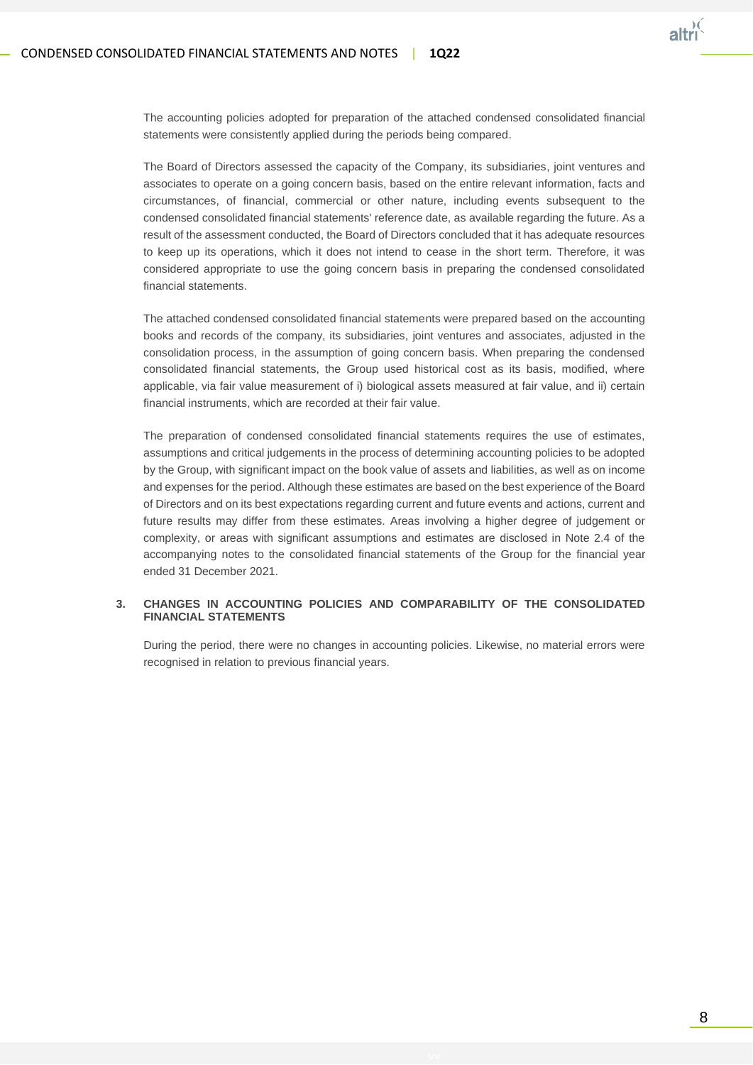The accounting policies adopted for preparation of the attached condensed consolidated financial statements were consistently applied during the periods being compared.

The Board of Directors assessed the capacity of the Company, its subsidiaries, joint ventures and associates to operate on a going concern basis, based on the entire relevant information, facts and circumstances, of financial, commercial or other nature, including events subsequent to the condensed consolidated financial statements' reference date, as available regarding the future. As a result of the assessment conducted, the Board of Directors concluded that it has adequate resources to keep up its operations, which it does not intend to cease in the short term. Therefore, it was considered appropriate to use the going concern basis in preparing the condensed consolidated financial statements.

The attached condensed consolidated financial statements were prepared based on the accounting books and records of the company, its subsidiaries, joint ventures and associates, adjusted in the consolidation process, in the assumption of going concern basis. When preparing the condensed consolidated financial statements, the Group used historical cost as its basis, modified, where applicable, via fair value measurement of i) biological assets measured at fair value, and ii) certain financial instruments, which are recorded at their fair value.

The preparation of condensed consolidated financial statements requires the use of estimates, assumptions and critical judgements in the process of determining accounting policies to be adopted by the Group, with significant impact on the book value of assets and liabilities, as well as on income and expenses for the period. Although these estimates are based on the best experience of the Board of Directors and on its best expectations regarding current and future events and actions, current and future results may differ from these estimates. Areas involving a higher degree of judgement or complexity, or areas with significant assumptions and estimates are disclosed in Note 2.4 of the accompanying notes to the consolidated financial statements of the Group for the financial year ended 31 December 2021.

## 3. CHANGES IN ACCOUNTING POLICIES AND COMPARABILITY OF THE CONSOLIDATED FINANCIAL STATEMENTS

During the period, there were no changes in accounting policies. Likewise, no material errors were recognised in relation to previous financial years.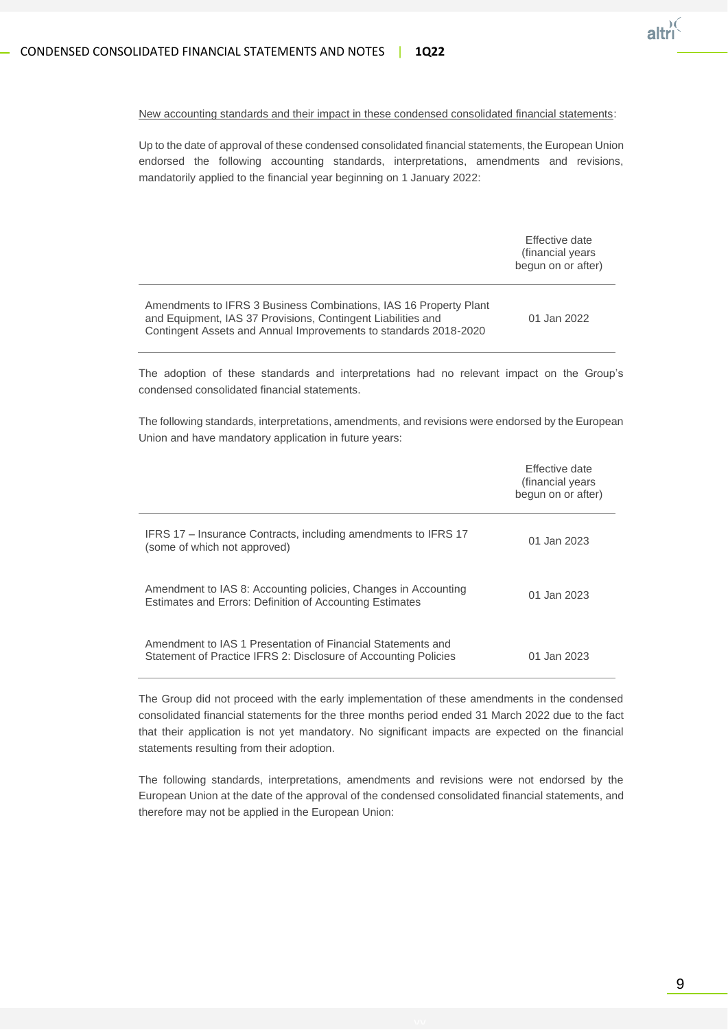New accounting standards and their impact in these condensed consolidated financial statements:

Up to the date of approval of these condensed consolidated financial statements, the European Union endorsed the following accounting standards, interpretations, amendments and revisions, mandatorily applied to the financial year beginning on 1 January 2022:

| | Effective date (financial years begun on or after) |
|---|---|
| Amendments to IFRS 3 Business Combinations, IAS 16 Property Plant and Equipment, IAS 37 Provisions, Contingent Liabilities and Contingent Assets and Annual Improvements to standards 2018-2020 | 01 Jan 2022 |

The adoption of these standards and interpretations had no relevant impact on the Group's condensed consolidated financial statements.

The following standards, interpretations, amendments, and revisions were endorsed by the European Union and have mandatory application in future years:

| | Effective date (financial years begun on or after) |
|---|---|
| IFRS 17 – Insurance Contracts, including amendments to IFRS 17 (some of which not approved) | 01 Jan 2023 |
| Amendment to IAS 8: Accounting policies, Changes in Accounting Estimates and Errors: Definition of Accounting Estimates | 01 Jan 2023 |
| Amendment to IAS 1 Presentation of Financial Statements and Statement of Practice IFRS 2: Disclosure of Accounting Policies | 01 Jan 2023 |

The Group did not proceed with the early implementation of these amendments in the condensed consolidated financial statements for the three months period ended 31 March 2022 due to the fact that their application is not yet mandatory. No significant impacts are expected on the financial statements resulting from their adoption.

The following standards, interpretations, amendments and revisions were not endorsed by the European Union at the date of the approval of the condensed consolidated financial statements, and therefore may not be applied in the European Union: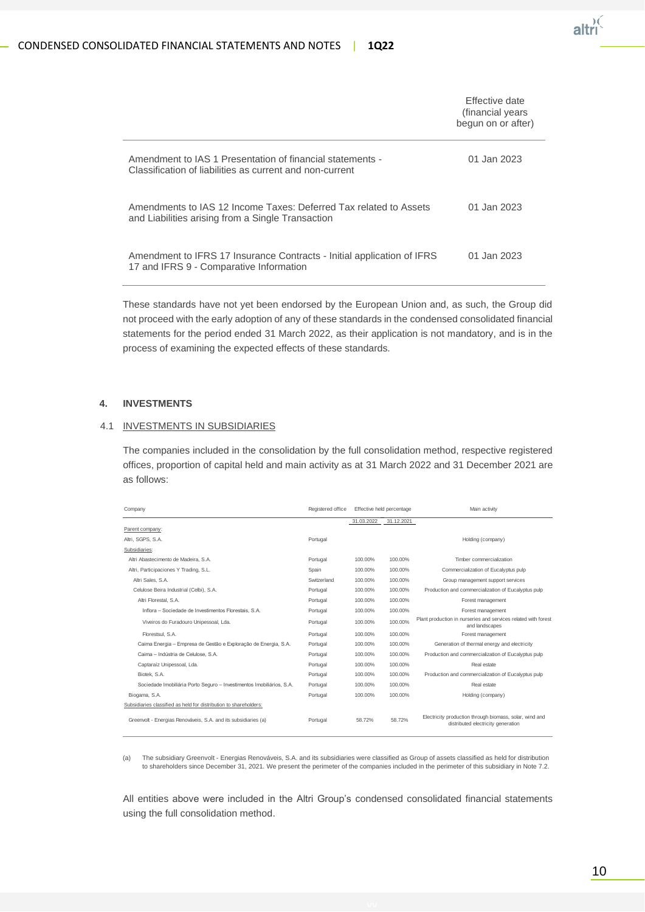| | Effective date (financial years begun on or after) |
|---|---|
| Amendment to IAS 1 Presentation of financial statements - Classification of liabilities as current and non-current | 01 Jan 2023 |
| Amendments to IAS 12 Income Taxes: Deferred Tax related to Assets and Liabilities arising from a Single Transaction | 01 Jan 2023 |
| Amendment to IFRS 17 Insurance Contracts - Initial application of IFRS 17 and IFRS 9 - Comparative Information | 01 Jan 2023 |

These standards have not yet been endorsed by the European Union and, as such, the Group did not proceed with the early adoption of any of these standards in the condensed consolidated financial statements for the period ended 31 March 2022, as their application is not mandatory, and is in the process of examining the expected effects of these standards.

## 4. INVESTMENTS

### 4.1 INVESTMENTS IN SUBSIDIARIES

The companies included in the consolidation by the full consolidation method, respective registered offices, proportion of capital held and main activity as at 31 March 2022 and 31 December 2021 are as follows:

| Company | Registered office | Effective held percentage | | Main activity |
|---|---|---|---|---|
| | | 31.03.2022 | 31.12.2021 | |
| Parent company: | | | | |
| Altri, SGPS, S.A. | Portugal | | | Holding (company) |
| Subsidiaries: | | | | |
| Altri Abastecimento de Madeira, S.A. | Portugal | 100.00% | 100.00% | Timber commercialization |
| Altri, Participaciones Y Trading, S.L. | Spain | 100.00% | 100.00% | Commercialization of Eucalyptus pulp |
| Altri Sales, S.A. | Switzerland | 100.00% | 100.00% | Group management support services |
| Celulose Beira Industrial (Celbi), S.A. | Portugal | 100.00% | 100.00% | Production and commercialization of Eucalyptus pulp |
| Altri Florestal, S.A. | Portugal | 100.00% | 100.00% | Forest management |
| Inflora – Sociedade de Investimentos Florestais, S.A. | Portugal | 100.00% | 100.00% | Forest management |
| Viveiros do Furadouro Unipessoal, Lda. | Portugal | 100.00% | 100.00% | Plant production in nurseries and services related with forest and landscapes |
| Florestsul, S.A. | Portugal | 100.00% | 100.00% | Forest management |
| Caima Energia – Empresa de Gestão e Exploração de Energia, S.A. | Portugal | 100.00% | 100.00% | Generation of thermal energy and electricity |
| Caima – Indústria de Celulose, S.A. | Portugal | 100.00% | 100.00% | Production and commercialization of Eucalyptus pulp |
| Captaraíz Unipessoal, Lda. | Portugal | 100.00% | 100.00% | Real estate |
| Biotek, S.A. | Portugal | 100.00% | 100.00% | Production and commercialization of Eucalyptus pulp |
| Sociedade Imobiliária Porto Seguro – Investimentos Imobiliários, S.A. | Portugal | 100.00% | 100.00% | Real estate |
| Biogama, S.A. | Portugal | 100.00% | 100.00% | Holding (company) |
| Subsidiaries classified as held for distribution to shareholders: | | | | |
| Greenvolt - Energias Renováveis, S.A. and its subsidiaries (a) | Portugal | 58.72% | 58.72% | Electricity production through biomass, solar, wind and distributed electricity generation |

(a) The subsidiary Greenvolt - Energias Renováveis, S.A. and its subsidiaries were classified as Group of assets classified as held for distribution to shareholders since December 31, 2021. We present the perimeter of the companies included in the perimeter of this subsidiary in Note 7.2.

All entities above were included in the Altri Group's condensed consolidated financial statements using the full consolidation method.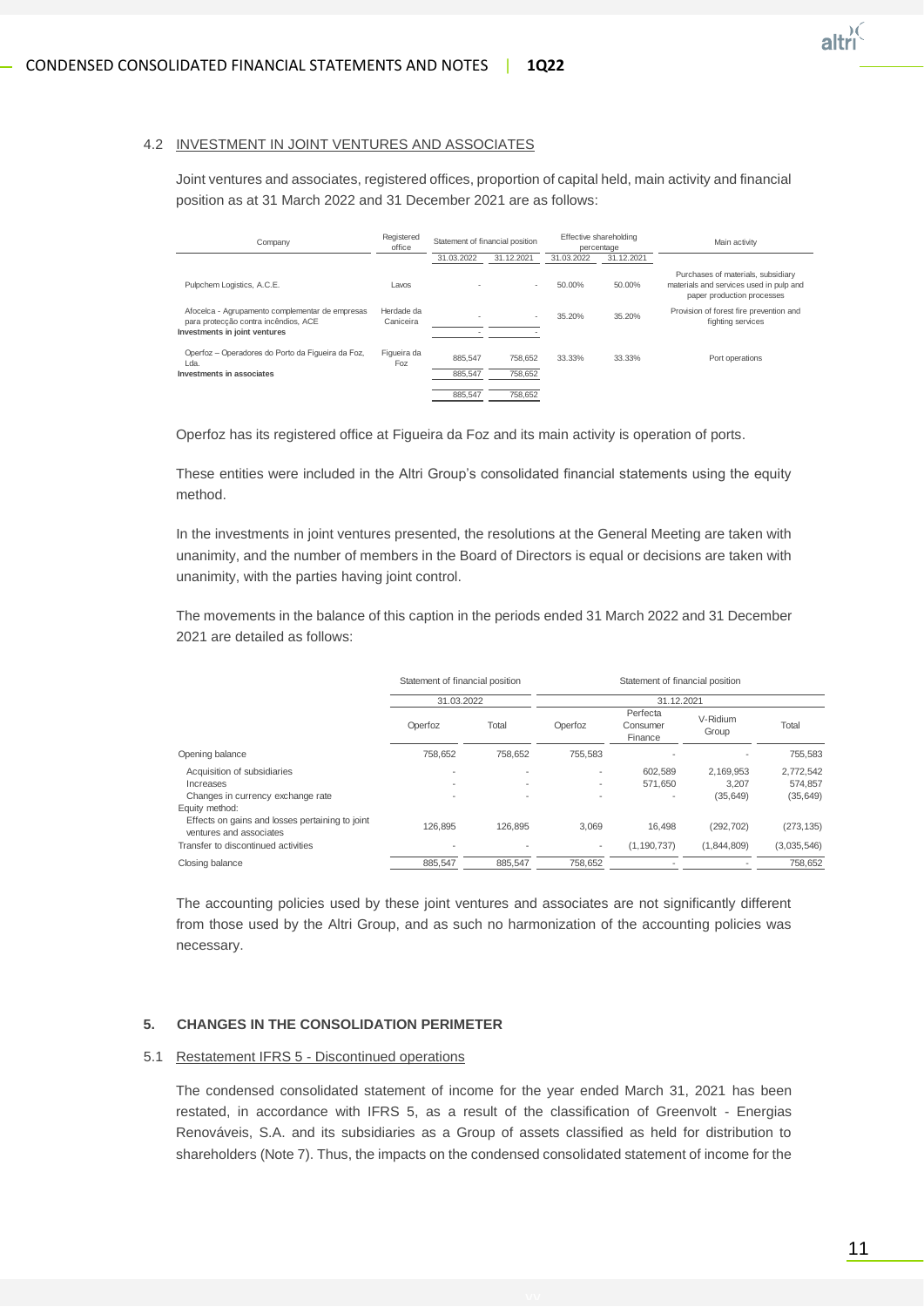### 4.2 INVESTMENT IN JOINT VENTURES AND ASSOCIATES

Joint ventures and associates, registered offices, proportion of capital held, main activity and financial position as at 31 March 2022 and 31 December 2021 are as follows:

| Company | Registered office | Statement of financial position | | Effective shareholding percentage | | Main activity |
|---|---|---|---|---|---|---|
| | | 31.03.2022 | 31.12.2021 | 31.03.2022 | 31.12.2021 | |
| Pulpchem Logistics, A.C.E. | Lavos | - | - | 50.00% | 50.00% | Purchases of materials, subsidiary materials and services used in pulp and paper production processes |
| Afocelca - Agrupamento complementar de empresas para protecção contra incêndios, ACE | Herdade da Caniceira | - | - | 35.20% | 35.20% | Provision of forest fire prevention and fighting services |
| **Investments in joint ventures** | | - | - | | | |
| Operfoz – Operadores do Porto da Figueira da Foz, Lda. | Figueira da Foz | 885,547 | 758,652 | 33.33% | 33.33% | Port operations |
| **Investments in associates** | | 885,547 | 758,652 | | | |
| | | 885,547 | 758,652 | | | |

Operfoz has its registered office at Figueira da Foz and its main activity is operation of ports.

These entities were included in the Altri Group's consolidated financial statements using the equity method.

In the investments in joint ventures presented, the resolutions at the General Meeting are taken with unanimity, and the number of members in the Board of Directors is equal or decisions are taken with unanimity, with the parties having joint control.

The movements in the balance of this caption in the periods ended 31 March 2022 and 31 December 2021 are detailed as follows:

| | Statement of financial position | | Statement of financial position | | | |
|---|---|---|---|---|---|---|
| | 31.03.2022 | | 31.12.2021 | | | |
| | Operfoz | Total | Operfoz | Perfecta Consumer Finance | V-Ridium Group | Total |
| Opening balance | 758,652 | 758,652 | 755,583 | - | - | 755,583 |
| Acquisition of subsidiaries | - | - | - | 602,589 | 2,169,953 | 2,772,542 |
| Increases | - | - | - | 571,650 | 3,207 | 574,857 |
| Changes in currency exchange rate | - | - | - | - | (35,649) | (35,649) |
| Equity method: | | | | | | |
| Effects on gains and losses pertaining to joint ventures and associates | 126,895 | 126,895 | 3,069 | 16,498 | (292,702) | (273,135) |
| Transfer to discontinued activities | - | - | - | (1,190,737) | (1,844,809) | (3,035,546) |
| Closing balance | 885,547 | 885,547 | 758,652 | - | - | 758,652 |

The accounting policies used by these joint ventures and associates are not significantly different from those used by the Altri Group, and as such no harmonization of the accounting policies was necessary.

## 5. CHANGES IN THE CONSOLIDATION PERIMETER

### 5.1 Restatement IFRS 5 - Discontinued operations

The condensed consolidated statement of income for the year ended March 31, 2021 has been restated, in accordance with IFRS 5, as a result of the classification of Greenvolt - Energias Renováveis, S.A. and its subsidiaries as a Group of assets classified as held for distribution to shareholders (Note 7). Thus, the impacts on the condensed consolidated statement of income for the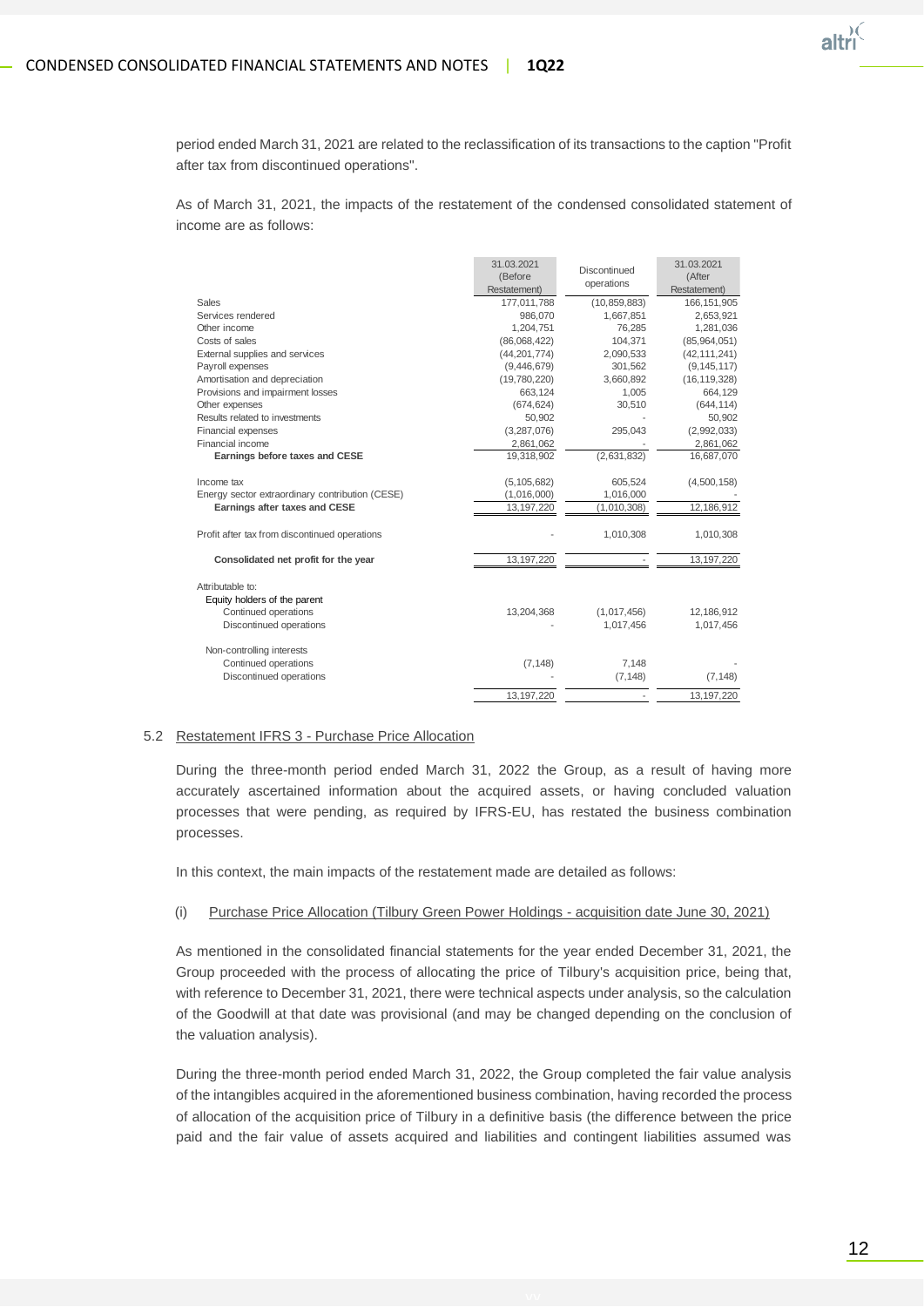period ended March 31, 2021 are related to the reclassification of its transactions to the caption "Profit after tax from discontinued operations".

As of March 31, 2021, the impacts of the restatement of the condensed consolidated statement of income are as follows:

| | 31.03.2021 (Before Restatement) | Discontinued operations | 31.03.2021 (After Restatement) |
|---|---|---|---|
| Sales | 177,011,788 | (10,859,883) | 166,151,905 |
| Services rendered | 986,070 | 1,667,851 | 2,653,921 |
| Other income | 1,204,751 | 76,285 | 1,281,036 |
| Costs of sales | (86,068,422) | 104,371 | (85,964,051) |
| External supplies and services | (44,201,774) | 2,090,533 | (42,111,241) |
| Payroll expenses | (9,446,679) | 301,562 | (9,145,117) |
| Amortisation and depreciation | (19,780,220) | 3,660,892 | (16,119,328) |
| Provisions and impairment losses | 663,124 | 1,005 | 664,129 |
| Other expenses | (674,624) | 30,510 | (644,114) |
| Results related to investments | 50,902 | - | 50,902 |
| Financial expenses | (3,287,076) | 295,043 | (2,992,033) |
| Financial income | 2,861,062 | - | 2,861,062 |
| **Earnings before taxes and CESE** | 19,318,902 | (2,631,832) | 16,687,070 |
| Income tax | (5,105,682) | 605,524 | (4,500,158) |
| Energy sector extraordinary contribution (CESE) | (1,016,000) | 1,016,000 | - |
| **Earnings after taxes and CESE** | 13,197,220 | (1,010,308) | 12,186,912 |
| Profit after tax from discontinued operations | - | 1,010,308 | 1,010,308 |
| **Consolidated net profit for the year** | 13,197,220 | - | 13,197,220 |
| Attributable to: | | | |
| Equity holders of the parent | | | |
| Continued operations | 13,204,368 | (1,017,456) | 12,186,912 |
| Discontinued operations | - | 1,017,456 | 1,017,456 |
| Non-controlling interests | | | |
| Continued operations | (7,148) | 7,148 | - |
| Discontinued operations | - | (7,148) | (7,148) |
| | 13,197,220 | - | 13,197,220 |

### 5.2 Restatement IFRS 3 - Purchase Price Allocation

During the three-month period ended March 31, 2022 the Group, as a result of having more accurately ascertained information about the acquired assets, or having concluded valuation processes that were pending, as required by IFRS-EU, has restated the business combination processes.

In this context, the main impacts of the restatement made are detailed as follows:

(i) Purchase Price Allocation (Tilbury Green Power Holdings - acquisition date June 30, 2021)

As mentioned in the consolidated financial statements for the year ended December 31, 2021, the Group proceeded with the process of allocating the price of Tilbury's acquisition price, being that, with reference to December 31, 2021, there were technical aspects under analysis, so the calculation of the Goodwill at that date was provisional (and may be changed depending on the conclusion of the valuation analysis).

During the three-month period ended March 31, 2022, the Group completed the fair value analysis of the intangibles acquired in the aforementioned business combination, having recorded the process of allocation of the acquisition price of Tilbury in a definitive basis (the difference between the price paid and the fair value of assets acquired and liabilities and contingent liabilities assumed was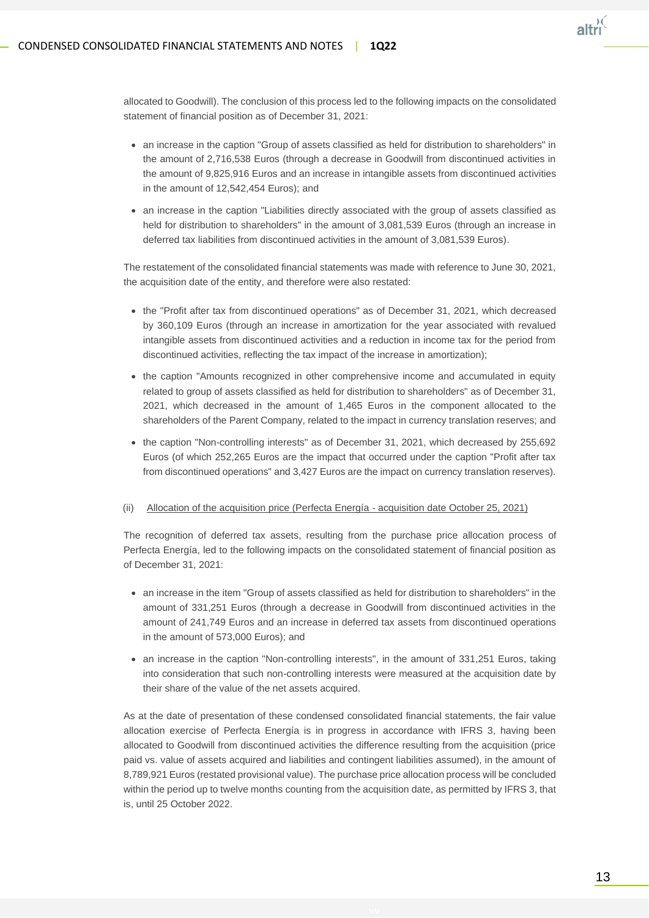allocated to Goodwill). The conclusion of this process led to the following impacts on the consolidated statement of financial position as of December 31, 2021:

- an increase in the caption "Group of assets classified as held for distribution to shareholders" in the amount of 2,716,538 Euros (through a decrease in Goodwill from discontinued activities in the amount of 9,825,916 Euros and an increase in intangible assets from discontinued activities in the amount of 12,542,454 Euros); and
- an increase in the caption "Liabilities directly associated with the group of assets classified as held for distribution to shareholders" in the amount of 3,081,539 Euros (through an increase in deferred tax liabilities from discontinued activities in the amount of 3,081,539 Euros).

The restatement of the consolidated financial statements was made with reference to June 30, 2021, the acquisition date of the entity, and therefore were also restated:

- the "Profit after tax from discontinued operations" as of December 31, 2021, which decreased by 360,109 Euros (through an increase in amortization for the year associated with revalued intangible assets from discontinued activities and a reduction in income tax for the period from discontinued activities, reflecting the tax impact of the increase in amortization);
- the caption "Amounts recognized in other comprehensive income and accumulated in equity related to group of assets classified as held for distribution to shareholders" as of December 31, 2021, which decreased in the amount of 1,465 Euros in the component allocated to the shareholders of the Parent Company, related to the impact in currency translation reserves; and
- the caption "Non-controlling interests" as of December 31, 2021, which decreased by 255,692 Euros (of which 252,265 Euros are the impact that occurred under the caption "Profit after tax from discontinued operations" and 3,427 Euros are the impact on currency translation reserves).

(ii) Allocation of the acquisition price (Perfecta Energía - acquisition date October 25, 2021)

The recognition of deferred tax assets, resulting from the purchase price allocation process of Perfecta Energía, led to the following impacts on the consolidated statement of financial position as of December 31, 2021:

- an increase in the item "Group of assets classified as held for distribution to shareholders" in the amount of 331,251 Euros (through a decrease in Goodwill from discontinued activities in the amount of 241,749 Euros and an increase in deferred tax assets from discontinued operations in the amount of 573,000 Euros); and
- an increase in the caption "Non-controlling interests", in the amount of 331,251 Euros, taking into consideration that such non-controlling interests were measured at the acquisition date by their share of the value of the net assets acquired.

As at the date of presentation of these condensed consolidated financial statements, the fair value allocation exercise of Perfecta Energía is in progress in accordance with IFRS 3, having been allocated to Goodwill from discontinued activities the difference resulting from the acquisition (price paid vs. value of assets acquired and liabilities and contingent liabilities assumed), in the amount of 8,789,921 Euros (restated provisional value). The purchase price allocation process will be concluded within the period up to twelve months counting from the acquisition date, as permitted by IFRS 3, that is, until 25 October 2022.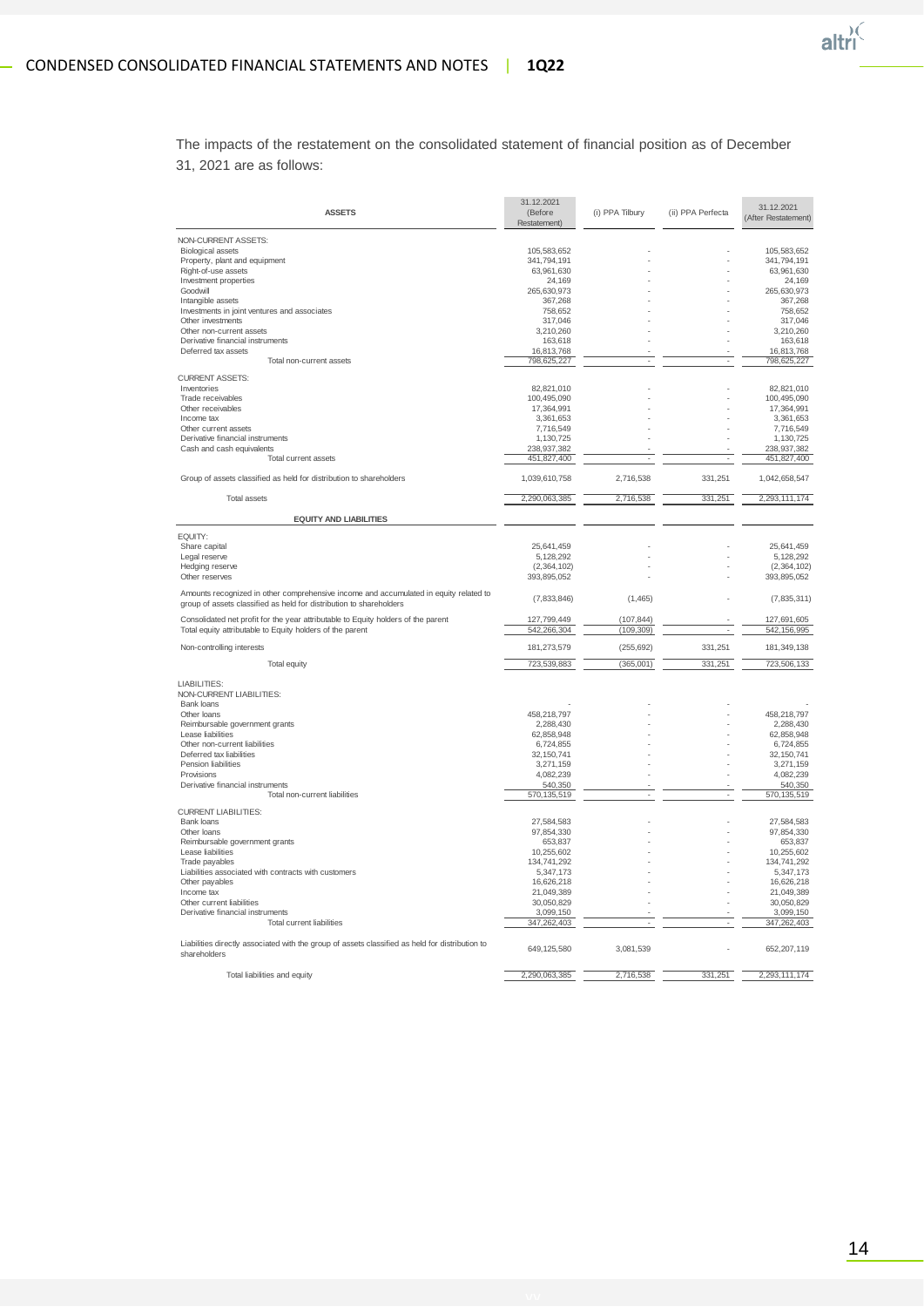The impacts of the restatement on the consolidated statement of financial position as of December 31, 2021 are as follows:

| ASSETS | 31.12.2021 (Before Restatement) | (i) PPA Tilbury | (ii) PPA Perfecta | 31.12.2021 (After Restatement) |
|---|---|---|---|---|
| NON-CURRENT ASSETS: | | | | |
| Biological assets | 105,583,652 | - | - | 105,583,652 |
| Property, plant and equipment | 341,794,191 | - | - | 341,794,191 |
| Right-of-use assets | 63,961,630 | - | - | 63,961,630 |
| Investment properties | 24,169 | - | - | 24,169 |
| Goodwill | 265,630,973 | - | - | 265,630,973 |
| Intangible assets | 367,268 | - | - | 367,268 |
| Investments in joint ventures and associates | 758,652 | - | - | 758,652 |
| Other investments | 317,046 | - | - | 317,046 |
| Other non-current assets | 3,210,260 | - | - | 3,210,260 |
| Derivative financial instruments | 163,618 | - | - | 163,618 |
| Deferred tax assets | 16,813,768 | - | - | 16,813,768 |
| Total non-current assets | 798,625,227 | - | - | 798,625,227 |
| CURRENT ASSETS: | | | | |
| Inventories | 82,821,010 | - | - | 82,821,010 |
| Trade receivables | 100,495,090 | - | - | 100,495,090 |
| Other receivables | 17,364,991 | - | - | 17,364,991 |
| Income tax | 3,361,653 | - | - | 3,361,653 |
| Other current assets | 7,716,549 | - | - | 7,716,549 |
| Derivative financial instruments | 1,130,725 | - | - | 1,130,725 |
| Cash and cash equivalents | 238,937,382 | - | - | 238,937,382 |
| Total current assets | 451,827,400 | - | - | 451,827,400 |
| Group of assets classified as held for distribution to shareholders | 1,039,610,758 | 2,716,538 | 331,251 | 1,042,658,547 |
| Total assets | 2,290,063,385 | 2,716,538 | 331,251 | 2,293,111,174 |
| **EQUITY AND LIABILITIES** | | | | |
| EQUITY: | | | | |
| Share capital | 25,641,459 | - | - | 25,641,459 |
| Legal reserve | 5,128,292 | - | - | 5,128,292 |
| Hedging reserve | (2,364,102) | - | - | (2,364,102) |
| Other reserves | 393,895,052 | - | - | 393,895,052 |
| Amounts recognized in other comprehensive income and accumulated in equity related to group of assets classified as held for distribution to shareholders | (7,833,846) | (1,465) | - | (7,835,311) |
| Consolidated net profit for the year attributable to Equity holders of the parent | 127,799,449 | (107,844) | - | 127,691,605 |
| Total equity attributable to Equity holders of the parent | 542,266,304 | (109,309) | - | 542,156,995 |
| Non-controlling interests | 181,273,579 | (255,692) | 331,251 | 181,349,138 |
| Total equity | 723,539,883 | (365,001) | 331,251 | 723,506,133 |
| LIABILITIES: | | | | |
| NON-CURRENT LIABILITIES: | | | | |
| Bank loans | - | - | - | - |
| Other loans | 458,218,797 | - | - | 458,218,797 |
| Reimbursable government grants | 2,288,430 | - | - | 2,288,430 |
| Lease liabilities | 62,858,948 | - | - | 62,858,948 |
| Other non-current liabilities | 6,724,855 | - | - | 6,724,855 |
| Deferred tax liabilities | 32,150,741 | - | - | 32,150,741 |
| Pension liabilities | 3,271,159 | - | - | 3,271,159 |
| Provisions | 4,082,239 | - | - | 4,082,239 |
| Derivative financial instruments | 540,350 | - | - | 540,350 |
| Total non-current liabilities | 570,135,519 | - | - | 570,135,519 |
| CURRENT LIABILITIES: | | | | |
| Bank loans | 27,584,583 | - | - | 27,584,583 |
| Other loans | 97,854,330 | - | - | 97,854,330 |
| Reimbursable government grants | 653,837 | - | - | 653,837 |
| Lease liabilities | 10,255,602 | - | - | 10,255,602 |
| Trade payables | 134,741,292 | - | - | 134,741,292 |
| Liabilities associated with contracts with customers | 5,347,173 | - | - | 5,347,173 |
| Other payables | 16,626,218 | - | - | 16,626,218 |
| Income tax | 21,049,389 | - | - | 21,049,389 |
| Other current liabilities | 30,050,829 | - | - | 30,050,829 |
| Derivative financial instruments | 3,099,150 | - | - | 3,099,150 |
| Total current liabilities | 347,262,403 | - | - | 347,262,403 |
| Liabilities directly associated with the group of assets classified as held for distribution to shareholders | 649,125,580 | 3,081,539 | - | 652,207,119 |
| Total liabilities and equity | 2,290,063,385 | 2,716,538 | 331,251 | 2,293,111,174 |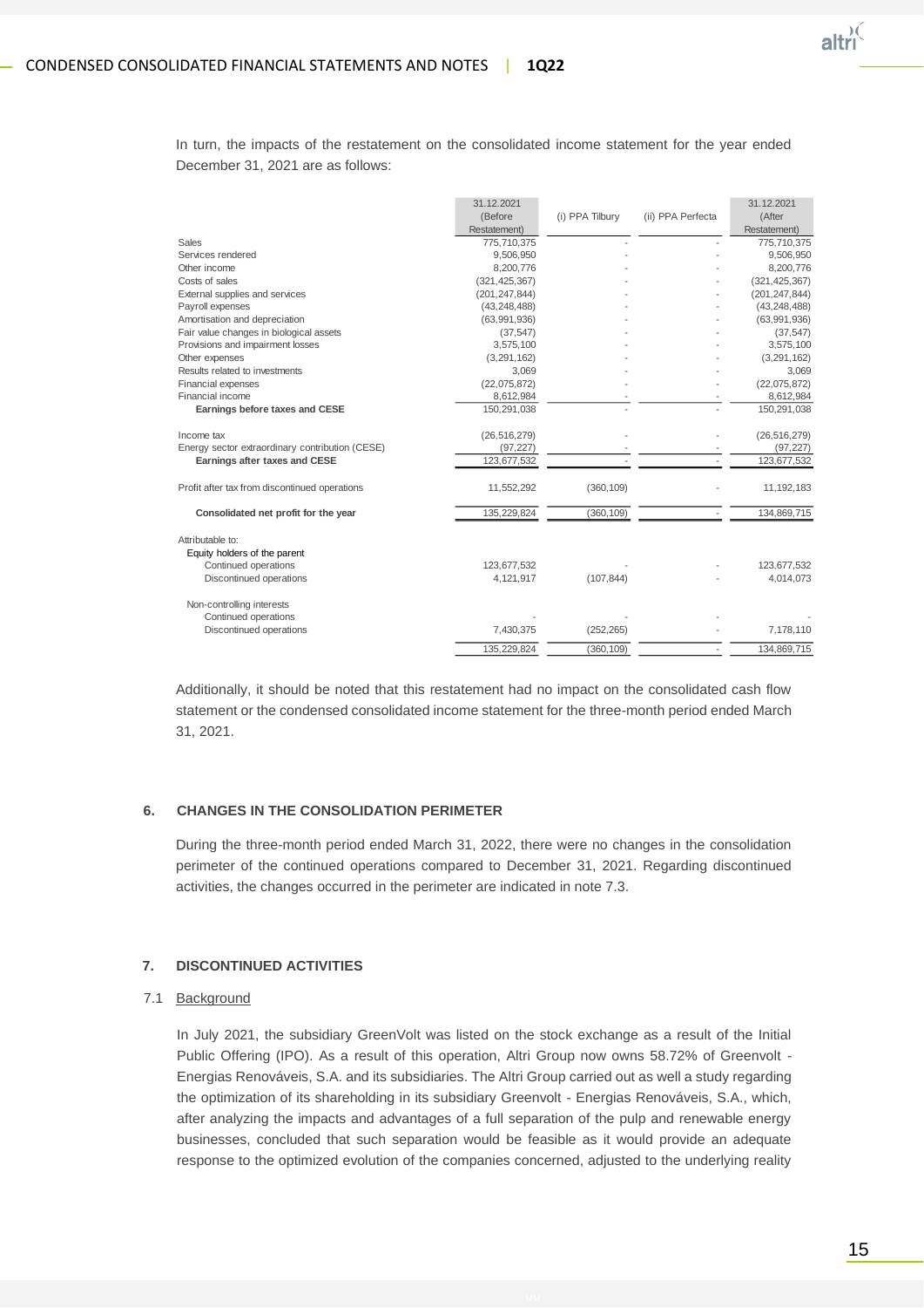In turn, the impacts of the restatement on the consolidated income statement for the year ended December 31, 2021 are as follows:

| | 31.12.2021 (Before Restatement) | (i) PPA Tilbury | (ii) PPA Perfecta | 31.12.2021 (After Restatement) |
|---|---|---|---|---|
| Sales | 775,710,375 | - | - | 775,710,375 |
| Services rendered | 9,506,950 | - | - | 9,506,950 |
| Other income | 8,200,776 | - | - | 8,200,776 |
| Costs of sales | (321,425,367) | - | - | (321,425,367) |
| External supplies and services | (201,247,844) | - | - | (201,247,844) |
| Payroll expenses | (43,248,488) | - | - | (43,248,488) |
| Amortisation and depreciation | (63,991,936) | - | - | (63,991,936) |
| Fair value changes in biological assets | (37,547) | - | - | (37,547) |
| Provisions and impairment losses | 3,575,100 | - | - | 3,575,100 |
| Other expenses | (3,291,162) | - | - | (3,291,162) |
| Results related to investments | 3,069 | - | - | 3,069 |
| Financial expenses | (22,075,872) | - | - | (22,075,872) |
| Financial income | 8,612,984 | - | - | 8,612,984 |
| **Earnings before taxes and CESE** | 150,291,038 | - | - | 150,291,038 |
| Income tax | (26,516,279) | - | - | (26,516,279) |
| Energy sector extraordinary contribution (CESE) | (97,227) | - | - | (97,227) |
| **Earnings after taxes and CESE** | 123,677,532 | - | - | 123,677,532 |
| Profit after tax from discontinued operations | 11,552,292 | (360,109) | - | 11,192,183 |
| **Consolidated net profit for the year** | 135,229,824 | (360,109) | - | 134,869,715 |
| Attributable to: | | | | |
| Equity holders of the parent | | | | |
| Continued operations | 123,677,532 | - | - | 123,677,532 |
| Discontinued operations | 4,121,917 | (107,844) | - | 4,014,073 |
| Non-controlling interests | | | | |
| Continued operations | - | - | - | - |
| Discontinued operations | 7,430,375 | (252,265) | - | 7,178,110 |
| | 135,229,824 | (360,109) | - | 134,869,715 |

Additionally, it should be noted that this restatement had no impact on the consolidated cash flow statement or the condensed consolidated income statement for the three-month period ended March 31, 2021.

## 6. CHANGES IN THE CONSOLIDATION PERIMETER

During the three-month period ended March 31, 2022, there were no changes in the consolidation perimeter of the continued operations compared to December 31, 2021. Regarding discontinued activities, the changes occurred in the perimeter are indicated in note 7.3.

## 7. DISCONTINUED ACTIVITIES

### 7.1 Background

In July 2021, the subsidiary GreenVolt was listed on the stock exchange as a result of the Initial Public Offering (IPO). As a result of this operation, Altri Group now owns 58.72% of Greenvolt - Energias Renováveis, S.A. and its subsidiaries. The Altri Group carried out as well a study regarding the optimization of its shareholding in its subsidiary Greenvolt - Energias Renováveis, S.A., which, after analyzing the impacts and advantages of a full separation of the pulp and renewable energy businesses, concluded that such separation would be feasible as it would provide an adequate response to the optimized evolution of the companies concerned, adjusted to the underlying reality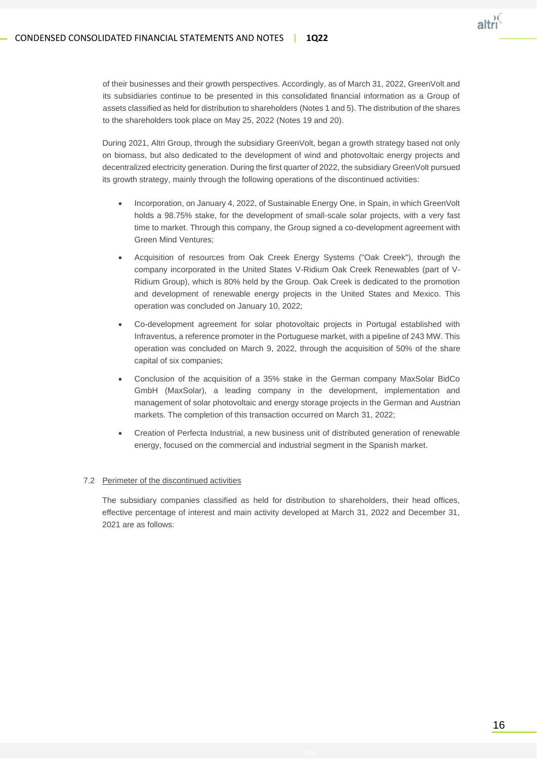of their businesses and their growth perspectives. Accordingly, as of March 31, 2022, GreenVolt and its subsidiaries continue to be presented in this consolidated financial information as a Group of assets classified as held for distribution to shareholders (Notes 1 and 5). The distribution of the shares to the shareholders took place on May 25, 2022 (Notes 19 and 20).

During 2021, Altri Group, through the subsidiary GreenVolt, began a growth strategy based not only on biomass, but also dedicated to the development of wind and photovoltaic energy projects and decentralized electricity generation. During the first quarter of 2022, the subsidiary GreenVolt pursued its growth strategy, mainly through the following operations of the discontinued activities:

- Incorporation, on January 4, 2022, of Sustainable Energy One, in Spain, in which GreenVolt holds a 98.75% stake, for the development of small-scale solar projects, with a very fast time to market. Through this company, the Group signed a co-development agreement with Green Mind Ventures;
- Acquisition of resources from Oak Creek Energy Systems ("Oak Creek"), through the company incorporated in the United States V-Ridium Oak Creek Renewables (part of V-Ridium Group), which is 80% held by the Group. Oak Creek is dedicated to the promotion and development of renewable energy projects in the United States and Mexico. This operation was concluded on January 10, 2022;
- Co-development agreement for solar photovoltaic projects in Portugal established with Infraventus, a reference promoter in the Portuguese market, with a pipeline of 243 MW. This operation was concluded on March 9, 2022, through the acquisition of 50% of the share capital of six companies;
- Conclusion of the acquisition of a 35% stake in the German company MaxSolar BidCo GmbH (MaxSolar), a leading company in the development, implementation and management of solar photovoltaic and energy storage projects in the German and Austrian markets. The completion of this transaction occurred on March 31, 2022;
- Creation of Perfecta Industrial, a new business unit of distributed generation of renewable energy, focused on the commercial and industrial segment in the Spanish market.

### 7.2 Perimeter of the discontinued activities

The subsidiary companies classified as held for distribution to shareholders, their head offices, effective percentage of interest and main activity developed at March 31, 2022 and December 31, 2021 are as follows: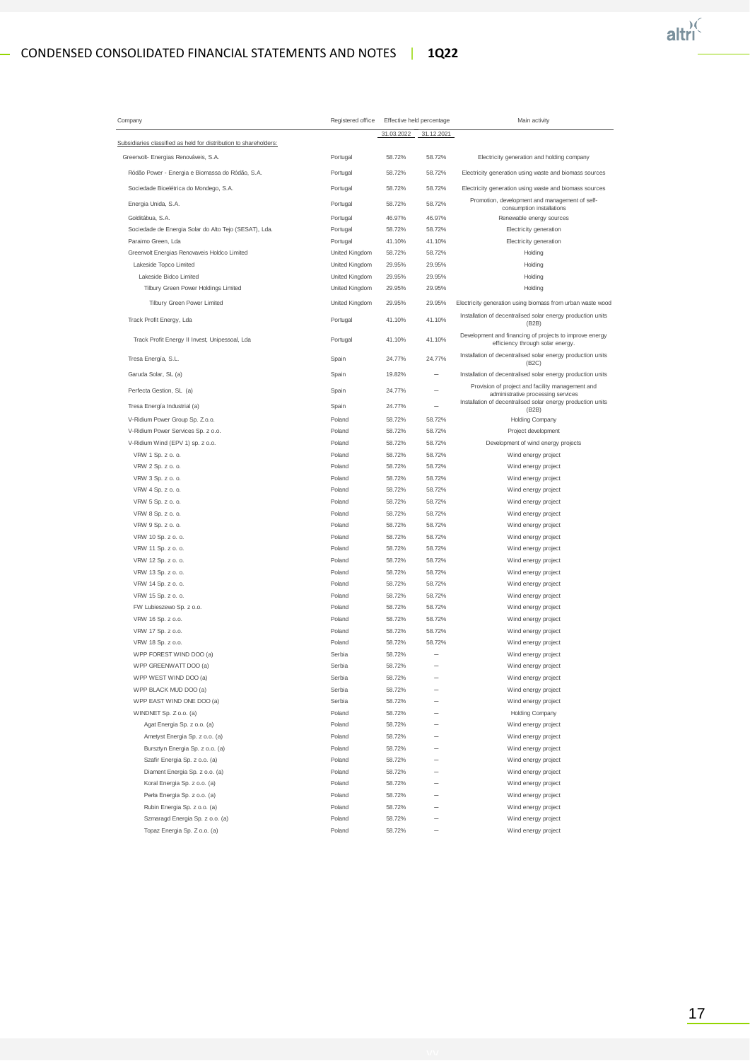| Company | Registered office | Effective held percentage | | Main activity |
|---|---|---|---|---|
| | | 31.03.2022 | 31.12.2021 | |
| Subsidiaries classified as held for distribution to shareholders: | | | | |
| Greenvolt- Energias Renováveis, S.A. | Portugal | 58.72% | 58.72% | Electricity generation and holding company |
| Ródão Power - Energia e Biomassa do Ródão, S.A. | Portugal | 58.72% | 58.72% | Electricity generation using waste and biomass sources |
| Sociedade Bioelétrica do Mondego, S.A. | Portugal | 58.72% | 58.72% | Electricity generation using waste and biomass sources |
| Energia Unida, S.A. | Portugal | 58.72% | 58.72% | Promotion, development and management of self-consumption installations |
| Golditábua, S.A. | Portugal | 46.97% | 46.97% | Renewable energy sources |
| Sociedade de Energia Solar do Alto Tejo (SESAT), Lda. | Portugal | 58.72% | 58.72% | Electricity generation |
| Paraimo Green, Lda | Portugal | 41.10% | 41.10% | Electricity generation |
| Greenvolt Energias Renovaveis Holdco Limited | United Kingdom | 58.72% | 58.72% | Holding |
| Lakeside Topco Limited | United Kingdom | 29.95% | 29.95% | Holding |
| Lakeside Bidco Limited | United Kingdom | 29.95% | 29.95% | Holding |
| Tilbury Green Power Holdings Limited | United Kingdom | 29.95% | 29.95% | Holding |
| Tilbury Green Power Limited | United Kingdom | 29.95% | 29.95% | Electricity generation using biomass from urban waste wood |
| Track Profit Energy, Lda | Portugal | 41.10% | 41.10% | Installation of decentralised solar energy production units (B2B) |
| Track Profit Energy II Invest, Unipessoal, Lda | Portugal | 41.10% | 41.10% | Development and financing of projects to improve energy efficiency through solar energy. |
| Tresa Energía, S.L. | Spain | 24.77% | 24.77% | Installation of decentralised solar energy production units (B2C) |
| Garuda Solar, SL (a) | Spain | 19.82% | – | Installation of decentralised solar energy production units |
| Perfecta Gestion, SL (a) | Spain | 24.77% | – | Provision of project and facility management and administrative processing services |
| Tresa Energia Industrial (a) | Spain | 24.77% | – | Installation of decentralised solar energy production units (B2B) |
| V-Ridium Power Group Sp. Z.o.o. | Poland | 58.72% | 58.72% | Holding Company |
| V-Ridium Power Services Sp. z o.o. | Poland | 58.72% | 58.72% | Project development |
| V-Ridium Wind (EPV 1) sp. z o.o. | Poland | 58.72% | 58.72% | Development of wind energy projects |
| VRW 1 Sp. z o. o. | Poland | 58.72% | 58.72% | Wind energy project |
| VRW 2 Sp. z o. o. | Poland | 58.72% | 58.72% | Wind energy project |
| VRW 3 Sp. z o. o. | Poland | 58.72% | 58.72% | Wind energy project |
| VRW 4 Sp. z o. o. | Poland | 58.72% | 58.72% | Wind energy project |
| VRW 5 Sp. z o. o. | Poland | 58.72% | 58.72% | Wind energy project |
| VRW 8 Sp. z o. o. | Poland | 58.72% | 58.72% | Wind energy project |
| VRW 9 Sp. z o. o. | Poland | 58.72% | 58.72% | Wind energy project |
| VRW 10 Sp. z o. o. | Poland | 58.72% | 58.72% | Wind energy project |
| VRW 11 Sp. z o. o. | Poland | 58.72% | 58.72% | Wind energy project |
| VRW 12 Sp. z o. o. | Poland | 58.72% | 58.72% | Wind energy project |
| VRW 13 Sp. z o. o. | Poland | 58.72% | 58.72% | Wind energy project |
| VRW 14 Sp. z o. o. | Poland | 58.72% | 58.72% | Wind energy project |
| VRW 15 Sp. z o. o. | Poland | 58.72% | 58.72% | Wind energy project |
| FW Lubieszewo Sp. z o.o. | Poland | 58.72% | 58.72% | Wind energy project |
| VRW 16 Sp. z o.o. | Poland | 58.72% | 58.72% | Wind energy project |
| VRW 17 Sp. z o.o. | Poland | 58.72% | 58.72% | Wind energy project |
| VRW 18 Sp. z o.o. | Poland | 58.72% | 58.72% | Wind energy project |
| WPP FOREST WIND DOO (a) | Serbia | 58.72% | – | Wind energy project |
| WPP GREENWATT DOO (a) | Serbia | 58.72% | – | Wind energy project |
| WPP WEST WIND DOO (a) | Serbia | 58.72% | – | Wind energy project |
| WPP BLACK MUD DOO (a) | Serbia | 58.72% | – | Wind energy project |
| WPP EAST WIND ONE DOO (a) | Serbia | 58.72% | – | Wind energy project |
| WINDNET Sp. Z o.o. (a) | Poland | 58.72% | – | Holding Company |
| Agat Energia Sp. z o.o. (a) | Poland | 58.72% | – | Wind energy project |
| Ametyst Energia Sp. z o.o. (a) | Poland | 58.72% | – | Wind energy project |
| Bursztyn Energia Sp. z o.o. (a) | Poland | 58.72% | – | Wind energy project |
| Szafir Energia Sp. z o.o. (a) | Poland | 58.72% | – | Wind energy project |
| Diament Energia Sp. z o.o. (a) | Poland | 58.72% | – | Wind energy project |
| Koral Energia Sp. z o.o. (a) | Poland | 58.72% | – | Wind energy project |
| Perla Energia Sp. z o.o. (a) | Poland | 58.72% | – | Wind energy project |
| Rubin Energia Sp. z o.o. (a) | Poland | 58.72% | – | Wind energy project |
| Szmaragd Energia Sp. z o.o. (a) | Poland | 58.72% | – | Wind energy project |
| Topaz Energia Sp. Z o.o. (a) | Poland | 58.72% | – | Wind energy project |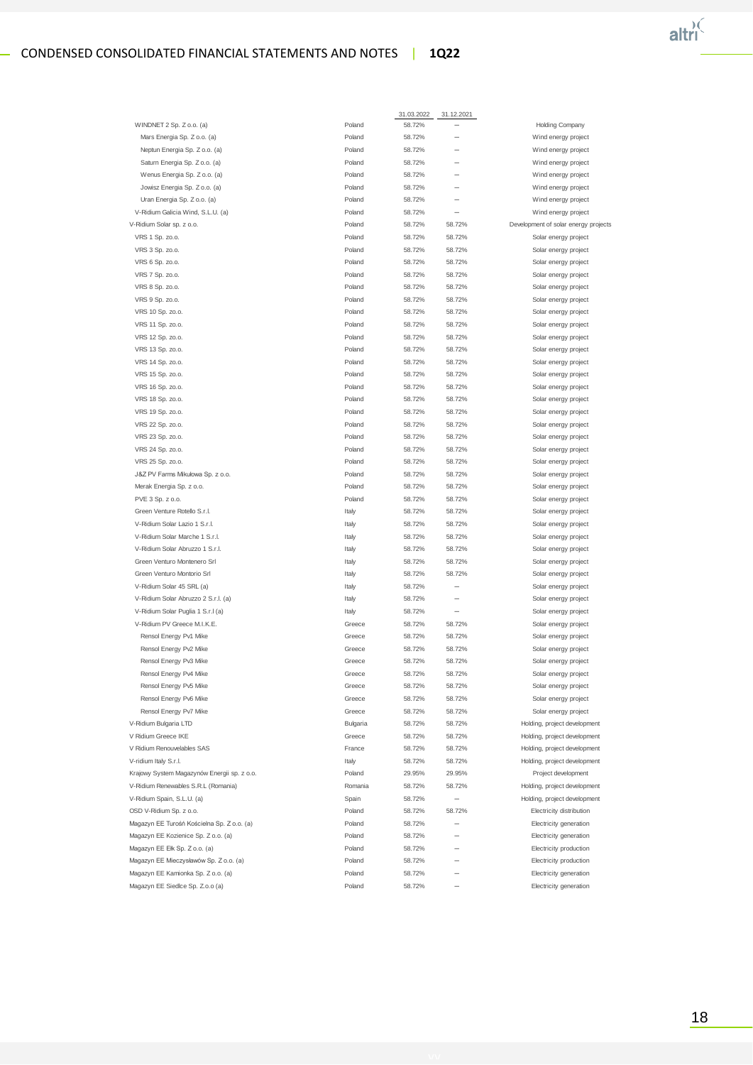| | | 31.03.2022 | 31.12.2021 | |
|---|---|---|---|---|
| WINDNET 2 Sp. Z o.o. (a) | Poland | 58.72% | – | Holding Company |
| Mars Energia Sp. Z o.o. (a) | Poland | 58.72% | – | Wind energy project |
| Neptun Energia Sp. Z o.o. (a) | Poland | 58.72% | – | Wind energy project |
| Saturn Energia Sp. Z o.o. (a) | Poland | 58.72% | – | Wind energy project |
| Wenus Energia Sp. Z o.o. (a) | Poland | 58.72% | – | Wind energy project |
| Jowisz Energia Sp. Z o.o. (a) | Poland | 58.72% | – | Wind energy project |
| Uran Energia Sp. Z o.o. (a) | Poland | 58.72% | – | Wind energy project |
| V-Ridium Galicia Wind, S.L.U. (a) | Poland | 58.72% | – | Wind energy project |
| V-Ridium Solar sp. z o.o. | Poland | 58.72% | 58.72% | Development of solar energy projects |
| VRS 1 Sp. zo.o. | Poland | 58.72% | 58.72% | Solar energy project |
| VRS 3 Sp. zo.o. | Poland | 58.72% | 58.72% | Solar energy project |
| VRS 6 Sp. zo.o. | Poland | 58.72% | 58.72% | Solar energy project |
| VRS 7 Sp. zo.o. | Poland | 58.72% | 58.72% | Solar energy project |
| VRS 8 Sp. zo.o. | Poland | 58.72% | 58.72% | Solar energy project |
| VRS 9 Sp. zo.o. | Poland | 58.72% | 58.72% | Solar energy project |
| VRS 10 Sp. zo.o. | Poland | 58.72% | 58.72% | Solar energy project |
| VRS 11 Sp. zo.o. | Poland | 58.72% | 58.72% | Solar energy project |
| VRS 12 Sp. zo.o. | Poland | 58.72% | 58.72% | Solar energy project |
| VRS 13 Sp. zo.o. | Poland | 58.72% | 58.72% | Solar energy project |
| VRS 14 Sp. zo.o. | Poland | 58.72% | 58.72% | Solar energy project |
| VRS 15 Sp. zo.o. | Poland | 58.72% | 58.72% | Solar energy project |
| VRS 16 Sp. zo.o. | Poland | 58.72% | 58.72% | Solar energy project |
| VRS 18 Sp. zo.o. | Poland | 58.72% | 58.72% | Solar energy project |
| VRS 19 Sp. zo.o. | Poland | 58.72% | 58.72% | Solar energy project |
| VRS 22 Sp. zo.o. | Poland | 58.72% | 58.72% | Solar energy project |
| VRS 23 Sp. zo.o. | Poland | 58.72% | 58.72% | Solar energy project |
| VRS 24 Sp. zo.o. | Poland | 58.72% | 58.72% | Solar energy project |
| VRS 25 Sp. zo.o. | Poland | 58.72% | 58.72% | Solar energy project |
| J&Z PV Farms Mikułowa Sp. z o.o. | Poland | 58.72% | 58.72% | Solar energy project |
| Merak Energia Sp. z o.o. | Poland | 58.72% | 58.72% | Solar energy project |
| PVE 3 Sp. z o.o. | Poland | 58.72% | 58.72% | Solar energy project |
| Green Venture Rotello S.r.l. | Italy | 58.72% | 58.72% | Solar energy project |
| V-Ridium Solar Lazio 1 S.r.l. | Italy | 58.72% | 58.72% | Solar energy project |
| V-Ridium Solar Marche 1 S.r.l. | Italy | 58.72% | 58.72% | Solar energy project |
| V-Ridium Solar Abruzzo 1 S.r.l. | Italy | 58.72% | 58.72% | Solar energy project |
| Green Venturo Montenero Srl | Italy | 58.72% | 58.72% | Solar energy project |
| Green Venturo Montorio Srl | Italy | 58.72% | 58.72% | Solar energy project |
| V-Ridium Solar 45 SRL (a) | Italy | 58.72% | – | Solar energy project |
| V-Ridium Solar Abruzzo 2 S.r.l. (a) | Italy | 58.72% | – | Solar energy project |
| V-Ridium Solar Puglia 1 S.r.l (a) | Italy | 58.72% | – | Solar energy project |
| V-Ridium PV Greece M.I.K.E. | Greece | 58.72% | 58.72% | Solar energy project |
| Rensol Energy Pv1 Mike | Greece | 58.72% | 58.72% | Solar energy project |
| Rensol Energy Pv2 Mike | Greece | 58.72% | 58.72% | Solar energy project |
| Rensol Energy Pv3 Mike | Greece | 58.72% | 58.72% | Solar energy project |
| Rensol Energy Pv4 Mike | Greece | 58.72% | 58.72% | Solar energy project |
| Rensol Energy Pv5 Mike | Greece | 58.72% | 58.72% | Solar energy project |
| Rensol Energy Pv6 Mike | Greece | 58.72% | 58.72% | Solar energy project |
| Rensol Energy Pv7 Mike | Greece | 58.72% | 58.72% | Solar energy project |
| V-Ridium Bulgaria LTD | Bulgaria | 58.72% | 58.72% | Holding, project development |
| V Ridium Greece IKE | Greece | 58.72% | 58.72% | Holding, project development |
| V Ridium Renouvelables SAS | France | 58.72% | 58.72% | Holding, project development |
| V-ridium Italy S.r.l. | Italy | 58.72% | 58.72% | Holding, project development |
| Krajowy System Magazynów Energii sp. z o.o. | Poland | 29.95% | 29.95% | Project development |
| V-Ridium Renewables S.R.L (Romania) | Romania | 58.72% | 58.72% | Holding, project development |
| V-Ridium Spain, S.L.U. (a) | Spain | 58.72% | – | Holding, project development |
| OSD V-Ridium Sp. z o.o. | Poland | 58.72% | 58.72% | Electricity distribution |
| Magazyn EE Turośń Kościelna Sp. Z o.o. (a) | Poland | 58.72% | – | Electricity generation |
| Magazyn EE Kozienice Sp. Z o.o. (a) | Poland | 58.72% | – | Electricity generation |
| Magazyn EE Ełk Sp. Z o.o. (a) | Poland | 58.72% | – | Electricity production |
| Magazyn EE Mieczysławów Sp. Z o.o. (a) | Poland | 58.72% | – | Electricity production |
| Magazyn EE Kamionka Sp. Z o.o. (a) | Poland | 58.72% | – | Electricity generation |
| Magazyn EE Siedlce Sp. Z.o.o (a) | Poland | 58.72% | – | Electricity generation |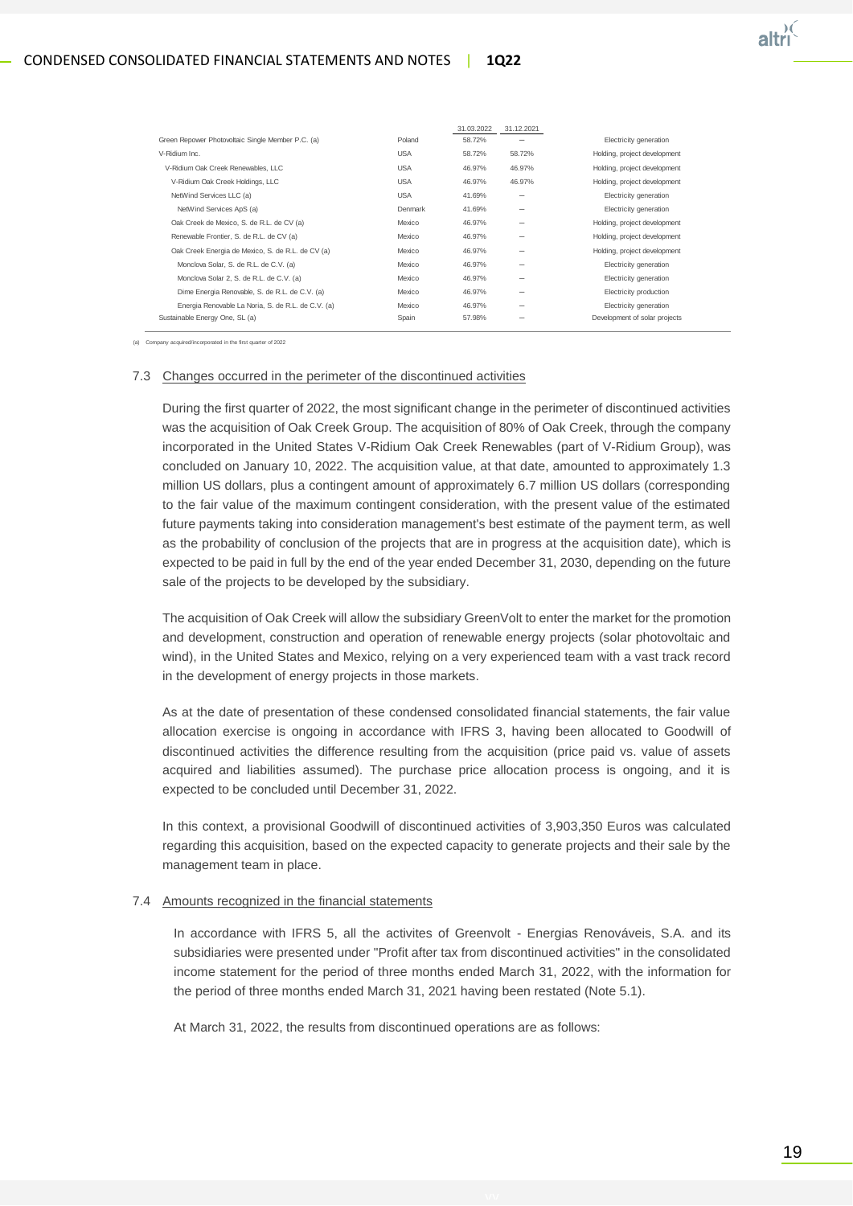| | | 31.03.2022 | 31.12.2021 | |
|---|---|---|---|---|
| Green Repower Photovoltaic Single Member P.C. (a) | Poland | 58.72% | – | Electricity generation |
| V-Ridium Inc. | USA | 58.72% | 58.72% | Holding, project development |
| V-Ridium Oak Creek Renewables, LLC | USA | 46.97% | 46.97% | Holding, project development |
| V-Ridium Oak Creek Holdings, LLC | USA | 46.97% | 46.97% | Holding, project development |
| NetWind Services LLC (a) | USA | 41.69% | – | Electricity generation |
| NetWind Services ApS (a) | Denmark | 41.69% | – | Electricity generation |
| Oak Creek de Mexico, S. de R.L. de CV (a) | Mexico | 46.97% | – | Holding, project development |
| Renewable Frontier, S. de R.L. de CV (a) | Mexico | 46.97% | – | Holding, project development |
| Oak Creek Energia de Mexico, S. de R.L. de CV (a) | Mexico | 46.97% | – | Holding, project development |
| Monclova Solar, S. de R.L. de C.V. (a) | Mexico | 46.97% | – | Electricity generation |
| Monclova Solar 2, S. de R.L. de C.V. (a) | Mexico | 46.97% | – | Electricity generation |
| Dime Energia Renovable, S. de R.L. de C.V. (a) | Mexico | 46.97% | – | Electricity production |
| Energia Renovable La Noria, S. de R.L. de C.V. (a) | Mexico | 46.97% | – | Electricity generation |
| Sustainable Energy One, SL (a) | Spain | 57.98% | – | Development of solar projects |

(a) Company acquired/incorporated in the first quarter of 2022

### 7.3 Changes occurred in the perimeter of the discontinued activities

During the first quarter of 2022, the most significant change in the perimeter of discontinued activities was the acquisition of Oak Creek Group. The acquisition of 80% of Oak Creek, through the company incorporated in the United States V-Ridium Oak Creek Renewables (part of V-Ridium Group), was concluded on January 10, 2022. The acquisition value, at that date, amounted to approximately 1.3 million US dollars, plus a contingent amount of approximately 6.7 million US dollars (corresponding to the fair value of the maximum contingent consideration, with the present value of the estimated future payments taking into consideration management's best estimate of the payment term, as well as the probability of conclusion of the projects that are in progress at the acquisition date), which is expected to be paid in full by the end of the year ended December 31, 2030, depending on the future sale of the projects to be developed by the subsidiary.

The acquisition of Oak Creek will allow the subsidiary GreenVolt to enter the market for the promotion and development, construction and operation of renewable energy projects (solar photovoltaic and wind), in the United States and Mexico, relying on a very experienced team with a vast track record in the development of energy projects in those markets.

As at the date of presentation of these condensed consolidated financial statements, the fair value allocation exercise is ongoing in accordance with IFRS 3, having been allocated to Goodwill of discontinued activities the difference resulting from the acquisition (price paid vs. value of assets acquired and liabilities assumed). The purchase price allocation process is ongoing, and it is expected to be concluded until December 31, 2022.

In this context, a provisional Goodwill of discontinued activities of 3,903,350 Euros was calculated regarding this acquisition, based on the expected capacity to generate projects and their sale by the management team in place.

### 7.4 Amounts recognized in the financial statements

In accordance with IFRS 5, all the activites of Greenvolt - Energias Renováveis, S.A. and its subsidiaries were presented under "Profit after tax from discontinued activities" in the consolidated income statement for the period of three months ended March 31, 2022, with the information for the period of three months ended March 31, 2021 having been restated (Note 5.1).

At March 31, 2022, the results from discontinued operations are as follows: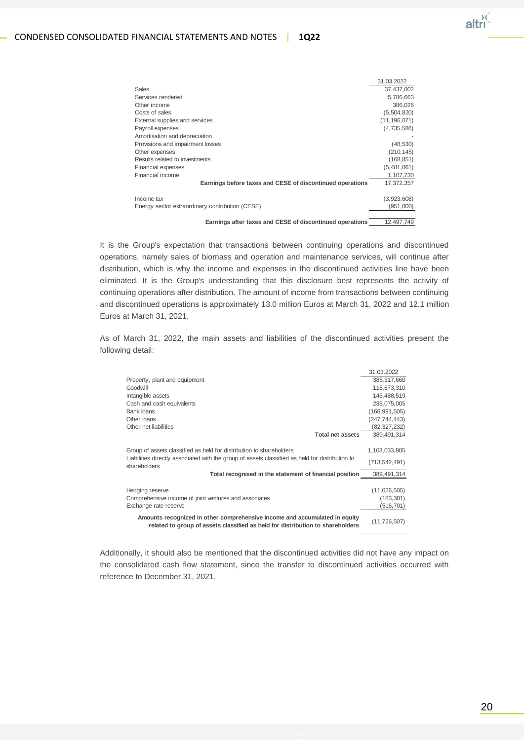| | 31.03.2022 |
|---|---|
| Sales | 37,437,002 |
| Services rendered | 5,786,663 |
| Other income | 386,026 |
| Costs of sales | (5,504,820) |
| External supplies and services | (11,196,071) |
| Payroll expenses | (4,735,586) |
| Amortisation and depreciation | - |
| Provisions and impairment losses | (48,530) |
| Other expenses | (210,145) |
| Results related to investments | (168,851) |
| Financial expenses | (5,481,061) |
| Financial income | 1,107,730 |
| **Earnings before taxes and CESE of discontinued operations** | 17,372,357 |
| Income tax | (3,923,608) |
| Energy sector extraordinary contribution (CESE) | (951,000) |
| **Earnings after taxes and CESE of discontinued operations** | 12,497,749 |

It is the Group's expectation that transactions between continuing operations and discontinued operations, namely sales of biomass and operation and maintenance services, will continue after distribution, which is why the income and expenses in the discontinued activities line have been eliminated. It is the Group's understanding that this disclosure best represents the activity of continuing operations after distribution. The amount of income from transactions between continuing and discontinued operations is approximately 13.0 million Euros at March 31, 2022 and 12.1 million Euros at March 31, 2021.

As of March 31, 2022, the main assets and liabilities of the discontinued activities present the following detail:

| | 31.03.2022 |
|---|---|
| Property, plant and equipment | 385,317,660 |
| Goodwill | 116,673,310 |
| Intangible assets | 146,488,519 |
| Cash and cash equivalents | 238,075,005 |
| Bank loans | (166,991,505) |
| Other loans | (247,744,443) |
| Other net liabilities | (82,327,232) |
| **Total net assets** | 389,491,314 |
| Group of assets classified as held for distribution to shareholders | 1,103,033,805 |
| Liabilities directly associated with the group of assets classified as held for distribution to shareholders | (713,542,491) |
| **Total recognised in the statement of financial position** | 389,491,314 |
| Hedging reserve | (11,026,505) |
| Comprehensive income of joint ventures and associates | (183,301) |
| Exchange rate reserve | (516,701) |
| **Amounts recognized in other comprehensive income and accumulated in equity related to group of assets classified as held for distribution to shareholders** | (11,726,507) |

Additionally, it should also be mentioned that the discontinued activities did not have any impact on the consolidated cash flow statement, since the transfer to discontinued activities occurred with reference to December 31, 2021.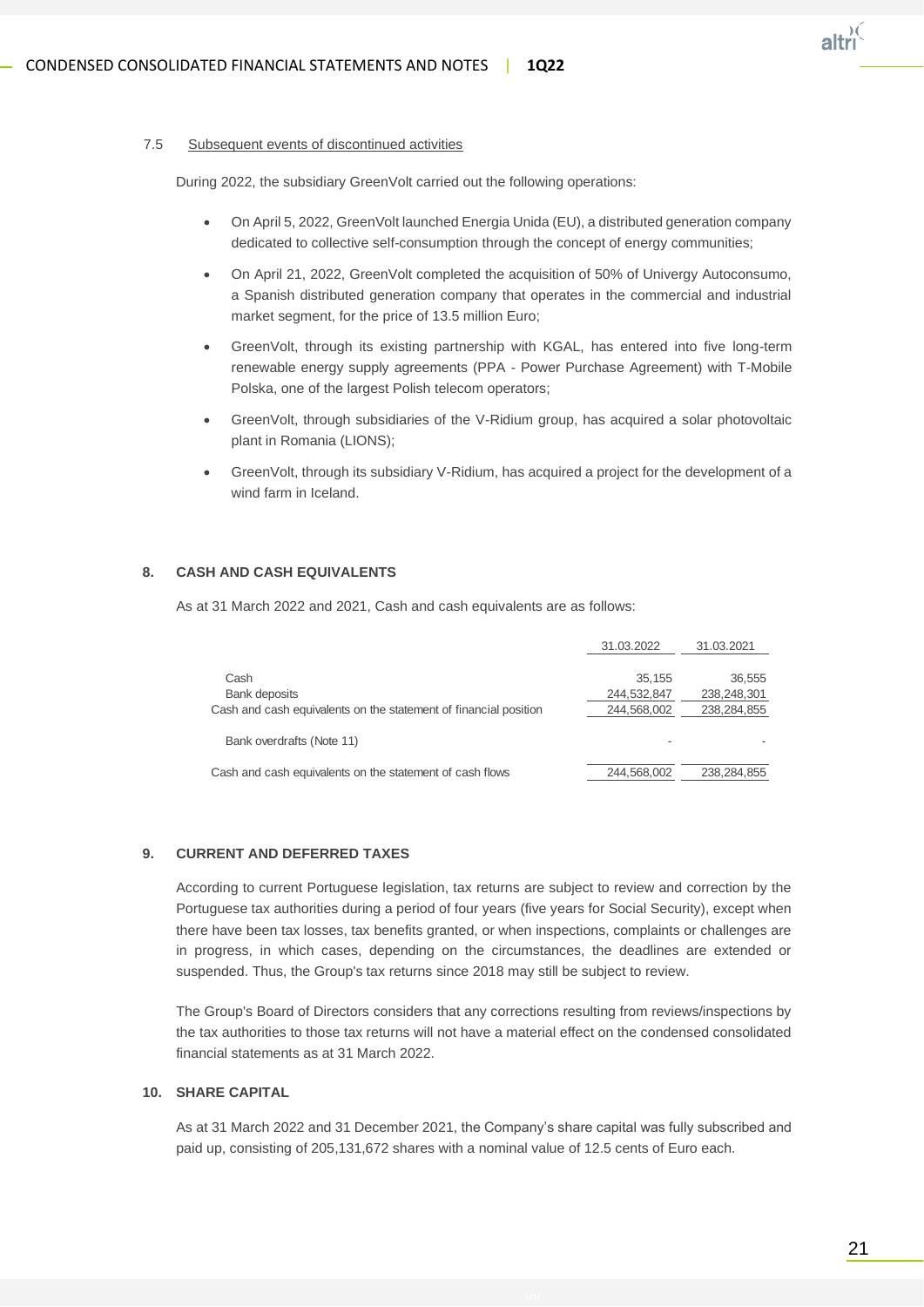### 7.5 Subsequent events of discontinued activities

During 2022, the subsidiary GreenVolt carried out the following operations:

- On April 5, 2022, GreenVolt launched Energia Unida (EU), a distributed generation company dedicated to collective self-consumption through the concept of energy communities;
- On April 21, 2022, GreenVolt completed the acquisition of 50% of Univergy Autoconsumo, a Spanish distributed generation company that operates in the commercial and industrial market segment, for the price of 13.5 million Euro;
- GreenVolt, through its existing partnership with KGAL, has entered into five long-term renewable energy supply agreements (PPA - Power Purchase Agreement) with T-Mobile Polska, one of the largest Polish telecom operators;
- GreenVolt, through subsidiaries of the V-Ridium group, has acquired a solar photovoltaic plant in Romania (LIONS);
- GreenVolt, through its subsidiary V-Ridium, has acquired a project for the development of a wind farm in Iceland.

## 8. CASH AND CASH EQUIVALENTS

As at 31 March 2022 and 2021, Cash and cash equivalents are as follows:

| | 31.03.2022 | 31.03.2021 |
|---|---|---|
| Cash | 35,155 | 36,555 |
| Bank deposits | 244,532,847 | 238,248,301 |
| Cash and cash equivalents on the statement of financial position | 244,568,002 | 238,284,855 |
| Bank overdrafts (Note 11) | - | - |
| Cash and cash equivalents on the statement of cash flows | 244,568,002 | 238,284,855 |

## 9. CURRENT AND DEFERRED TAXES

According to current Portuguese legislation, tax returns are subject to review and correction by the Portuguese tax authorities during a period of four years (five years for Social Security), except when there have been tax losses, tax benefits granted, or when inspections, complaints or challenges are in progress, in which cases, depending on the circumstances, the deadlines are extended or suspended. Thus, the Group's tax returns since 2018 may still be subject to review.

The Group's Board of Directors considers that any corrections resulting from reviews/inspections by the tax authorities to those tax returns will not have a material effect on the condensed consolidated financial statements as at 31 March 2022.

## 10. SHARE CAPITAL

As at 31 March 2022 and 31 December 2021, the Company's share capital was fully subscribed and paid up, consisting of 205,131,672 shares with a nominal value of 12.5 cents of Euro each.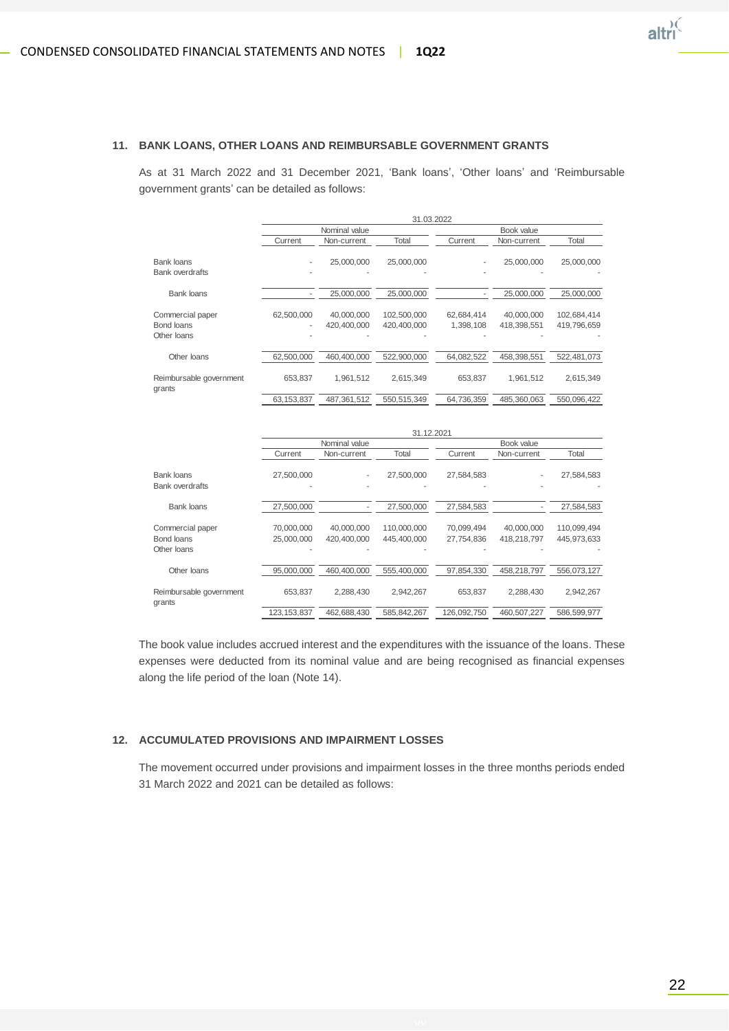## 11. BANK LOANS, OTHER LOANS AND REIMBURSABLE GOVERNMENT GRANTS

As at 31 March 2022 and 31 December 2021, 'Bank loans', 'Other loans' and 'Reimbursable government grants' can be detailed as follows:

| | 31.03.2022 | | | | | |
|---|---|---|---|---|---|---|
| | Nominal value | | | Book value | | |
| | Current | Non-current | Total | Current | Non-current | Total |
| Bank loans | - | 25,000,000 | 25,000,000 | - | 25,000,000 | 25,000,000 |
| Bank overdrafts | - | - | - | - | - | - |
| Bank loans | - | 25,000,000 | 25,000,000 | - | 25,000,000 | 25,000,000 |
| Commercial paper | 62,500,000 | 40,000,000 | 102,500,000 | 62,684,414 | 40,000,000 | 102,684,414 |
| Bond loans | - | 420,400,000 | 420,400,000 | 1,398,108 | 418,398,551 | 419,796,659 |
| Other loans | - | - | - | - | - | - |
| Other loans | 62,500,000 | 460,400,000 | 522,900,000 | 64,082,522 | 458,398,551 | 522,481,073 |
| Reimbursable government grants | 653,837 | 1,961,512 | 2,615,349 | 653,837 | 1,961,512 | 2,615,349 |
| | 63,153,837 | 487,361,512 | 550,515,349 | 64,736,359 | 485,360,063 | 550,096,422 |

| | 31.12.2021 | | | | | |
|---|---|---|---|---|---|---|
| | Nominal value | | | Book value | | |
| | Current | Non-current | Total | Current | Non-current | Total |
| Bank loans | 27,500,000 | - | 27,500,000 | 27,584,583 | - | 27,584,583 |
| Bank overdrafts | - | - | - | - | - | - |
| Bank loans | 27,500,000 | - | 27,500,000 | 27,584,583 | - | 27,584,583 |
| Commercial paper | 70,000,000 | 40,000,000 | 110,000,000 | 70,099,494 | 40,000,000 | 110,099,494 |
| Bond loans | 25,000,000 | 420,400,000 | 445,400,000 | 27,754,836 | 418,218,797 | 445,973,633 |
| Other loans | - | - | - | - | - | - |
| Other loans | 95,000,000 | 460,400,000 | 555,400,000 | 97,854,330 | 458,218,797 | 556,073,127 |
| Reimbursable government grants | 653,837 | 2,288,430 | 2,942,267 | 653,837 | 2,288,430 | 2,942,267 |
| | 123,153,837 | 462,688,430 | 585,842,267 | 126,092,750 | 460,507,227 | 586,599,977 |

The book value includes accrued interest and the expenditures with the issuance of the loans. These expenses were deducted from its nominal value and are being recognised as financial expenses along the life period of the loan (Note 14).

## 12. ACCUMULATED PROVISIONS AND IMPAIRMENT LOSSES

The movement occurred under provisions and impairment losses in the three months periods ended 31 March 2022 and 2021 can be detailed as follows: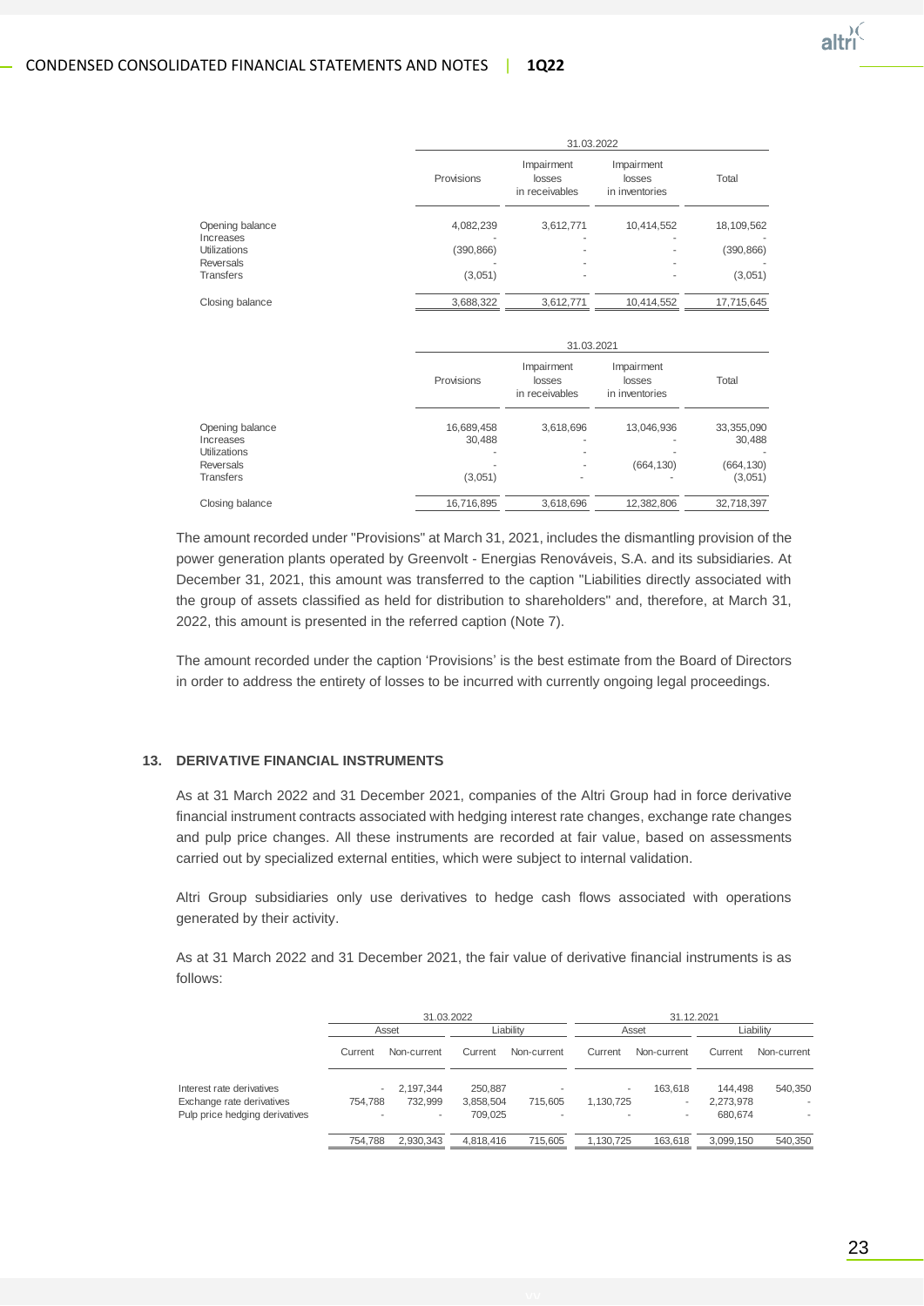| | 31.03.2022 | | | |
|---|---|---|---|---|
| | Provisions | Impairment losses in receivables | Impairment losses in inventories | Total |
| Opening balance | 4,082,239 | 3,612,771 | 10,414,552 | 18,109,562 |
| Increases | - | - | - | - |
| Utilizations | (390,866) | - | - | (390,866) |
| Reversals | - | - | - | - |
| Transfers | (3,051) | - | - | (3,051) |
| Closing balance | 3,688,322 | 3,612,771 | 10,414,552 | 17,715,645 |

| | 31.03.2021 | | | |
|---|---|---|---|---|
| | Provisions | Impairment losses in receivables | Impairment losses in inventories | Total |
| Opening balance | 16,689,458 | 3,618,696 | 13,046,936 | 33,355,090 |
| Increases | 30,488 | - | - | 30,488 |
| Utilizations | - | - | - | - |
| Reversals | - | - | (664,130) | (664,130) |
| Transfers | (3,051) | - | - | (3,051) |
| Closing balance | 16,716,895 | 3,618,696 | 12,382,806 | 32,718,397 |

The amount recorded under "Provisions" at March 31, 2021, includes the dismantling provision of the power generation plants operated by Greenvolt - Energias Renováveis, S.A. and its subsidiaries. At December 31, 2021, this amount was transferred to the caption "Liabilities directly associated with the group of assets classified as held for distribution to shareholders" and, therefore, at March 31, 2022, this amount is presented in the referred caption (Note 7).

The amount recorded under the caption 'Provisions' is the best estimate from the Board of Directors in order to address the entirety of losses to be incurred with currently ongoing legal proceedings.

## 13. DERIVATIVE FINANCIAL INSTRUMENTS

As at 31 March 2022 and 31 December 2021, companies of the Altri Group had in force derivative financial instrument contracts associated with hedging interest rate changes, exchange rate changes and pulp price changes. All these instruments are recorded at fair value, based on assessments carried out by specialized external entities, which were subject to internal validation.

Altri Group subsidiaries only use derivatives to hedge cash flows associated with operations generated by their activity.

As at 31 March 2022 and 31 December 2021, the fair value of derivative financial instruments is as follows:

| | 31.03.2022 | | | | 31.12.2021 | | | |
|---|---|---|---|---|---|---|---|---|
| | Asset | | Liability | | Asset | | Liability | |
| | Current | Non-current | Current | Non-current | Current | Non-current | Current | Non-current |
| Interest rate derivatives | - | 2,197,344 | 250,887 | - | - | 163,618 | 144,498 | 540,350 |
| Exchange rate derivatives | 754,788 | 732,999 | 3,858,504 | 715,605 | 1,130,725 | - | 2,273,978 | - |
| Pulp price hedging derivatives | - | - | 709,025 | - | - | - | 680,674 | - |
| | 754,788 | 2,930,343 | 4,818,416 | 715,605 | 1,130,725 | 163,618 | 3,099,150 | 540,350 |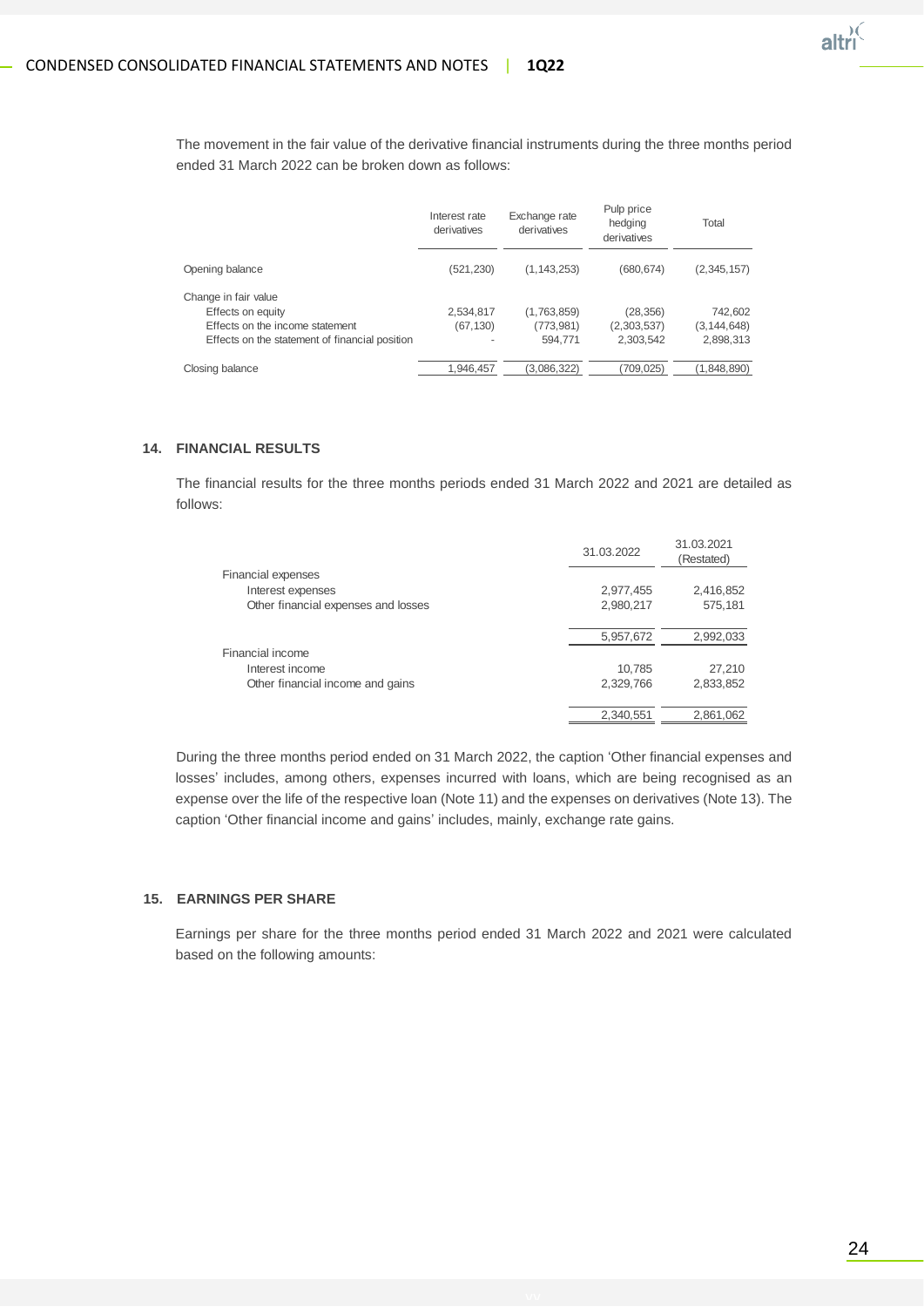The movement in the fair value of the derivative financial instruments during the three months period ended 31 March 2022 can be broken down as follows:

| | Interest rate derivatives | Exchange rate derivatives | Pulp price hedging derivatives | Total |
|---|---|---|---|---|
| Opening balance | (521,230) | (1,143,253) | (680,674) | (2,345,157) |
| Change in fair value | | | | |
| Effects on equity | 2,534,817 | (1,763,859) | (28,356) | 742,602 |
| Effects on the income statement | (67,130) | (773,981) | (2,303,537) | (3,144,648) |
| Effects on the statement of financial position | - | 594,771 | 2,303,542 | 2,898,313 |
| Closing balance | 1,946,457 | (3,086,322) | (709,025) | (1,848,890) |

## 14. FINANCIAL RESULTS

The financial results for the three months periods ended 31 March 2022 and 2021 are detailed as follows:

| | 31.03.2022 | 31.03.2021 (Restated) |
|---|---|---|
| Financial expenses | | |
| Interest expenses | 2,977,455 | 2,416,852 |
| Other financial expenses and losses | 2,980,217 | 575,181 |
| | 5,957,672 | 2,992,033 |
| Financial income | | |
| Interest income | 10,785 | 27,210 |
| Other financial income and gains | 2,329,766 | 2,833,852 |
| | 2,340,551 | 2,861,062 |

During the three months period ended on 31 March 2022, the caption 'Other financial expenses and losses' includes, among others, expenses incurred with loans, which are being recognised as an expense over the life of the respective loan (Note 11) and the expenses on derivatives (Note 13). The caption 'Other financial income and gains' includes, mainly, exchange rate gains.

## 15. EARNINGS PER SHARE

Earnings per share for the three months period ended 31 March 2022 and 2021 were calculated based on the following amounts: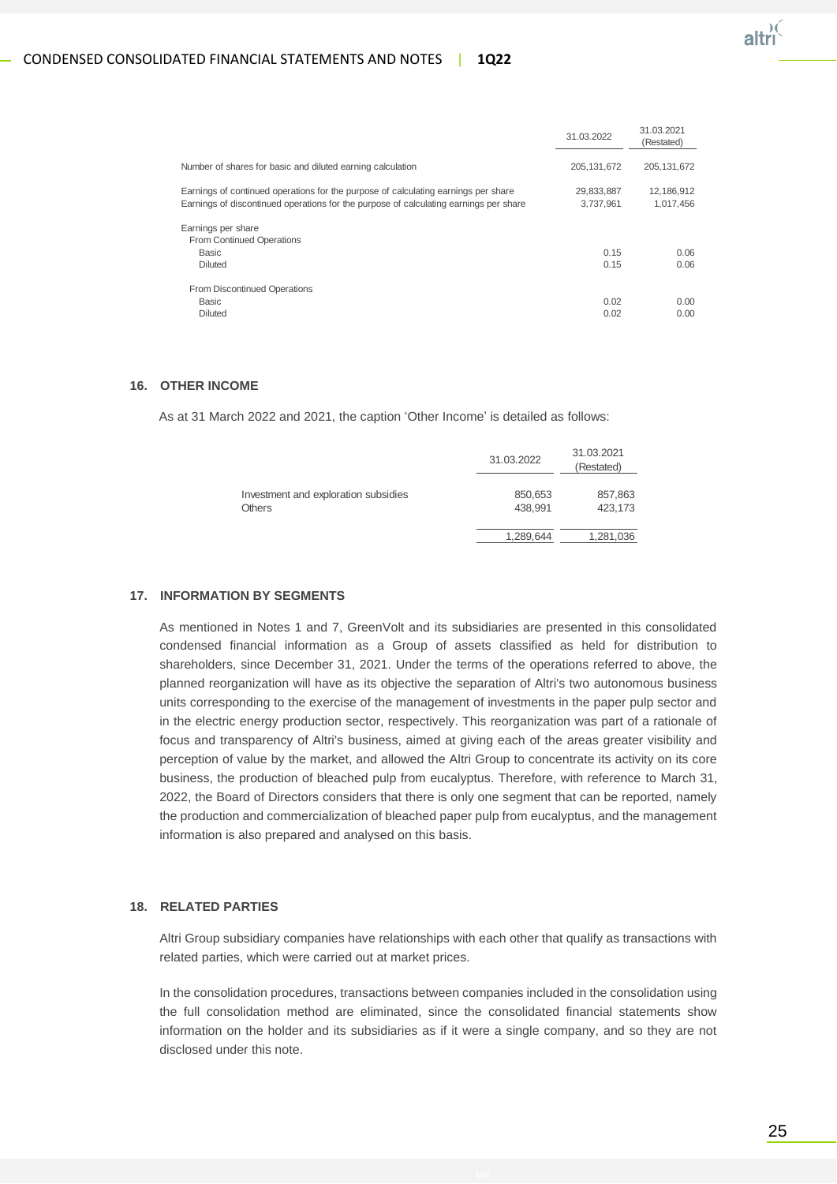|  | 31.03.2022 | 31.03.2021 (Restated) |
|---|---|---|
| Number of shares for basic and diluted earning calculation | 205,131,672 | 205,131,672 |
| Earnings of continued operations for the purpose of calculating earnings per share | 29,833,887 | 12,186,912 |
| Earnings of discontinued operations for the purpose of calculating earnings per share | 3,737,961 | 1,017,456 |
| Earnings per share |  |  |
| From Continued Operations |  |  |
| Basic | 0.15 | 0.06 |
| Diluted | 0.15 | 0.06 |
| From Discontinued Operations |  |  |
| Basic | 0.02 | 0.00 |
| Diluted | 0.02 | 0.00 |

## 16. OTHER INCOME

As at 31 March 2022 and 2021, the caption 'Other Income' is detailed as follows:

|  | 31.03.2022 | 31.03.2021 (Restated) |
|---|---|---|
| Investment and exploration subsidies | 850,653 | 857,863 |
| Others | 438,991 | 423,173 |
|  | 1,289,644 | 1,281,036 |

## 17. INFORMATION BY SEGMENTS

As mentioned in Notes 1 and 7, GreenVolt and its subsidiaries are presented in this consolidated condensed financial information as a Group of assets classified as held for distribution to shareholders, since December 31, 2021. Under the terms of the operations referred to above, the planned reorganization will have as its objective the separation of Altri's two autonomous business units corresponding to the exercise of the management of investments in the paper pulp sector and in the electric energy production sector, respectively. This reorganization was part of a rationale of focus and transparency of Altri's business, aimed at giving each of the areas greater visibility and perception of value by the market, and allowed the Altri Group to concentrate its activity on its core business, the production of bleached pulp from eucalyptus. Therefore, with reference to March 31, 2022, the Board of Directors considers that there is only one segment that can be reported, namely the production and commercialization of bleached paper pulp from eucalyptus, and the management information is also prepared and analysed on this basis.

## 18. RELATED PARTIES

Altri Group subsidiary companies have relationships with each other that qualify as transactions with related parties, which were carried out at market prices.

In the consolidation procedures, transactions between companies included in the consolidation using the full consolidation method are eliminated, since the consolidated financial statements show information on the holder and its subsidiaries as if it were a single company, and so they are not disclosed under this note.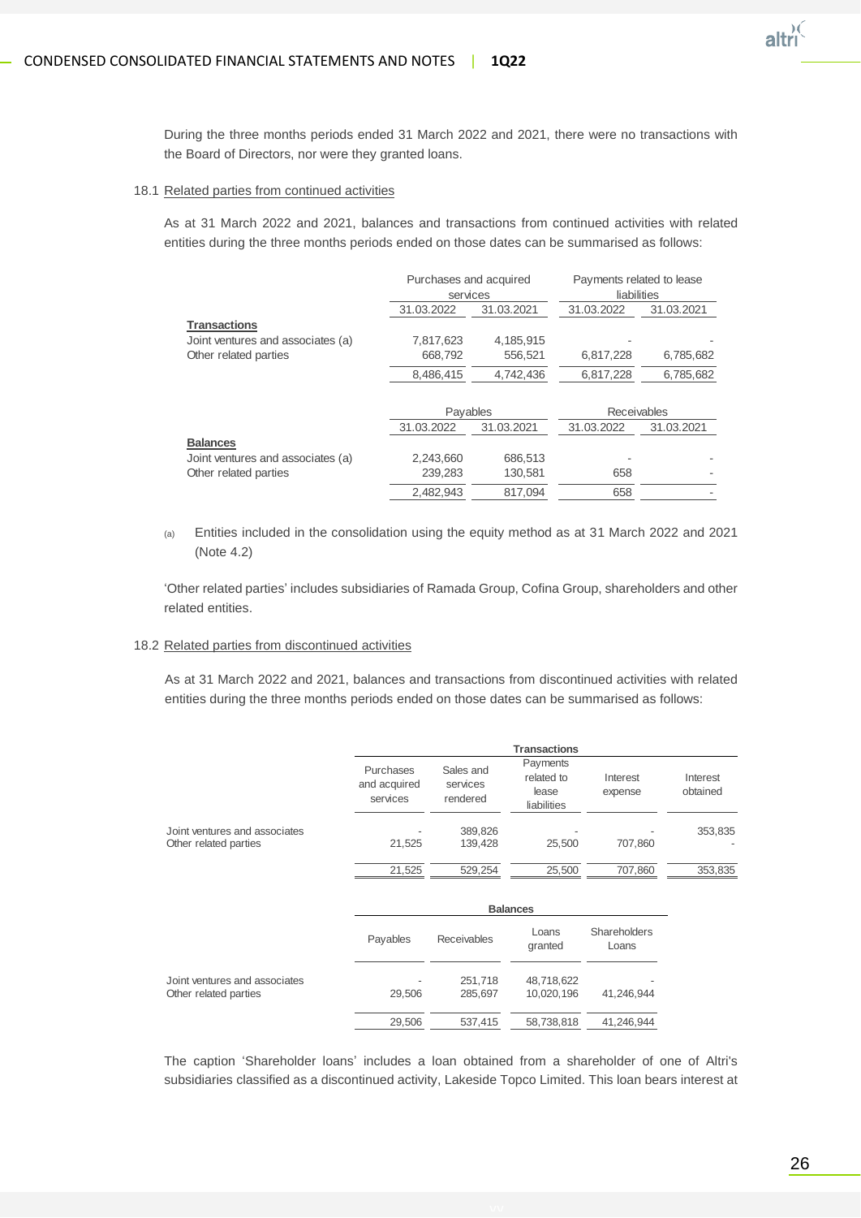During the three months periods ended 31 March 2022 and 2021, there were no transactions with the Board of Directors, nor were they granted loans.

### 18.1 Related parties from continued activities

As at 31 March 2022 and 2021, balances and transactions from continued activities with related entities during the three months periods ended on those dates can be summarised as follows:

| | Purchases and acquired services | | Payments related to lease liabilities | |
|---|---|---|---|---|
| | 31.03.2022 | 31.03.2021 | 31.03.2022 | 31.03.2021 |
| **Transactions** | | | | |
| Joint ventures and associates (a) | 7,817,623 | 4,185,915 | - | - |
| Other related parties | 668,792 | 556,521 | 6,817,228 | 6,785,682 |
| | 8,486,415 | 4,742,436 | 6,817,228 | 6,785,682 |

| | Payables | | Receivables | |
|---|---|---|---|---|
| | 31.03.2022 | 31.03.2021 | 31.03.2022 | 31.03.2021 |
| **Balances** | | | | |
| Joint ventures and associates (a) | 2,243,660 | 686,513 | - | - |
| Other related parties | 239,283 | 130,581 | 658 | - |
| | 2,482,943 | 817,094 | 658 | - |

(a) Entities included in the consolidation using the equity method as at 31 March 2022 and 2021 (Note 4.2)

'Other related parties' includes subsidiaries of Ramada Group, Cofina Group, shareholders and other related entities.

### 18.2 Related parties from discontinued activities

As at 31 March 2022 and 2021, balances and transactions from discontinued activities with related entities during the three months periods ended on those dates can be summarised as follows:

| | Transactions | | | | |
|---|---|---|---|---|---|
| | Purchases and acquired services | Sales and services rendered | Payments related to lease liabilities | Interest expense | Interest obtained |
| Joint ventures and associates | - | 389,826 | - | - | 353,835 |
| Other related parties | 21,525 | 139,428 | 25,500 | 707,860 | - |
| | 21,525 | 529,254 | 25,500 | 707,860 | 353,835 |

| | Balances | | | |
|---|---|---|---|---|
| | Payables | Receivables | Loans granted | Shareholders Loans |
| Joint ventures and associates | - | 251,718 | 48,718,622 | - |
| Other related parties | 29,506 | 285,697 | 10,020,196 | 41,246,944 |
| | 29,506 | 537,415 | 58,738,818 | 41,246,944 |

The caption 'Shareholder loans' includes a loan obtained from a shareholder of one of Altri's subsidiaries classified as a discontinued activity, Lakeside Topco Limited. This loan bears interest at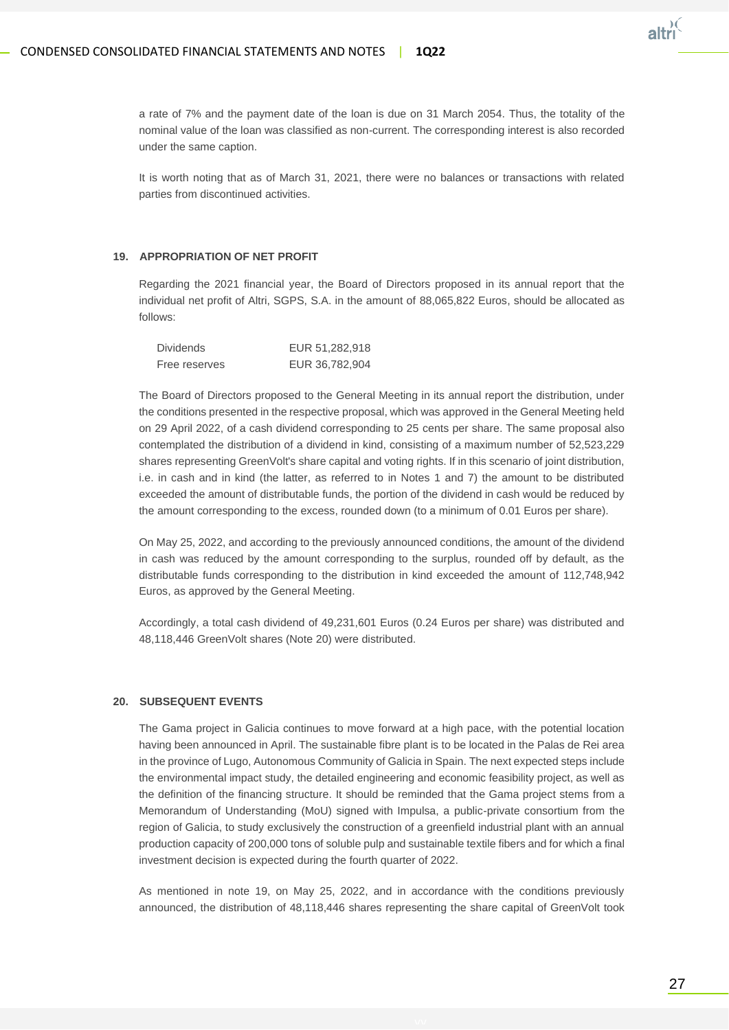a rate of 7% and the payment date of the loan is due on 31 March 2054. Thus, the totality of the nominal value of the loan was classified as non-current. The corresponding interest is also recorded under the same caption.

It is worth noting that as of March 31, 2021, there were no balances or transactions with related parties from discontinued activities.

## 19. APPROPRIATION OF NET PROFIT

Regarding the 2021 financial year, the Board of Directors proposed in its annual report that the individual net profit of Altri, SGPS, S.A. in the amount of 88,065,822 Euros, should be allocated as follows:

| | |
|---|---|
| Dividends | EUR 51,282,918 |
| Free reserves | EUR 36,782,904 |

The Board of Directors proposed to the General Meeting in its annual report the distribution, under the conditions presented in the respective proposal, which was approved in the General Meeting held on 29 April 2022, of a cash dividend corresponding to 25 cents per share. The same proposal also contemplated the distribution of a dividend in kind, consisting of a maximum number of 52,523,229 shares representing GreenVolt's share capital and voting rights. If in this scenario of joint distribution, i.e. in cash and in kind (the latter, as referred to in Notes 1 and 7) the amount to be distributed exceeded the amount of distributable funds, the portion of the dividend in cash would be reduced by the amount corresponding to the excess, rounded down (to a minimum of 0.01 Euros per share).

On May 25, 2022, and according to the previously announced conditions, the amount of the dividend in cash was reduced by the amount corresponding to the surplus, rounded off by default, as the distributable funds corresponding to the distribution in kind exceeded the amount of 112,748,942 Euros, as approved by the General Meeting.

Accordingly, a total cash dividend of 49,231,601 Euros (0.24 Euros per share) was distributed and 48,118,446 GreenVolt shares (Note 20) were distributed.

## 20. SUBSEQUENT EVENTS

The Gama project in Galicia continues to move forward at a high pace, with the potential location having been announced in April. The sustainable fibre plant is to be located in the Palas de Rei area in the province of Lugo, Autonomous Community of Galicia in Spain. The next expected steps include the environmental impact study, the detailed engineering and economic feasibility project, as well as the definition of the financing structure. It should be reminded that the Gama project stems from a Memorandum of Understanding (MoU) signed with Impulsa, a public-private consortium from the region of Galicia, to study exclusively the construction of a greenfield industrial plant with an annual production capacity of 200,000 tons of soluble pulp and sustainable textile fibers and for which a final investment decision is expected during the fourth quarter of 2022.

As mentioned in note 19, on May 25, 2022, and in accordance with the conditions previously announced, the distribution of 48,118,446 shares representing the share capital of GreenVolt took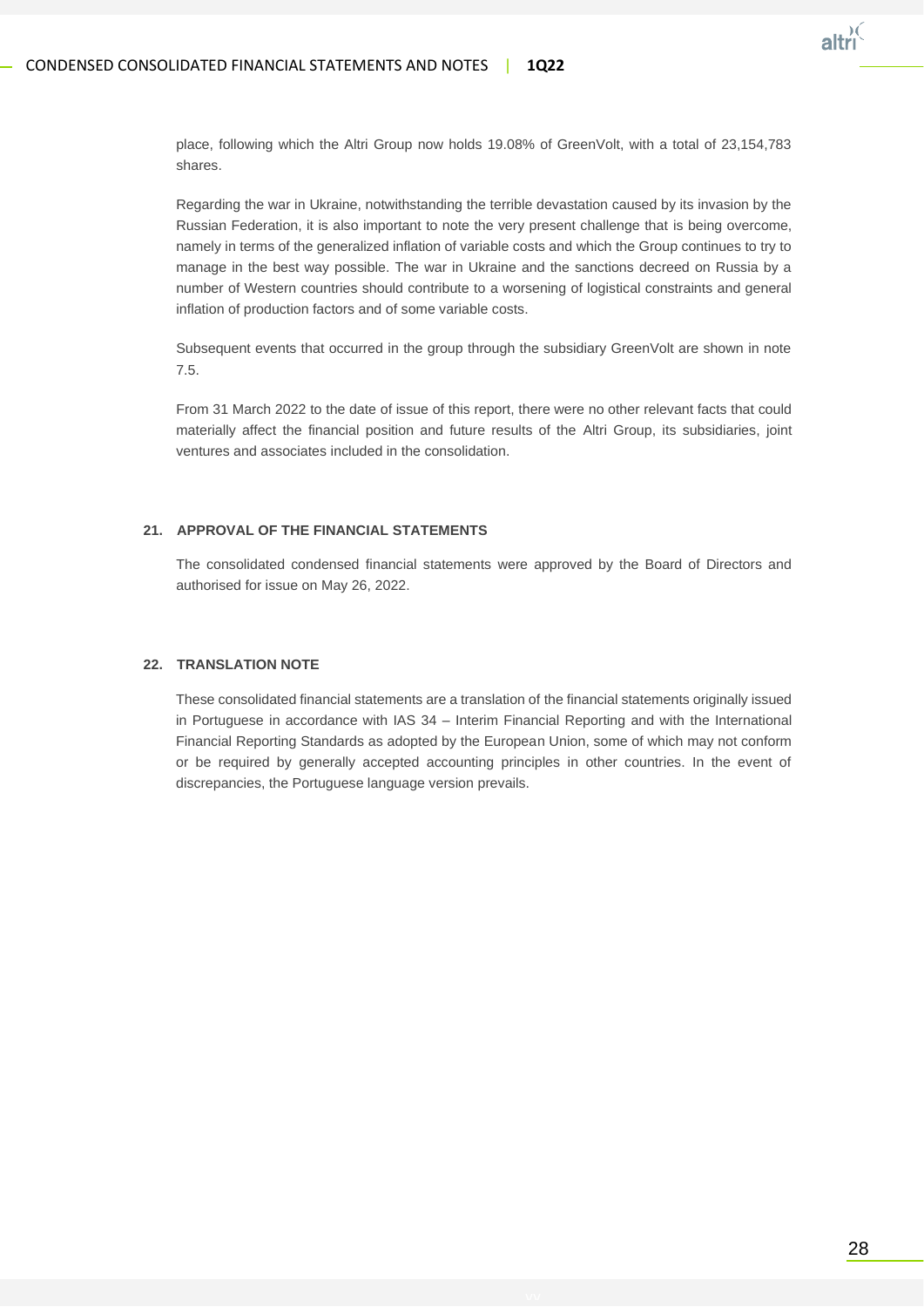place, following which the Altri Group now holds 19.08% of GreenVolt, with a total of 23,154,783 shares.

Regarding the war in Ukraine, notwithstanding the terrible devastation caused by its invasion by the Russian Federation, it is also important to note the very present challenge that is being overcome, namely in terms of the generalized inflation of variable costs and which the Group continues to try to manage in the best way possible. The war in Ukraine and the sanctions decreed on Russia by a number of Western countries should contribute to a worsening of logistical constraints and general inflation of production factors and of some variable costs.

Subsequent events that occurred in the group through the subsidiary GreenVolt are shown in note 7.5.

From 31 March 2022 to the date of issue of this report, there were no other relevant facts that could materially affect the financial position and future results of the Altri Group, its subsidiaries, joint ventures and associates included in the consolidation.

## 21. APPROVAL OF THE FINANCIAL STATEMENTS

The consolidated condensed financial statements were approved by the Board of Directors and authorised for issue on May 26, 2022.

## 22. TRANSLATION NOTE

These consolidated financial statements are a translation of the financial statements originally issued in Portuguese in accordance with IAS 34 – Interim Financial Reporting and with the International Financial Reporting Standards as adopted by the European Union, some of which may not conform or be required by generally accepted accounting principles in other countries. In the event of discrepancies, the Portuguese language version prevails.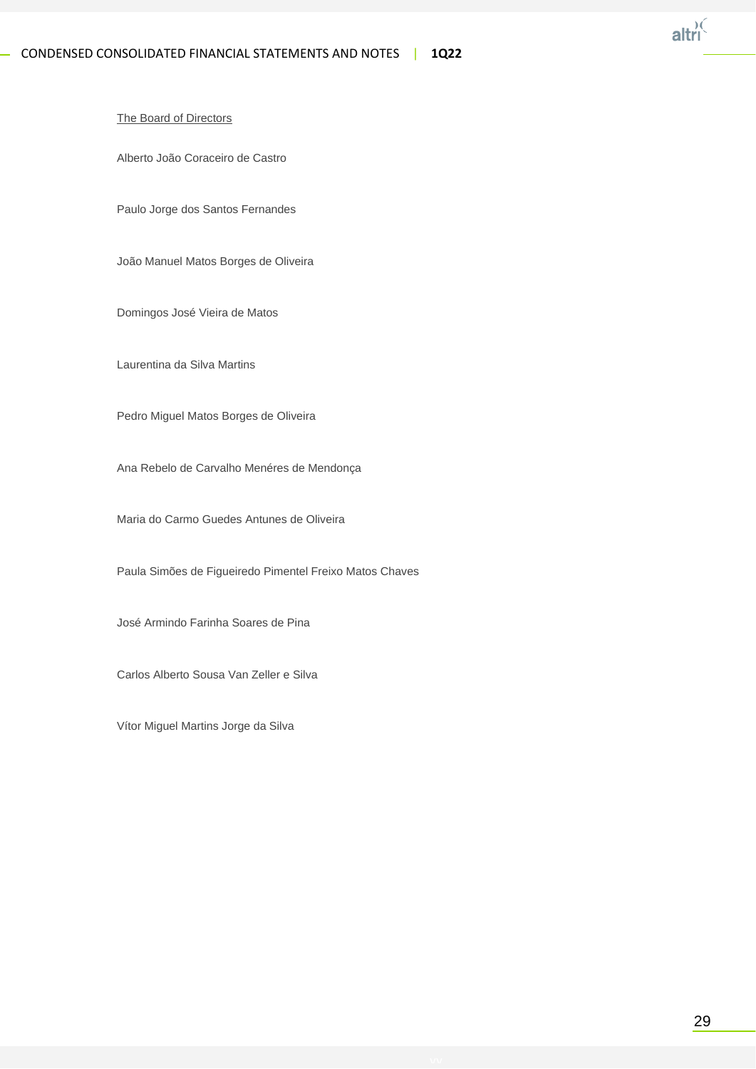The Board of Directors

Alberto João Coraceiro de Castro

Paulo Jorge dos Santos Fernandes

João Manuel Matos Borges de Oliveira

Domingos José Vieira de Matos

Laurentina da Silva Martins

Pedro Miguel Matos Borges de Oliveira

Ana Rebelo de Carvalho Menéres de Mendonça

Maria do Carmo Guedes Antunes de Oliveira

Paula Simões de Figueiredo Pimentel Freixo Matos Chaves

José Armindo Farinha Soares de Pina

Carlos Alberto Sousa Van Zeller e Silva

Vítor Miguel Martins Jorge da Silva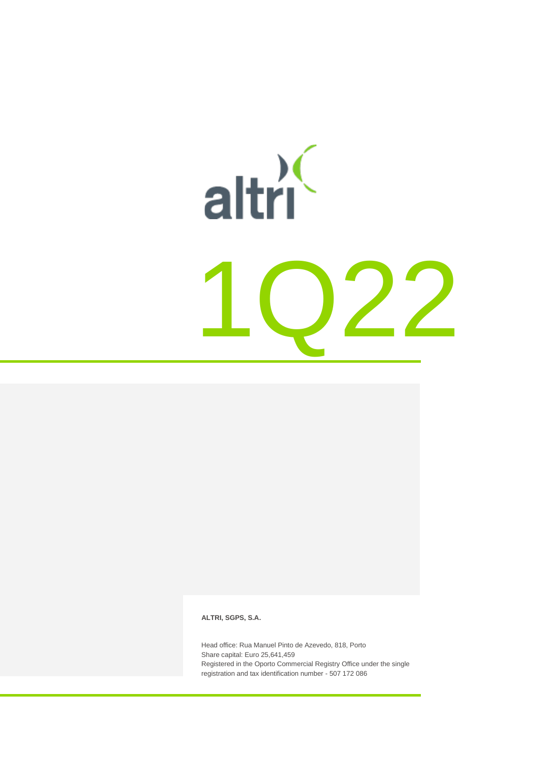altri

# 1Q22

**ALTRI, SGPS, S.A.**

Head office: Rua Manuel Pinto de Azevedo, 818, Porto
Share capital: Euro 25,641,459
Registered in the Oporto Commercial Registry Office under the single registration and tax identification number - 507 172 086